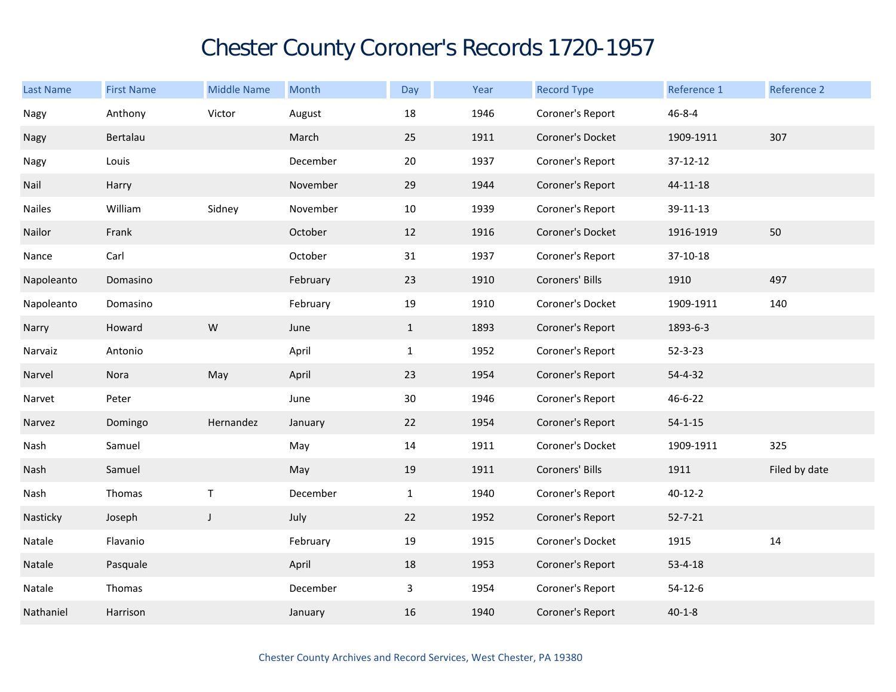# Chester County Coroner's Records 1720-1957

| Last Name | First Name | Middle Name | Month | Day | Year | Record Type | Reference 1 | Reference 2 |
|---|---|---|---|---|---|---|---|---|
| Nagy | Anthony | Victor | August | 18 | 1946 | Coroner's Report | 46-8-4 | |
| Nagy | Bertalau | | March | 25 | 1911 | Coroner's Docket | 1909-1911 | 307 |
| Nagy | Louis | | December | 20 | 1937 | Coroner's Report | 37-12-12 | |
| Nail | Harry | | November | 29 | 1944 | Coroner's Report | 44-11-18 | |
| Nailes | William | Sidney | November | 10 | 1939 | Coroner's Report | 39-11-13 | |
| Nailor | Frank | | October | 12 | 1916 | Coroner's Docket | 1916-1919 | 50 |
| Nance | Carl | | October | 31 | 1937 | Coroner's Report | 37-10-18 | |
| Napoleanto | Domasino | | February | 23 | 1910 | Coroners' Bills | 1910 | 497 |
| Napoleanto | Domasino | | February | 19 | 1910 | Coroner's Docket | 1909-1911 | 140 |
| Narry | Howard | W | June | 1 | 1893 | Coroner's Report | 1893-6-3 | |
| Narvaiz | Antonio | | April | 1 | 1952 | Coroner's Report | 52-3-23 | |
| Narvel | Nora | May | April | 23 | 1954 | Coroner's Report | 54-4-32 | |
| Narvet | Peter | | June | 30 | 1946 | Coroner's Report | 46-6-22 | |
| Narvez | Domingo | Hernandez | January | 22 | 1954 | Coroner's Report | 54-1-15 | |
| Nash | Samuel | | May | 14 | 1911 | Coroner's Docket | 1909-1911 | 325 |
| Nash | Samuel | | May | 19 | 1911 | Coroners' Bills | 1911 | Filed by date |
| Nash | Thomas | T | December | 1 | 1940 | Coroner's Report | 40-12-2 | |
| Nasticky | Joseph | J | July | 22 | 1952 | Coroner's Report | 52-7-21 | |
| Natale | Flavanio | | February | 19 | 1915 | Coroner's Docket | 1915 | 14 |
| Natale | Pasquale | | April | 18 | 1953 | Coroner's Report | 53-4-18 | |
| Natale | Thomas | | December | 3 | 1954 | Coroner's Report | 54-12-6 | |
| Nathaniel | Harrison | | January | 16 | 1940 | Coroner's Report | 40-1-8 | |

Chester County Archives and Record Services, West Chester, PA 19380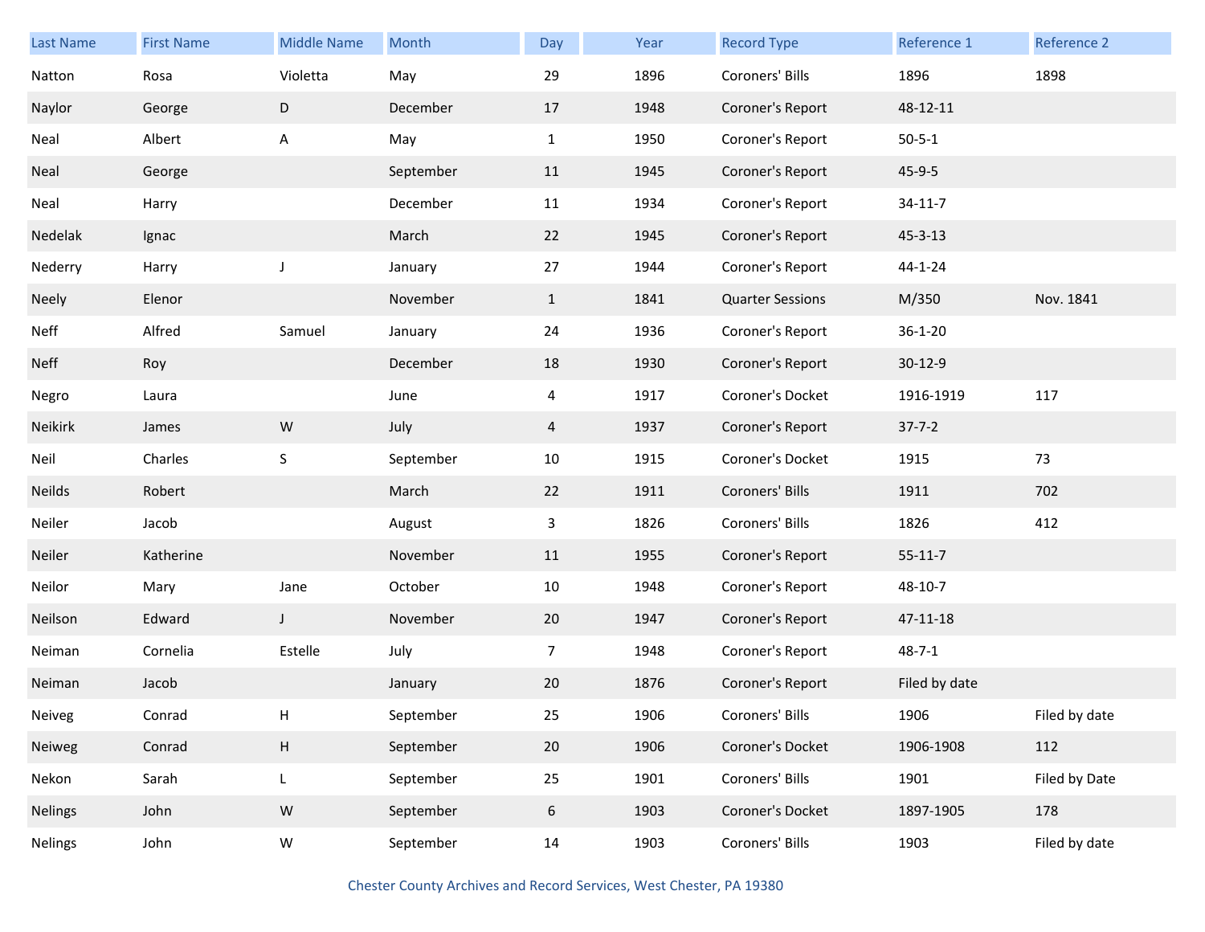| Last Name | First Name | Middle Name | Month | Day | Year | Record Type | Reference 1 | Reference 2 |
|---|---|---|---|---|---|---|---|---|
| Natton | Rosa | Violetta | May | 29 | 1896 | Coroners' Bills | 1896 | 1898 |
| Naylor | George | D | December | 17 | 1948 | Coroner's Report | 48-12-11 | |
| Neal | Albert | A | May | 1 | 1950 | Coroner's Report | 50-5-1 | |
| Neal | George | | September | 11 | 1945 | Coroner's Report | 45-9-5 | |
| Neal | Harry | | December | 11 | 1934 | Coroner's Report | 34-11-7 | |
| Nedelak | Ignac | | March | 22 | 1945 | Coroner's Report | 45-3-13 | |
| Nederry | Harry | J | January | 27 | 1944 | Coroner's Report | 44-1-24 | |
| Neely | Elenor | | November | 1 | 1841 | Quarter Sessions | M/350 | Nov. 1841 |
| Neff | Alfred | Samuel | January | 24 | 1936 | Coroner's Report | 36-1-20 | |
| Neff | Roy | | December | 18 | 1930 | Coroner's Report | 30-12-9 | |
| Negro | Laura | | June | 4 | 1917 | Coroner's Docket | 1916-1919 | 117 |
| Neikirk | James | W | July | 4 | 1937 | Coroner's Report | 37-7-2 | |
| Neil | Charles | S | September | 10 | 1915 | Coroner's Docket | 1915 | 73 |
| Neilds | Robert | | March | 22 | 1911 | Coroners' Bills | 1911 | 702 |
| Neiler | Jacob | | August | 3 | 1826 | Coroners' Bills | 1826 | 412 |
| Neiler | Katherine | | November | 11 | 1955 | Coroner's Report | 55-11-7 | |
| Neilor | Mary | Jane | October | 10 | 1948 | Coroner's Report | 48-10-7 | |
| Neilson | Edward | J | November | 20 | 1947 | Coroner's Report | 47-11-18 | |
| Neiman | Cornelia | Estelle | July | 7 | 1948 | Coroner's Report | 48-7-1 | |
| Neiman | Jacob | | January | 20 | 1876 | Coroner's Report | Filed by date | |
| Neiveg | Conrad | H | September | 25 | 1906 | Coroners' Bills | 1906 | Filed by date |
| Neiweg | Conrad | H | September | 20 | 1906 | Coroner's Docket | 1906-1908 | 112 |
| Nekon | Sarah | L | September | 25 | 1901 | Coroners' Bills | 1901 | Filed by Date |
| Nelings | John | W | September | 6 | 1903 | Coroner's Docket | 1897-1905 | 178 |
| Nelings | John | W | September | 14 | 1903 | Coroners' Bills | 1903 | Filed by date |

Chester County Archives and Record Services, West Chester, PA 19380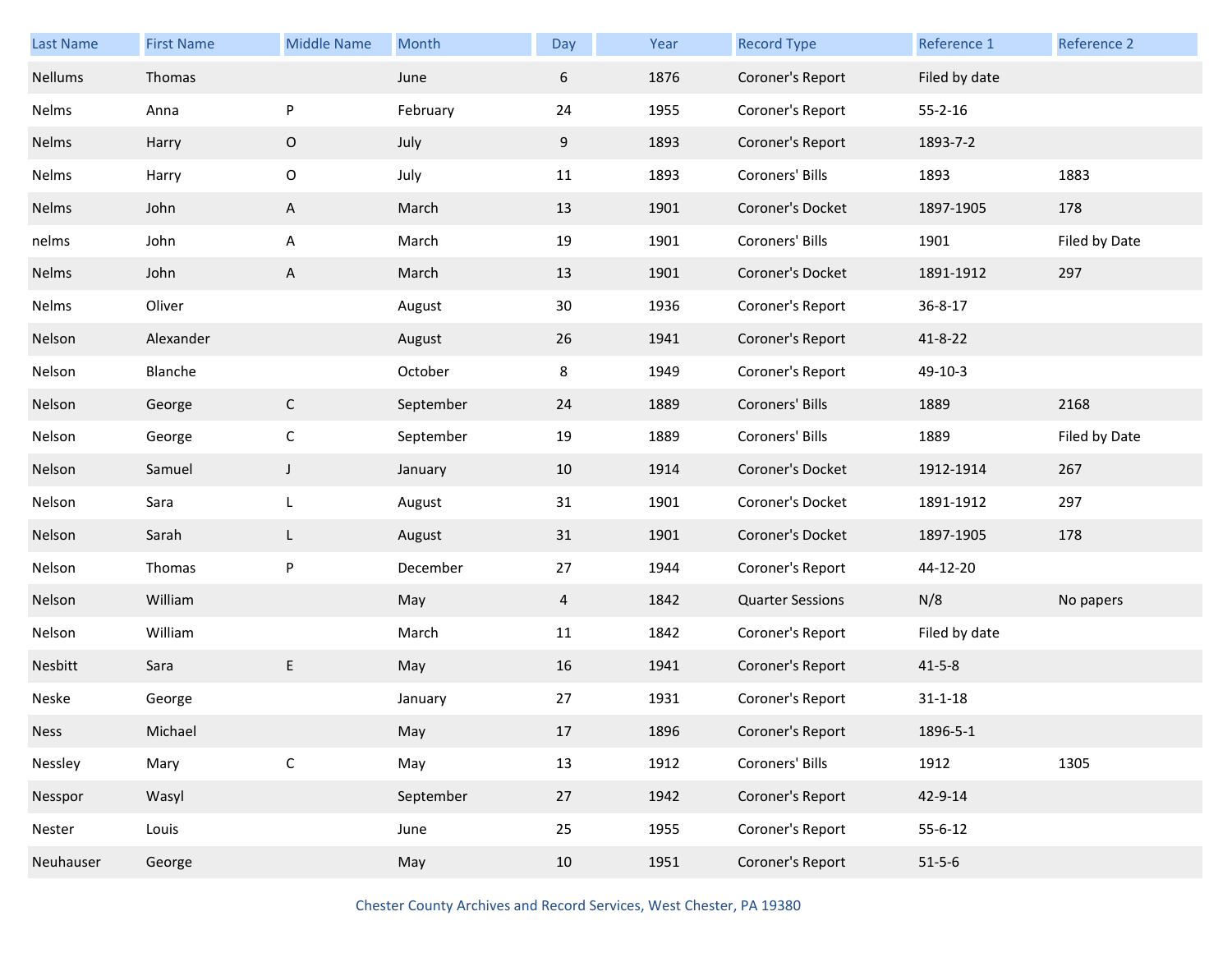| Last Name | First Name | Middle Name | Month | Day | Year | Record Type | Reference 1 | Reference 2 |
|---|---|---|---|---|---|---|---|---|
| Nellums | Thomas | | June | 6 | 1876 | Coroner's Report | Filed by date | |
| Nelms | Anna | P | February | 24 | 1955 | Coroner's Report | 55-2-16 | |
| Nelms | Harry | O | July | 9 | 1893 | Coroner's Report | 1893-7-2 | |
| Nelms | Harry | O | July | 11 | 1893 | Coroners' Bills | 1893 | 1883 |
| Nelms | John | A | March | 13 | 1901 | Coroner's Docket | 1897-1905 | 178 |
| nelms | John | A | March | 19 | 1901 | Coroners' Bills | 1901 | Filed by Date |
| Nelms | John | A | March | 13 | 1901 | Coroner's Docket | 1891-1912 | 297 |
| Nelms | Oliver | | August | 30 | 1936 | Coroner's Report | 36-8-17 | |
| Nelson | Alexander | | August | 26 | 1941 | Coroner's Report | 41-8-22 | |
| Nelson | Blanche | | October | 8 | 1949 | Coroner's Report | 49-10-3 | |
| Nelson | George | C | September | 24 | 1889 | Coroners' Bills | 1889 | 2168 |
| Nelson | George | C | September | 19 | 1889 | Coroners' Bills | 1889 | Filed by Date |
| Nelson | Samuel | J | January | 10 | 1914 | Coroner's Docket | 1912-1914 | 267 |
| Nelson | Sara | L | August | 31 | 1901 | Coroner's Docket | 1891-1912 | 297 |
| Nelson | Sarah | L | August | 31 | 1901 | Coroner's Docket | 1897-1905 | 178 |
| Nelson | Thomas | P | December | 27 | 1944 | Coroner's Report | 44-12-20 | |
| Nelson | William | | May | 4 | 1842 | Quarter Sessions | N/8 | No papers |
| Nelson | William | | March | 11 | 1842 | Coroner's Report | Filed by date | |
| Nesbitt | Sara | E | May | 16 | 1941 | Coroner's Report | 41-5-8 | |
| Neske | George | | January | 27 | 1931 | Coroner's Report | 31-1-18 | |
| Ness | Michael | | May | 17 | 1896 | Coroner's Report | 1896-5-1 | |
| Nessley | Mary | C | May | 13 | 1912 | Coroners' Bills | 1912 | 1305 |
| Nesspor | Wasyl | | September | 27 | 1942 | Coroner's Report | 42-9-14 | |
| Nester | Louis | | June | 25 | 1955 | Coroner's Report | 55-6-12 | |
| Neuhauser | George | | May | 10 | 1951 | Coroner's Report | 51-5-6 | |

Chester County Archives and Record Services, West Chester, PA 19380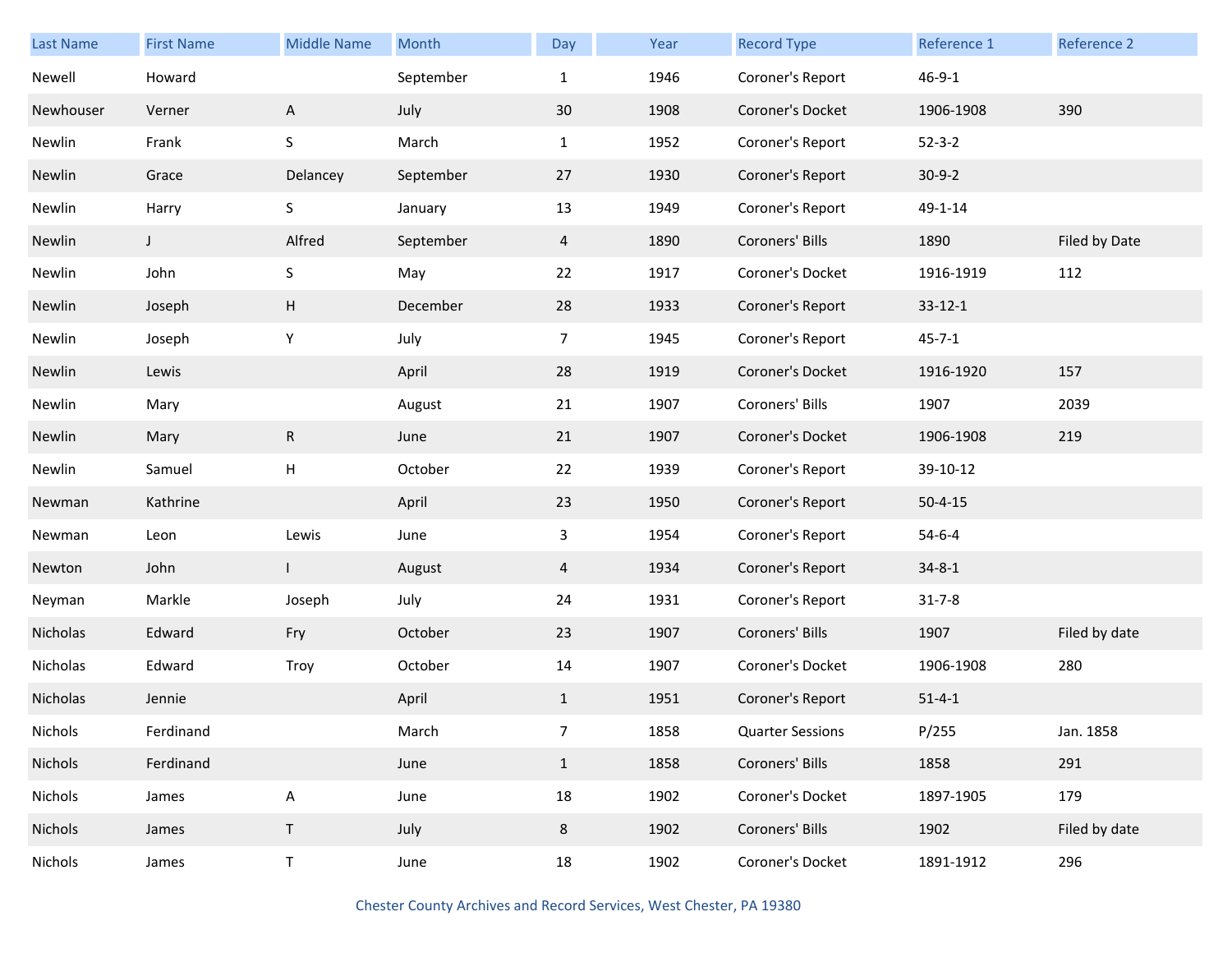| Last Name | First Name | Middle Name | Month | Day | Year | Record Type | Reference 1 | Reference 2 |
|---|---|---|---|---|---|---|---|---|
| Newell | Howard | | September | 1 | 1946 | Coroner's Report | 46-9-1 | |
| Newhouser | Verner | A | July | 30 | 1908 | Coroner's Docket | 1906-1908 | 390 |
| Newlin | Frank | S | March | 1 | 1952 | Coroner's Report | 52-3-2 | |
| Newlin | Grace | Delancey | September | 27 | 1930 | Coroner's Report | 30-9-2 | |
| Newlin | Harry | S | January | 13 | 1949 | Coroner's Report | 49-1-14 | |
| Newlin | J | Alfred | September | 4 | 1890 | Coroners' Bills | 1890 | Filed by Date |
| Newlin | John | S | May | 22 | 1917 | Coroner's Docket | 1916-1919 | 112 |
| Newlin | Joseph | H | December | 28 | 1933 | Coroner's Report | 33-12-1 | |
| Newlin | Joseph | Y | July | 7 | 1945 | Coroner's Report | 45-7-1 | |
| Newlin | Lewis | | April | 28 | 1919 | Coroner's Docket | 1916-1920 | 157 |
| Newlin | Mary | | August | 21 | 1907 | Coroners' Bills | 1907 | 2039 |
| Newlin | Mary | R | June | 21 | 1907 | Coroner's Docket | 1906-1908 | 219 |
| Newlin | Samuel | H | October | 22 | 1939 | Coroner's Report | 39-10-12 | |
| Newman | Kathrine | | April | 23 | 1950 | Coroner's Report | 50-4-15 | |
| Newman | Leon | Lewis | June | 3 | 1954 | Coroner's Report | 54-6-4 | |
| Newton | John | I | August | 4 | 1934 | Coroner's Report | 34-8-1 | |
| Neyman | Markle | Joseph | July | 24 | 1931 | Coroner's Report | 31-7-8 | |
| Nicholas | Edward | Fry | October | 23 | 1907 | Coroners' Bills | 1907 | Filed by date |
| Nicholas | Edward | Troy | October | 14 | 1907 | Coroner's Docket | 1906-1908 | 280 |
| Nicholas | Jennie | | April | 1 | 1951 | Coroner's Report | 51-4-1 | |
| Nichols | Ferdinand | | March | 7 | 1858 | Quarter Sessions | P/255 | Jan. 1858 |
| Nichols | Ferdinand | | June | 1 | 1858 | Coroners' Bills | 1858 | 291 |
| Nichols | James | A | June | 18 | 1902 | Coroner's Docket | 1897-1905 | 179 |
| Nichols | James | T | July | 8 | 1902 | Coroners' Bills | 1902 | Filed by date |
| Nichols | James | T | June | 18 | 1902 | Coroner's Docket | 1891-1912 | 296 |

Chester County Archives and Record Services, West Chester, PA 19380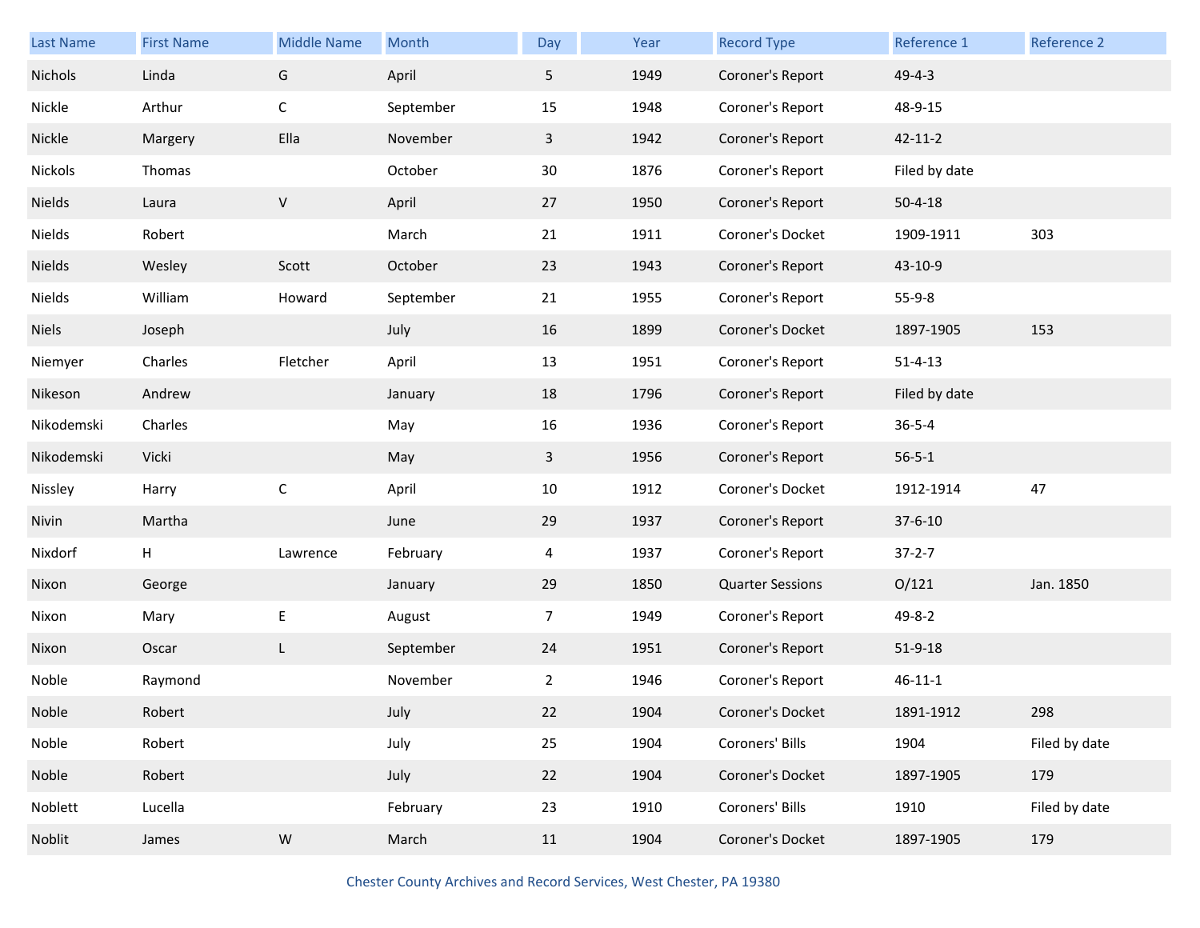| Last Name | First Name | Middle Name | Month | Day | Year | Record Type | Reference 1 | Reference 2 |
|---|---|---|---|---|---|---|---|---|
| Nichols | Linda | G | April | 5 | 1949 | Coroner's Report | 49-4-3 | |
| Nickle | Arthur | C | September | 15 | 1948 | Coroner's Report | 48-9-15 | |
| Nickle | Margery | Ella | November | 3 | 1942 | Coroner's Report | 42-11-2 | |
| Nickols | Thomas | | October | 30 | 1876 | Coroner's Report | Filed by date | |
| Nields | Laura | V | April | 27 | 1950 | Coroner's Report | 50-4-18 | |
| Nields | Robert | | March | 21 | 1911 | Coroner's Docket | 1909-1911 | 303 |
| Nields | Wesley | Scott | October | 23 | 1943 | Coroner's Report | 43-10-9 | |
| Nields | William | Howard | September | 21 | 1955 | Coroner's Report | 55-9-8 | |
| Niels | Joseph | | July | 16 | 1899 | Coroner's Docket | 1897-1905 | 153 |
| Niemyer | Charles | Fletcher | April | 13 | 1951 | Coroner's Report | 51-4-13 | |
| Nikeson | Andrew | | January | 18 | 1796 | Coroner's Report | Filed by date | |
| Nikodemski | Charles | | May | 16 | 1936 | Coroner's Report | 36-5-4 | |
| Nikodemski | Vicki | | May | 3 | 1956 | Coroner's Report | 56-5-1 | |
| Nissley | Harry | C | April | 10 | 1912 | Coroner's Docket | 1912-1914 | 47 |
| Nivin | Martha | | June | 29 | 1937 | Coroner's Report | 37-6-10 | |
| Nixdorf | H | Lawrence | February | 4 | 1937 | Coroner's Report | 37-2-7 | |
| Nixon | George | | January | 29 | 1850 | Quarter Sessions | O/121 | Jan. 1850 |
| Nixon | Mary | E | August | 7 | 1949 | Coroner's Report | 49-8-2 | |
| Nixon | Oscar | L | September | 24 | 1951 | Coroner's Report | 51-9-18 | |
| Noble | Raymond | | November | 2 | 1946 | Coroner's Report | 46-11-1 | |
| Noble | Robert | | July | 22 | 1904 | Coroner's Docket | 1891-1912 | 298 |
| Noble | Robert | | July | 25 | 1904 | Coroners' Bills | 1904 | Filed by date |
| Noble | Robert | | July | 22 | 1904 | Coroner's Docket | 1897-1905 | 179 |
| Noblett | Lucella | | February | 23 | 1910 | Coroners' Bills | 1910 | Filed by date |
| Noblit | James | W | March | 11 | 1904 | Coroner's Docket | 1897-1905 | 179 |

Chester County Archives and Record Services, West Chester, PA 19380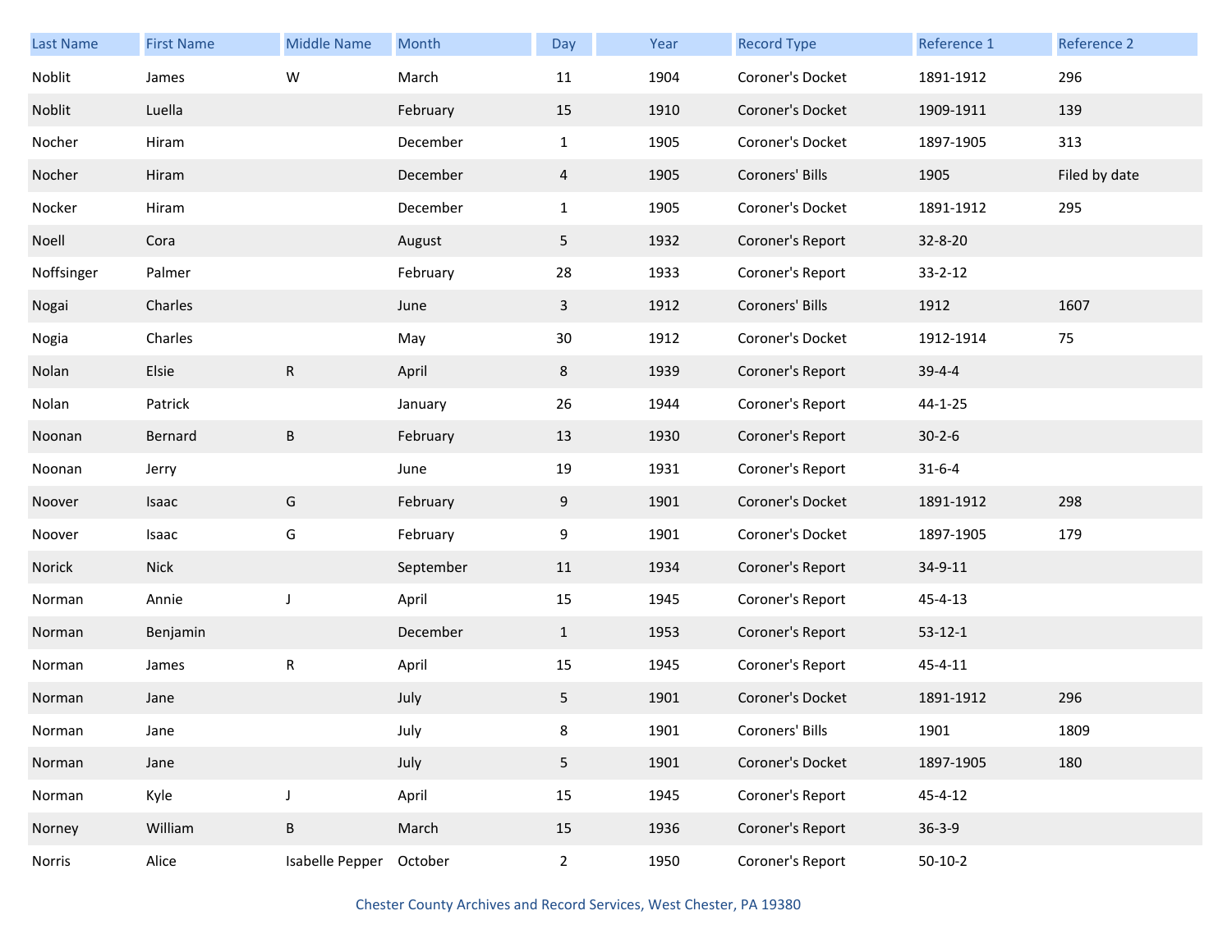| Last Name | First Name | Middle Name | Month | Day | Year | Record Type | Reference 1 | Reference 2 |
|---|---|---|---|---|---|---|---|---|
| Noblit | James | W | March | 11 | 1904 | Coroner's Docket | 1891-1912 | 296 |
| Noblit | Luella | | February | 15 | 1910 | Coroner's Docket | 1909-1911 | 139 |
| Nocher | Hiram | | December | 1 | 1905 | Coroner's Docket | 1897-1905 | 313 |
| Nocher | Hiram | | December | 4 | 1905 | Coroners' Bills | 1905 | Filed by date |
| Nocker | Hiram | | December | 1 | 1905 | Coroner's Docket | 1891-1912 | 295 |
| Noell | Cora | | August | 5 | 1932 | Coroner's Report | 32-8-20 | |
| Noffsinger | Palmer | | February | 28 | 1933 | Coroner's Report | 33-2-12 | |
| Nogai | Charles | | June | 3 | 1912 | Coroners' Bills | 1912 | 1607 |
| Nogia | Charles | | May | 30 | 1912 | Coroner's Docket | 1912-1914 | 75 |
| Nolan | Elsie | R | April | 8 | 1939 | Coroner's Report | 39-4-4 | |
| Nolan | Patrick | | January | 26 | 1944 | Coroner's Report | 44-1-25 | |
| Noonan | Bernard | B | February | 13 | 1930 | Coroner's Report | 30-2-6 | |
| Noonan | Jerry | | June | 19 | 1931 | Coroner's Report | 31-6-4 | |
| Noover | Isaac | G | February | 9 | 1901 | Coroner's Docket | 1891-1912 | 298 |
| Noover | Isaac | G | February | 9 | 1901 | Coroner's Docket | 1897-1905 | 179 |
| Norick | Nick | | September | 11 | 1934 | Coroner's Report | 34-9-11 | |
| Norman | Annie | J | April | 15 | 1945 | Coroner's Report | 45-4-13 | |
| Norman | Benjamin | | December | 1 | 1953 | Coroner's Report | 53-12-1 | |
| Norman | James | R | April | 15 | 1945 | Coroner's Report | 45-4-11 | |
| Norman | Jane | | July | 5 | 1901 | Coroner's Docket | 1891-1912 | 296 |
| Norman | Jane | | July | 8 | 1901 | Coroners' Bills | 1901 | 1809 |
| Norman | Jane | | July | 5 | 1901 | Coroner's Docket | 1897-1905 | 180 |
| Norman | Kyle | J | April | 15 | 1945 | Coroner's Report | 45-4-12 | |
| Norney | William | B | March | 15 | 1936 | Coroner's Report | 36-3-9 | |
| Norris | Alice | Isabelle Pepper | October | 2 | 1950 | Coroner's Report | 50-10-2 | |

Chester County Archives and Record Services, West Chester, PA 19380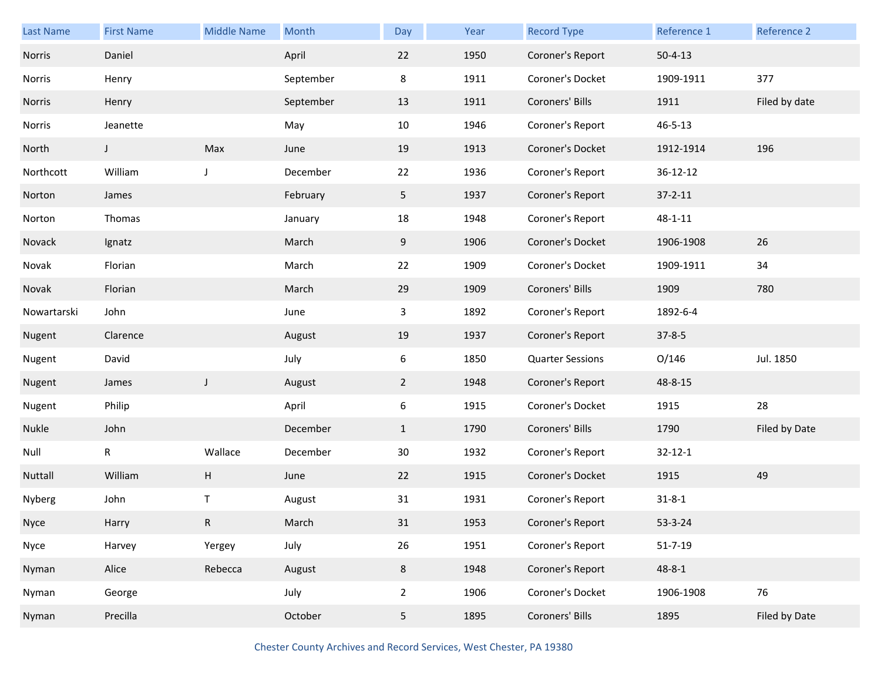| Last Name | First Name | Middle Name | Month | Day | Year | Record Type | Reference 1 | Reference 2 |
|---|---|---|---|---|---|---|---|---|
| Norris | Daniel | | April | 22 | 1950 | Coroner's Report | 50-4-13 | |
| Norris | Henry | | September | 8 | 1911 | Coroner's Docket | 1909-1911 | 377 |
| Norris | Henry | | September | 13 | 1911 | Coroners' Bills | 1911 | Filed by date |
| Norris | Jeanette | | May | 10 | 1946 | Coroner's Report | 46-5-13 | |
| North | J | Max | June | 19 | 1913 | Coroner's Docket | 1912-1914 | 196 |
| Northcott | William | J | December | 22 | 1936 | Coroner's Report | 36-12-12 | |
| Norton | James | | February | 5 | 1937 | Coroner's Report | 37-2-11 | |
| Norton | Thomas | | January | 18 | 1948 | Coroner's Report | 48-1-11 | |
| Novack | Ignatz | | March | 9 | 1906 | Coroner's Docket | 1906-1908 | 26 |
| Novak | Florian | | March | 22 | 1909 | Coroner's Docket | 1909-1911 | 34 |
| Novak | Florian | | March | 29 | 1909 | Coroners' Bills | 1909 | 780 |
| Nowartarski | John | | June | 3 | 1892 | Coroner's Report | 1892-6-4 | |
| Nugent | Clarence | | August | 19 | 1937 | Coroner's Report | 37-8-5 | |
| Nugent | David | | July | 6 | 1850 | Quarter Sessions | O/146 | Jul. 1850 |
| Nugent | James | J | August | 2 | 1948 | Coroner's Report | 48-8-15 | |
| Nugent | Philip | | April | 6 | 1915 | Coroner's Docket | 1915 | 28 |
| Nukle | John | | December | 1 | 1790 | Coroners' Bills | 1790 | Filed by Date |
| Null | R | Wallace | December | 30 | 1932 | Coroner's Report | 32-12-1 | |
| Nuttall | William | H | June | 22 | 1915 | Coroner's Docket | 1915 | 49 |
| Nyberg | John | T | August | 31 | 1931 | Coroner's Report | 31-8-1 | |
| Nyce | Harry | R | March | 31 | 1953 | Coroner's Report | 53-3-24 | |
| Nyce | Harvey | Yergey | July | 26 | 1951 | Coroner's Report | 51-7-19 | |
| Nyman | Alice | Rebecca | August | 8 | 1948 | Coroner's Report | 48-8-1 | |
| Nyman | George | | July | 2 | 1906 | Coroner's Docket | 1906-1908 | 76 |
| Nyman | Precilla | | October | 5 | 1895 | Coroners' Bills | 1895 | Filed by Date |

Chester County Archives and Record Services, West Chester, PA 19380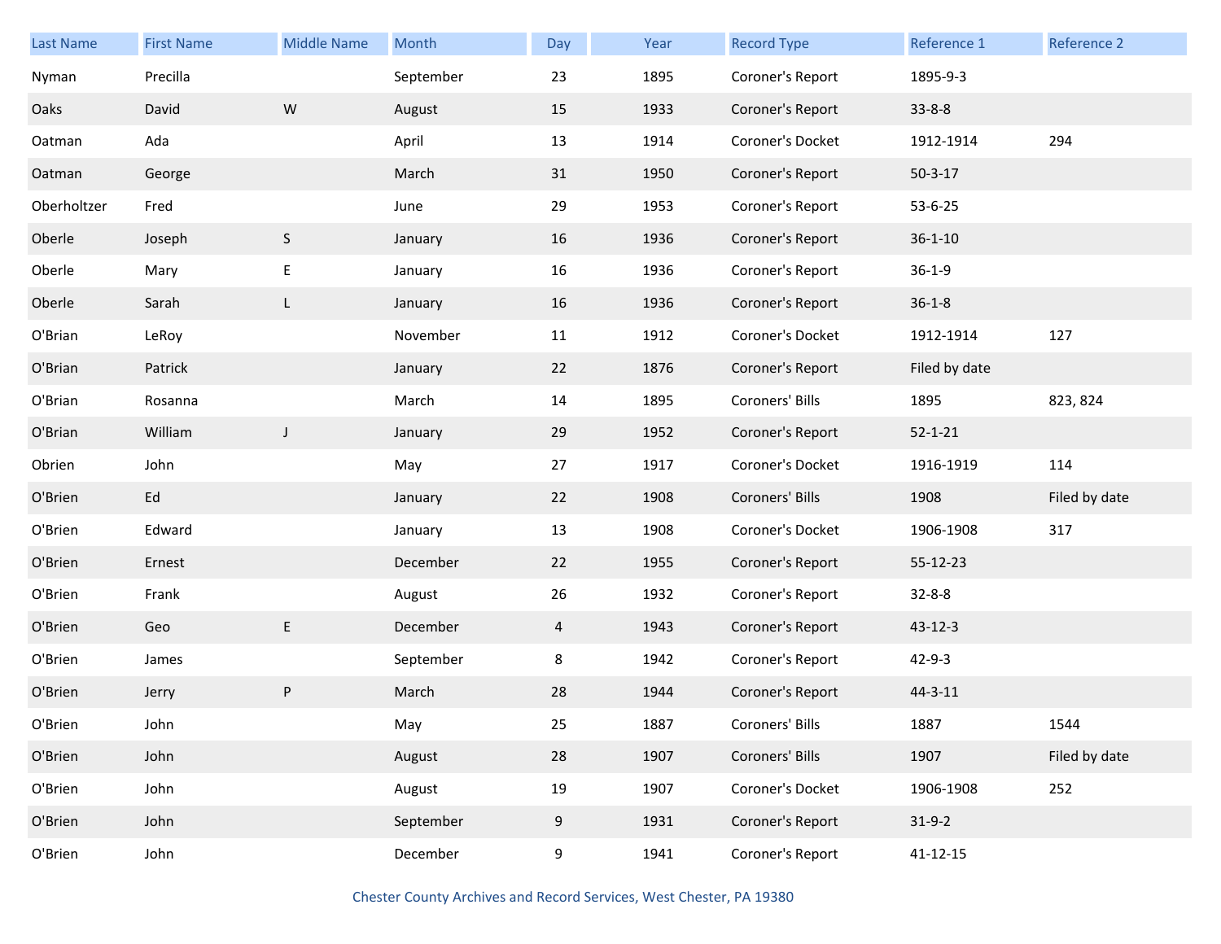| Last Name | First Name | Middle Name | Month | Day | Year | Record Type | Reference 1 | Reference 2 |
|---|---|---|---|---|---|---|---|---|
| Nyman | Precilla | | September | 23 | 1895 | Coroner's Report | 1895-9-3 | |
| Oaks | David | W | August | 15 | 1933 | Coroner's Report | 33-8-8 | |
| Oatman | Ada | | April | 13 | 1914 | Coroner's Docket | 1912-1914 | 294 |
| Oatman | George | | March | 31 | 1950 | Coroner's Report | 50-3-17 | |
| Oberholtzer | Fred | | June | 29 | 1953 | Coroner's Report | 53-6-25 | |
| Oberle | Joseph | S | January | 16 | 1936 | Coroner's Report | 36-1-10 | |
| Oberle | Mary | E | January | 16 | 1936 | Coroner's Report | 36-1-9 | |
| Oberle | Sarah | L | January | 16 | 1936 | Coroner's Report | 36-1-8 | |
| O'Brian | LeRoy | | November | 11 | 1912 | Coroner's Docket | 1912-1914 | 127 |
| O'Brian | Patrick | | January | 22 | 1876 | Coroner's Report | Filed by date | |
| O'Brian | Rosanna | | March | 14 | 1895 | Coroners' Bills | 1895 | 823, 824 |
| O'Brian | William | J | January | 29 | 1952 | Coroner's Report | 52-1-21 | |
| Obrien | John | | May | 27 | 1917 | Coroner's Docket | 1916-1919 | 114 |
| O'Brien | Ed | | January | 22 | 1908 | Coroners' Bills | 1908 | Filed by date |
| O'Brien | Edward | | January | 13 | 1908 | Coroner's Docket | 1906-1908 | 317 |
| O'Brien | Ernest | | December | 22 | 1955 | Coroner's Report | 55-12-23 | |
| O'Brien | Frank | | August | 26 | 1932 | Coroner's Report | 32-8-8 | |
| O'Brien | Geo | E | December | 4 | 1943 | Coroner's Report | 43-12-3 | |
| O'Brien | James | | September | 8 | 1942 | Coroner's Report | 42-9-3 | |
| O'Brien | Jerry | P | March | 28 | 1944 | Coroner's Report | 44-3-11 | |
| O'Brien | John | | May | 25 | 1887 | Coroners' Bills | 1887 | 1544 |
| O'Brien | John | | August | 28 | 1907 | Coroners' Bills | 1907 | Filed by date |
| O'Brien | John | | August | 19 | 1907 | Coroner's Docket | 1906-1908 | 252 |
| O'Brien | John | | September | 9 | 1931 | Coroner's Report | 31-9-2 | |
| O'Brien | John | | December | 9 | 1941 | Coroner's Report | 41-12-15 | |

Chester County Archives and Record Services, West Chester, PA 19380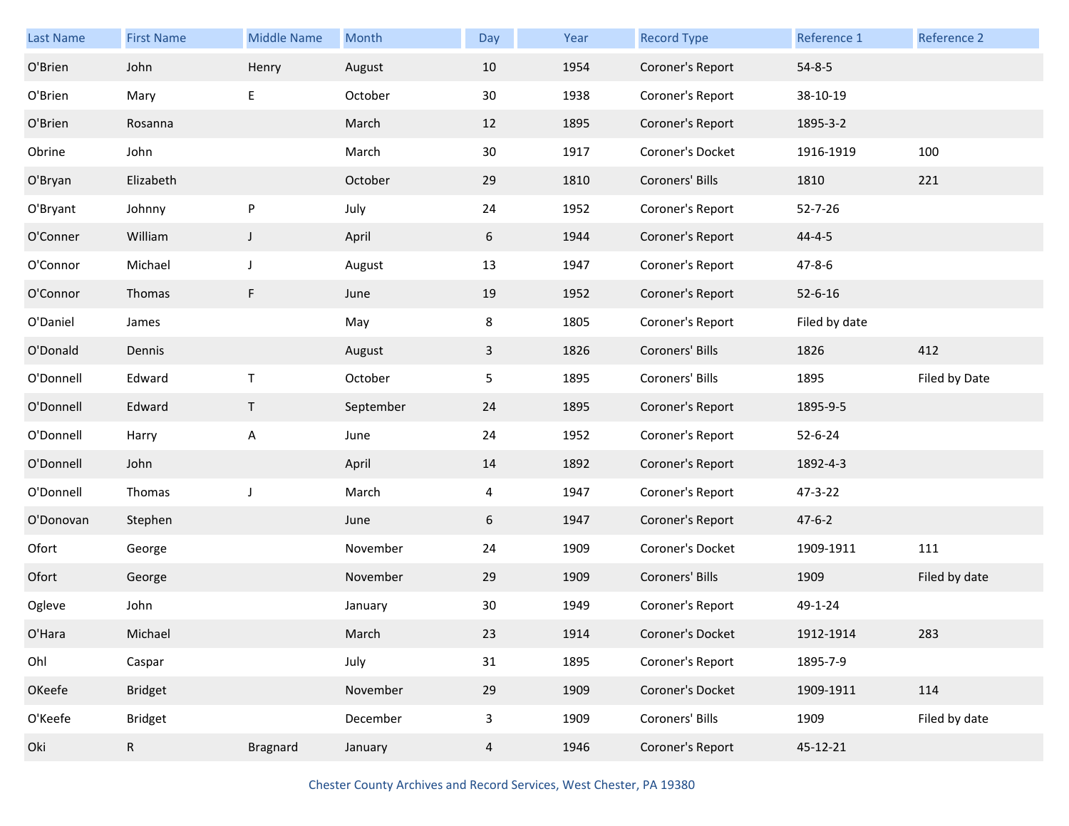| Last Name | First Name | Middle Name | Month | Day | Year | Record Type | Reference 1 | Reference 2 |
|---|---|---|---|---|---|---|---|---|
| O'Brien | John | Henry | August | 10 | 1954 | Coroner's Report | 54-8-5 | |
| O'Brien | Mary | E | October | 30 | 1938 | Coroner's Report | 38-10-19 | |
| O'Brien | Rosanna | | March | 12 | 1895 | Coroner's Report | 1895-3-2 | |
| Obrine | John | | March | 30 | 1917 | Coroner's Docket | 1916-1919 | 100 |
| O'Bryan | Elizabeth | | October | 29 | 1810 | Coroners' Bills | 1810 | 221 |
| O'Bryant | Johnny | P | July | 24 | 1952 | Coroner's Report | 52-7-26 | |
| O'Conner | William | J | April | 6 | 1944 | Coroner's Report | 44-4-5 | |
| O'Connor | Michael | J | August | 13 | 1947 | Coroner's Report | 47-8-6 | |
| O'Connor | Thomas | F | June | 19 | 1952 | Coroner's Report | 52-6-16 | |
| O'Daniel | James | | May | 8 | 1805 | Coroner's Report | Filed by date | |
| O'Donald | Dennis | | August | 3 | 1826 | Coroners' Bills | 1826 | 412 |
| O'Donnell | Edward | T | October | 5 | 1895 | Coroners' Bills | 1895 | Filed by Date |
| O'Donnell | Edward | T | September | 24 | 1895 | Coroner's Report | 1895-9-5 | |
| O'Donnell | Harry | A | June | 24 | 1952 | Coroner's Report | 52-6-24 | |
| O'Donnell | John | | April | 14 | 1892 | Coroner's Report | 1892-4-3 | |
| O'Donnell | Thomas | J | March | 4 | 1947 | Coroner's Report | 47-3-22 | |
| O'Donovan | Stephen | | June | 6 | 1947 | Coroner's Report | 47-6-2 | |
| Ofort | George | | November | 24 | 1909 | Coroner's Docket | 1909-1911 | 111 |
| Ofort | George | | November | 29 | 1909 | Coroners' Bills | 1909 | Filed by date |
| Ogleve | John | | January | 30 | 1949 | Coroner's Report | 49-1-24 | |
| O'Hara | Michael | | March | 23 | 1914 | Coroner's Docket | 1912-1914 | 283 |
| Ohl | Caspar | | July | 31 | 1895 | Coroner's Report | 1895-7-9 | |
| OKeefe | Bridget | | November | 29 | 1909 | Coroner's Docket | 1909-1911 | 114 |
| O'Keefe | Bridget | | December | 3 | 1909 | Coroners' Bills | 1909 | Filed by date |
| Oki | R | Bragnard | January | 4 | 1946 | Coroner's Report | 45-12-21 | |

Chester County Archives and Record Services, West Chester, PA 19380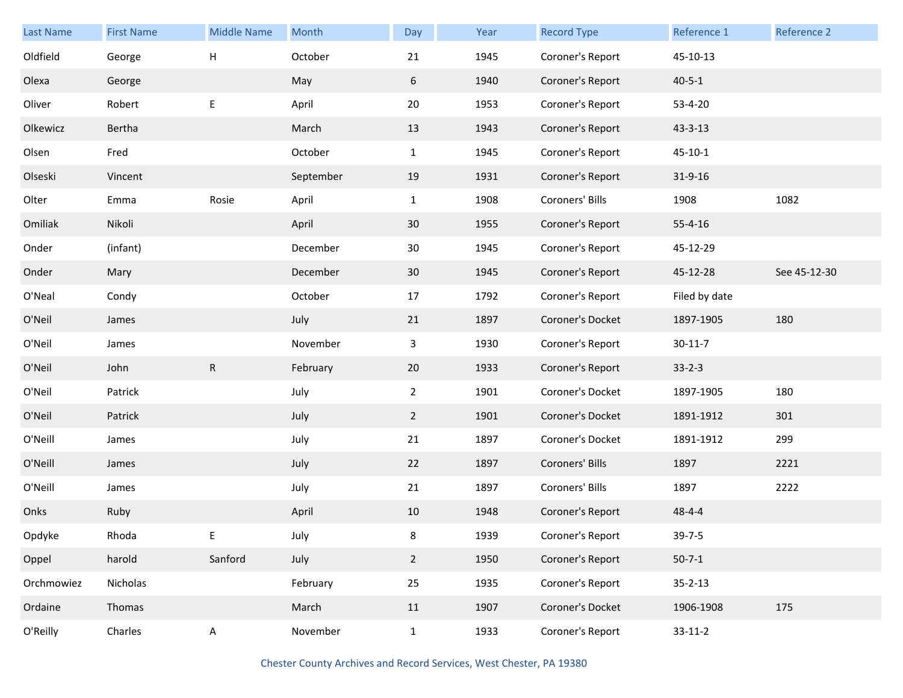| Last Name | First Name | Middle Name | Month | Day | Year | Record Type | Reference 1 | Reference 2 |
|---|---|---|---|---|---|---|---|---|
| Oldfield | George | H | October | 21 | 1945 | Coroner's Report | 45-10-13 | |
| Olexa | George | | May | 6 | 1940 | Coroner's Report | 40-5-1 | |
| Oliver | Robert | E | April | 20 | 1953 | Coroner's Report | 53-4-20 | |
| Olkewicz | Bertha | | March | 13 | 1943 | Coroner's Report | 43-3-13 | |
| Olsen | Fred | | October | 1 | 1945 | Coroner's Report | 45-10-1 | |
| Olseski | Vincent | | September | 19 | 1931 | Coroner's Report | 31-9-16 | |
| Olter | Emma | Rosie | April | 1 | 1908 | Coroners' Bills | 1908 | 1082 |
| Omiliak | Nikoli | | April | 30 | 1955 | Coroner's Report | 55-4-16 | |
| Onder | (infant) | | December | 30 | 1945 | Coroner's Report | 45-12-29 | |
| Onder | Mary | | December | 30 | 1945 | Coroner's Report | 45-12-28 | See 45-12-30 |
| O'Neal | Condy | | October | 17 | 1792 | Coroner's Report | Filed by date | |
| O'Neil | James | | July | 21 | 1897 | Coroner's Docket | 1897-1905 | 180 |
| O'Neil | James | | November | 3 | 1930 | Coroner's Report | 30-11-7 | |
| O'Neil | John | R | February | 20 | 1933 | Coroner's Report | 33-2-3 | |
| O'Neil | Patrick | | July | 2 | 1901 | Coroner's Docket | 1897-1905 | 180 |
| O'Neil | Patrick | | July | 2 | 1901 | Coroner's Docket | 1891-1912 | 301 |
| O'Neill | James | | July | 21 | 1897 | Coroner's Docket | 1891-1912 | 299 |
| O'Neill | James | | July | 22 | 1897 | Coroners' Bills | 1897 | 2221 |
| O'Neill | James | | July | 21 | 1897 | Coroners' Bills | 1897 | 2222 |
| Onks | Ruby | | April | 10 | 1948 | Coroner's Report | 48-4-4 | |
| Opdyke | Rhoda | E | July | 8 | 1939 | Coroner's Report | 39-7-5 | |
| Oppel | harold | Sanford | July | 2 | 1950 | Coroner's Report | 50-7-1 | |
| Orchmowiez | Nicholas | | February | 25 | 1935 | Coroner's Report | 35-2-13 | |
| Ordaine | Thomas | | March | 11 | 1907 | Coroner's Docket | 1906-1908 | 175 |
| O'Reilly | Charles | A | November | 1 | 1933 | Coroner's Report | 33-11-2 | |

Chester County Archives and Record Services, West Chester, PA 19380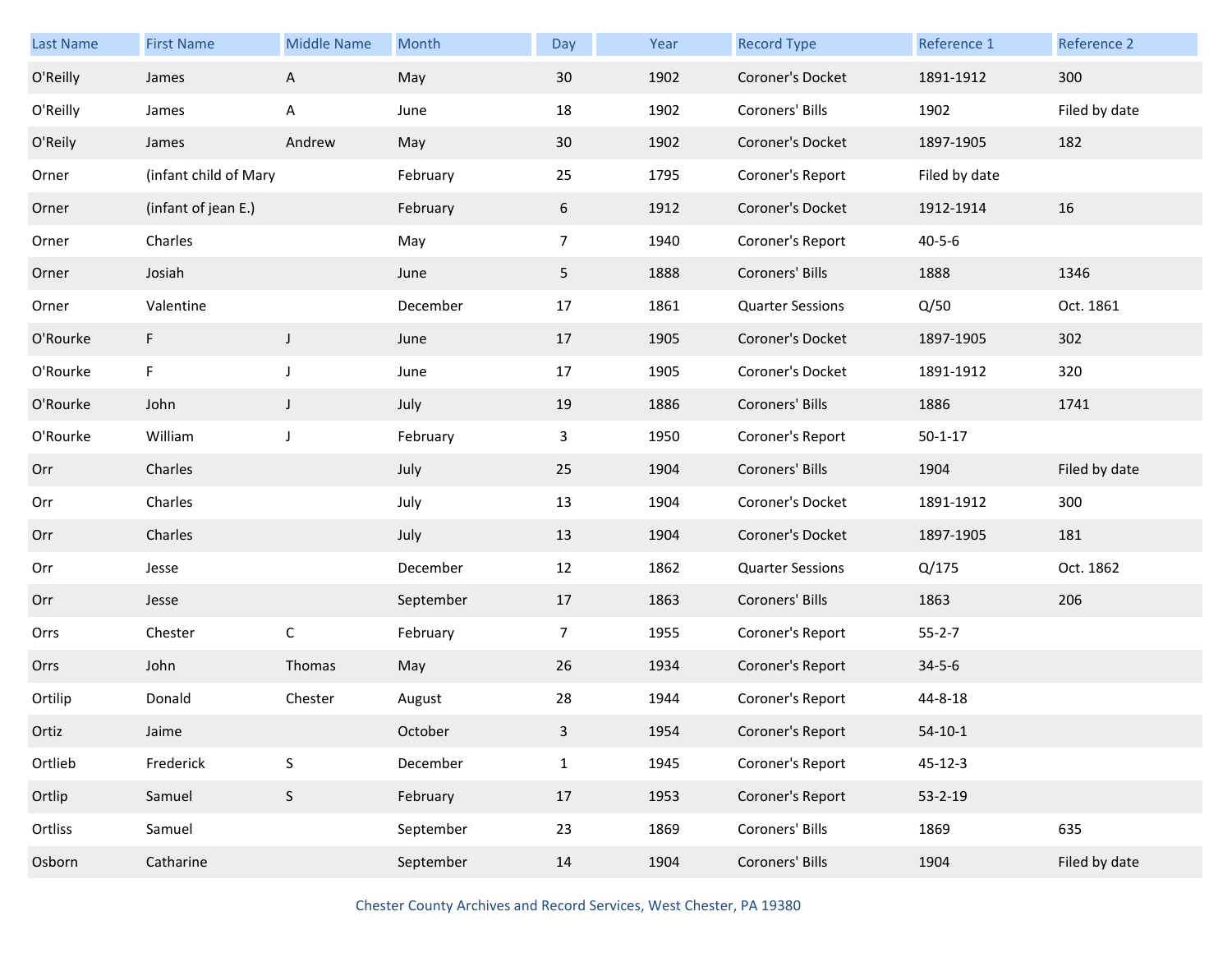| Last Name | First Name | Middle Name | Month | Day | Year | Record Type | Reference 1 | Reference 2 |
|---|---|---|---|---|---|---|---|---|
| O'Reilly | James | A | May | 30 | 1902 | Coroner's Docket | 1891-1912 | 300 |
| O'Reilly | James | A | June | 18 | 1902 | Coroners' Bills | 1902 | Filed by date |
| O'Reily | James | Andrew | May | 30 | 1902 | Coroner's Docket | 1897-1905 | 182 |
| Orner | (infant child of Mary | | February | 25 | 1795 | Coroner's Report | Filed by date | |
| Orner | (infant of jean E.) | | February | 6 | 1912 | Coroner's Docket | 1912-1914 | 16 |
| Orner | Charles | | May | 7 | 1940 | Coroner's Report | 40-5-6 | |
| Orner | Josiah | | June | 5 | 1888 | Coroners' Bills | 1888 | 1346 |
| Orner | Valentine | | December | 17 | 1861 | Quarter Sessions | Q/50 | Oct. 1861 |
| O'Rourke | F | J | June | 17 | 1905 | Coroner's Docket | 1897-1905 | 302 |
| O'Rourke | F | J | June | 17 | 1905 | Coroner's Docket | 1891-1912 | 320 |
| O'Rourke | John | J | July | 19 | 1886 | Coroners' Bills | 1886 | 1741 |
| O'Rourke | William | J | February | 3 | 1950 | Coroner's Report | 50-1-17 | |
| Orr | Charles | | July | 25 | 1904 | Coroners' Bills | 1904 | Filed by date |
| Orr | Charles | | July | 13 | 1904 | Coroner's Docket | 1891-1912 | 300 |
| Orr | Charles | | July | 13 | 1904 | Coroner's Docket | 1897-1905 | 181 |
| Orr | Jesse | | December | 12 | 1862 | Quarter Sessions | Q/175 | Oct. 1862 |
| Orr | Jesse | | September | 17 | 1863 | Coroners' Bills | 1863 | 206 |
| Orrs | Chester | C | February | 7 | 1955 | Coroner's Report | 55-2-7 | |
| Orrs | John | Thomas | May | 26 | 1934 | Coroner's Report | 34-5-6 | |
| Ortilip | Donald | Chester | August | 28 | 1944 | Coroner's Report | 44-8-18 | |
| Ortiz | Jaime | | October | 3 | 1954 | Coroner's Report | 54-10-1 | |
| Ortlieb | Frederick | S | December | 1 | 1945 | Coroner's Report | 45-12-3 | |
| Ortlip | Samuel | S | February | 17 | 1953 | Coroner's Report | 53-2-19 | |
| Ortliss | Samuel | | September | 23 | 1869 | Coroners' Bills | 1869 | 635 |
| Osborn | Catharine | | September | 14 | 1904 | Coroners' Bills | 1904 | Filed by date |

Chester County Archives and Record Services, West Chester, PA 19380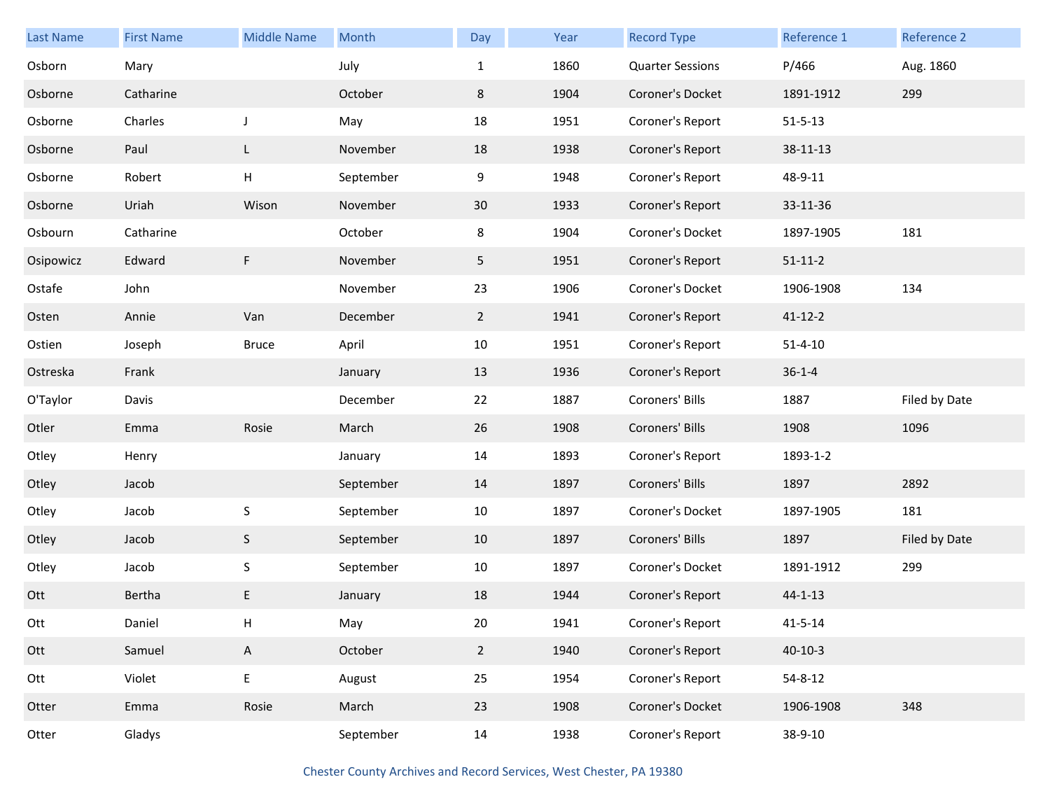| Last Name | First Name | Middle Name | Month | Day | Year | Record Type | Reference 1 | Reference 2 |
| --- | --- | --- | --- | --- | --- | --- | --- | --- |
| Osborn | Mary | | July | 1 | 1860 | Quarter Sessions | P/466 | Aug. 1860 |
| Osborne | Catharine | | October | 8 | 1904 | Coroner's Docket | 1891-1912 | 299 |
| Osborne | Charles | J | May | 18 | 1951 | Coroner's Report | 51-5-13 | |
| Osborne | Paul | L | November | 18 | 1938 | Coroner's Report | 38-11-13 | |
| Osborne | Robert | H | September | 9 | 1948 | Coroner's Report | 48-9-11 | |
| Osborne | Uriah | Wison | November | 30 | 1933 | Coroner's Report | 33-11-36 | |
| Osbourn | Catharine | | October | 8 | 1904 | Coroner's Docket | 1897-1905 | 181 |
| Osipowicz | Edward | F | November | 5 | 1951 | Coroner's Report | 51-11-2 | |
| Ostafe | John | | November | 23 | 1906 | Coroner's Docket | 1906-1908 | 134 |
| Osten | Annie | Van | December | 2 | 1941 | Coroner's Report | 41-12-2 | |
| Ostien | Joseph | Bruce | April | 10 | 1951 | Coroner's Report | 51-4-10 | |
| Ostreska | Frank | | January | 13 | 1936 | Coroner's Report | 36-1-4 | |
| O'Taylor | Davis | | December | 22 | 1887 | Coroners' Bills | 1887 | Filed by Date |
| Otler | Emma | Rosie | March | 26 | 1908 | Coroners' Bills | 1908 | 1096 |
| Otley | Henry | | January | 14 | 1893 | Coroner's Report | 1893-1-2 | |
| Otley | Jacob | | September | 14 | 1897 | Coroners' Bills | 1897 | 2892 |
| Otley | Jacob | S | September | 10 | 1897 | Coroner's Docket | 1897-1905 | 181 |
| Otley | Jacob | S | September | 10 | 1897 | Coroners' Bills | 1897 | Filed by Date |
| Otley | Jacob | S | September | 10 | 1897 | Coroner's Docket | 1891-1912 | 299 |
| Ott | Bertha | E | January | 18 | 1944 | Coroner's Report | 44-1-13 | |
| Ott | Daniel | H | May | 20 | 1941 | Coroner's Report | 41-5-14 | |
| Ott | Samuel | A | October | 2 | 1940 | Coroner's Report | 40-10-3 | |
| Ott | Violet | E | August | 25 | 1954 | Coroner's Report | 54-8-12 | |
| Otter | Emma | Rosie | March | 23 | 1908 | Coroner's Docket | 1906-1908 | 348 |
| Otter | Gladys | | September | 14 | 1938 | Coroner's Report | 38-9-10 | |

Chester County Archives and Record Services, West Chester, PA 19380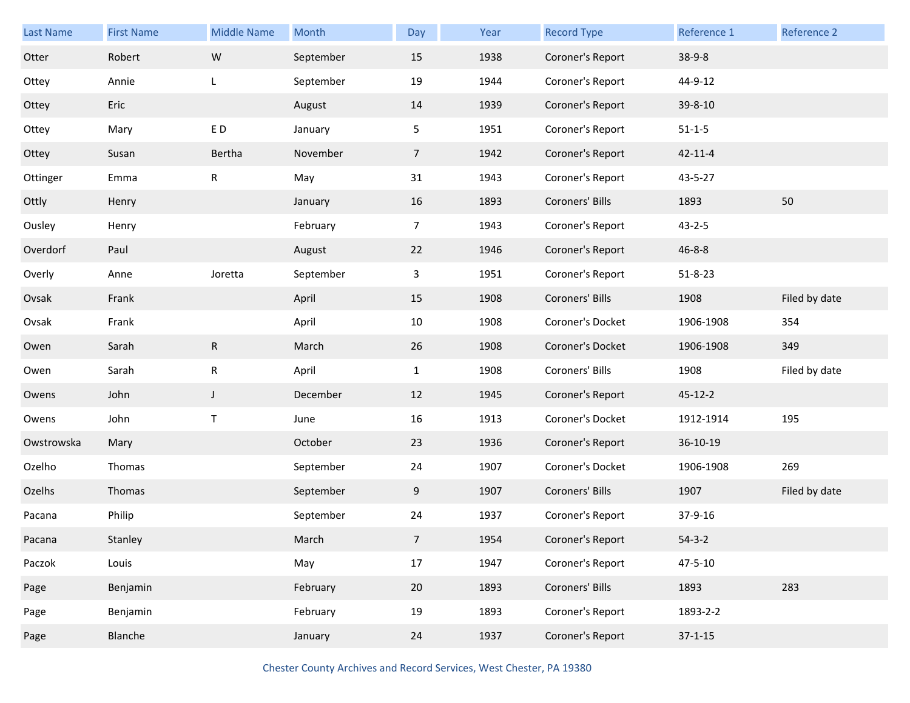| Last Name | First Name | Middle Name | Month | Day | Year | Record Type | Reference 1 | Reference 2 |
|---|---|---|---|---|---|---|---|---|
| Otter | Robert | W | September | 15 | 1938 | Coroner's Report | 38-9-8 | |
| Ottey | Annie | L | September | 19 | 1944 | Coroner's Report | 44-9-12 | |
| Ottey | Eric | | August | 14 | 1939 | Coroner's Report | 39-8-10 | |
| Ottey | Mary | E D | January | 5 | 1951 | Coroner's Report | 51-1-5 | |
| Ottey | Susan | Bertha | November | 7 | 1942 | Coroner's Report | 42-11-4 | |
| Ottinger | Emma | R | May | 31 | 1943 | Coroner's Report | 43-5-27 | |
| Ottly | Henry | | January | 16 | 1893 | Coroners' Bills | 1893 | 50 |
| Ousley | Henry | | February | 7 | 1943 | Coroner's Report | 43-2-5 | |
| Overdorf | Paul | | August | 22 | 1946 | Coroner's Report | 46-8-8 | |
| Overly | Anne | Joretta | September | 3 | 1951 | Coroner's Report | 51-8-23 | |
| Ovsak | Frank | | April | 15 | 1908 | Coroners' Bills | 1908 | Filed by date |
| Ovsak | Frank | | April | 10 | 1908 | Coroner's Docket | 1906-1908 | 354 |
| Owen | Sarah | R | March | 26 | 1908 | Coroner's Docket | 1906-1908 | 349 |
| Owen | Sarah | R | April | 1 | 1908 | Coroners' Bills | 1908 | Filed by date |
| Owens | John | J | December | 12 | 1945 | Coroner's Report | 45-12-2 | |
| Owens | John | T | June | 16 | 1913 | Coroner's Docket | 1912-1914 | 195 |
| Owstrowska | Mary | | October | 23 | 1936 | Coroner's Report | 36-10-19 | |
| Ozelho | Thomas | | September | 24 | 1907 | Coroner's Docket | 1906-1908 | 269 |
| Ozelhs | Thomas | | September | 9 | 1907 | Coroners' Bills | 1907 | Filed by date |
| Pacana | Philip | | September | 24 | 1937 | Coroner's Report | 37-9-16 | |
| Pacana | Stanley | | March | 7 | 1954 | Coroner's Report | 54-3-2 | |
| Paczok | Louis | | May | 17 | 1947 | Coroner's Report | 47-5-10 | |
| Page | Benjamin | | February | 20 | 1893 | Coroners' Bills | 1893 | 283 |
| Page | Benjamin | | February | 19 | 1893 | Coroner's Report | 1893-2-2 | |
| Page | Blanche | | January | 24 | 1937 | Coroner's Report | 37-1-15 | |

Chester County Archives and Record Services, West Chester, PA 19380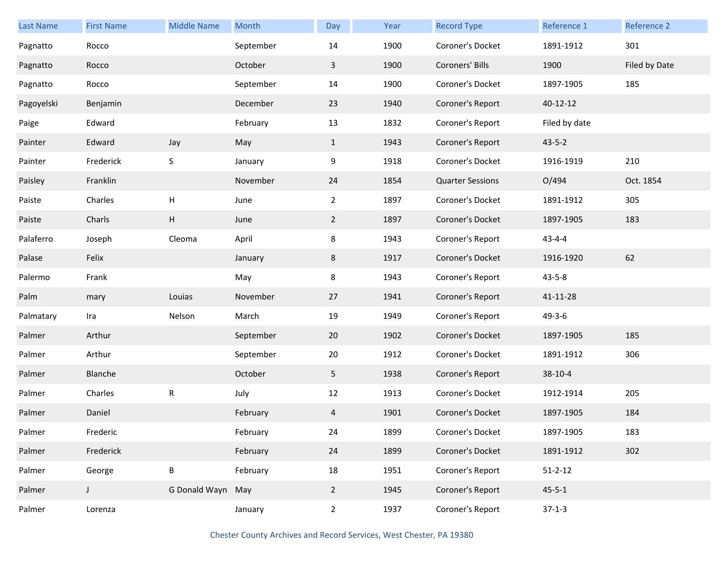| Last Name | First Name | Middle Name | Month | Day | Year | Record Type | Reference 1 | Reference 2 |
|---|---|---|---|---|---|---|---|---|
| Pagnatto | Rocco | | September | 14 | 1900 | Coroner's Docket | 1891-1912 | 301 |
| Pagnatto | Rocco | | October | 3 | 1900 | Coroners' Bills | 1900 | Filed by Date |
| Pagnatto | Rocco | | September | 14 | 1900 | Coroner's Docket | 1897-1905 | 185 |
| Pagoyelski | Benjamin | | December | 23 | 1940 | Coroner's Report | 40-12-12 | |
| Paige | Edward | | February | 13 | 1832 | Coroner's Report | Filed by date | |
| Painter | Edward | Jay | May | 1 | 1943 | Coroner's Report | 43-5-2 | |
| Painter | Frederick | S | January | 9 | 1918 | Coroner's Docket | 1916-1919 | 210 |
| Paisley | Franklin | | November | 24 | 1854 | Quarter Sessions | O/494 | Oct. 1854 |
| Paiste | Charles | H | June | 2 | 1897 | Coroner's Docket | 1891-1912 | 305 |
| Paiste | Charls | H | June | 2 | 1897 | Coroner's Docket | 1897-1905 | 183 |
| Palaferro | Joseph | Cleoma | April | 8 | 1943 | Coroner's Report | 43-4-4 | |
| Palase | Felix | | January | 8 | 1917 | Coroner's Docket | 1916-1920 | 62 |
| Palermo | Frank | | May | 8 | 1943 | Coroner's Report | 43-5-8 | |
| Palm | mary | Louias | November | 27 | 1941 | Coroner's Report | 41-11-28 | |
| Palmatary | Ira | Nelson | March | 19 | 1949 | Coroner's Report | 49-3-6 | |
| Palmer | Arthur | | September | 20 | 1902 | Coroner's Docket | 1897-1905 | 185 |
| Palmer | Arthur | | September | 20 | 1912 | Coroner's Docket | 1891-1912 | 306 |
| Palmer | Blanche | | October | 5 | 1938 | Coroner's Report | 38-10-4 | |
| Palmer | Charles | R | July | 12 | 1913 | Coroner's Docket | 1912-1914 | 205 |
| Palmer | Daniel | | February | 4 | 1901 | Coroner's Docket | 1897-1905 | 184 |
| Palmer | Frederic | | February | 24 | 1899 | Coroner's Docket | 1897-1905 | 183 |
| Palmer | Frederick | | February | 24 | 1899 | Coroner's Docket | 1891-1912 | 302 |
| Palmer | George | B | February | 18 | 1951 | Coroner's Report | 51-2-12 | |
| Palmer | J | G Donald Wayn | May | 2 | 1945 | Coroner's Report | 45-5-1 | |
| Palmer | Lorenza | | January | 2 | 1937 | Coroner's Report | 37-1-3 | |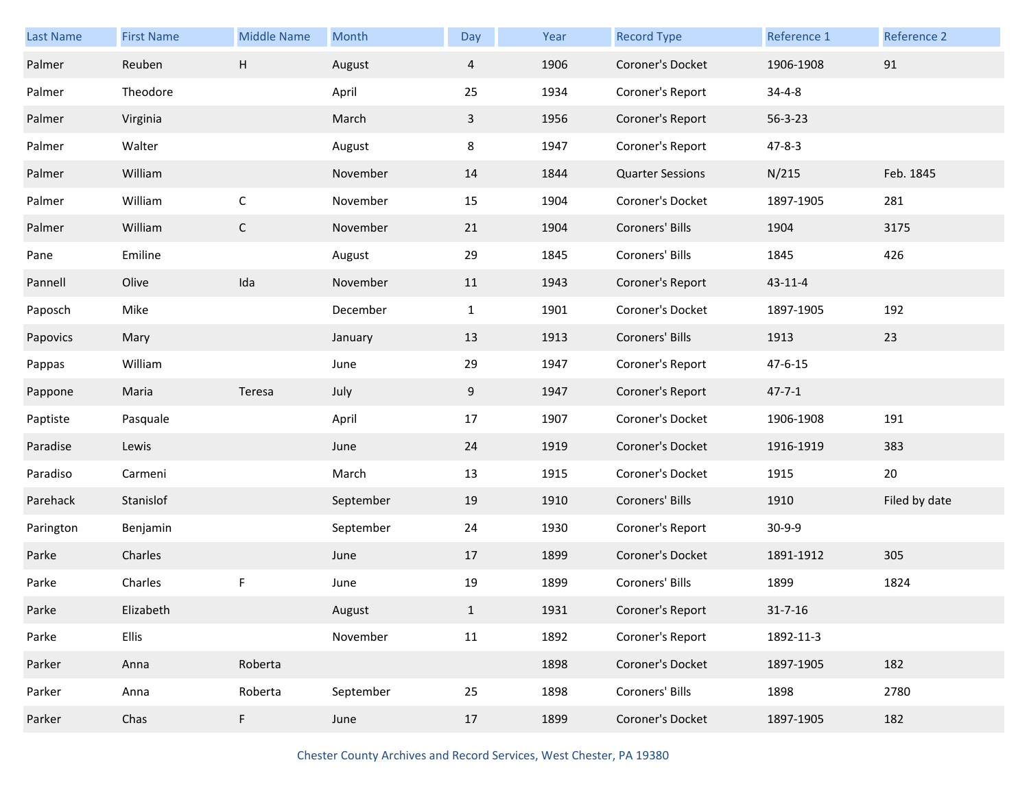| Last Name | First Name | Middle Name | Month | Day | Year | Record Type | Reference 1 | Reference 2 |
|---|---|---|---|---|---|---|---|---|
| Palmer | Reuben | H | August | 4 | 1906 | Coroner's Docket | 1906-1908 | 91 |
| Palmer | Theodore | | April | 25 | 1934 | Coroner's Report | 34-4-8 | |
| Palmer | Virginia | | March | 3 | 1956 | Coroner's Report | 56-3-23 | |
| Palmer | Walter | | August | 8 | 1947 | Coroner's Report | 47-8-3 | |
| Palmer | William | | November | 14 | 1844 | Quarter Sessions | N/215 | Feb. 1845 |
| Palmer | William | C | November | 15 | 1904 | Coroner's Docket | 1897-1905 | 281 |
| Palmer | William | C | November | 21 | 1904 | Coroners' Bills | 1904 | 3175 |
| Pane | Emiline | | August | 29 | 1845 | Coroners' Bills | 1845 | 426 |
| Pannell | Olive | Ida | November | 11 | 1943 | Coroner's Report | 43-11-4 | |
| Paposch | Mike | | December | 1 | 1901 | Coroner's Docket | 1897-1905 | 192 |
| Papovics | Mary | | January | 13 | 1913 | Coroners' Bills | 1913 | 23 |
| Pappas | William | | June | 29 | 1947 | Coroner's Report | 47-6-15 | |
| Pappone | Maria | Teresa | July | 9 | 1947 | Coroner's Report | 47-7-1 | |
| Paptiste | Pasquale | | April | 17 | 1907 | Coroner's Docket | 1906-1908 | 191 |
| Paradise | Lewis | | June | 24 | 1919 | Coroner's Docket | 1916-1919 | 383 |
| Paradiso | Carmeni | | March | 13 | 1915 | Coroner's Docket | 1915 | 20 |
| Parehack | Stanislof | | September | 19 | 1910 | Coroners' Bills | 1910 | Filed by date |
| Parington | Benjamin | | September | 24 | 1930 | Coroner's Report | 30-9-9 | |
| Parke | Charles | | June | 17 | 1899 | Coroner's Docket | 1891-1912 | 305 |
| Parke | Charles | F | June | 19 | 1899 | Coroners' Bills | 1899 | 1824 |
| Parke | Elizabeth | | August | 1 | 1931 | Coroner's Report | 31-7-16 | |
| Parke | Ellis | | November | 11 | 1892 | Coroner's Report | 1892-11-3 | |
| Parker | Anna | Roberta | | | 1898 | Coroner's Docket | 1897-1905 | 182 |
| Parker | Anna | Roberta | September | 25 | 1898 | Coroners' Bills | 1898 | 2780 |
| Parker | Chas | F | June | 17 | 1899 | Coroner's Docket | 1897-1905 | 182 |

Chester County Archives and Record Services, West Chester, PA 19380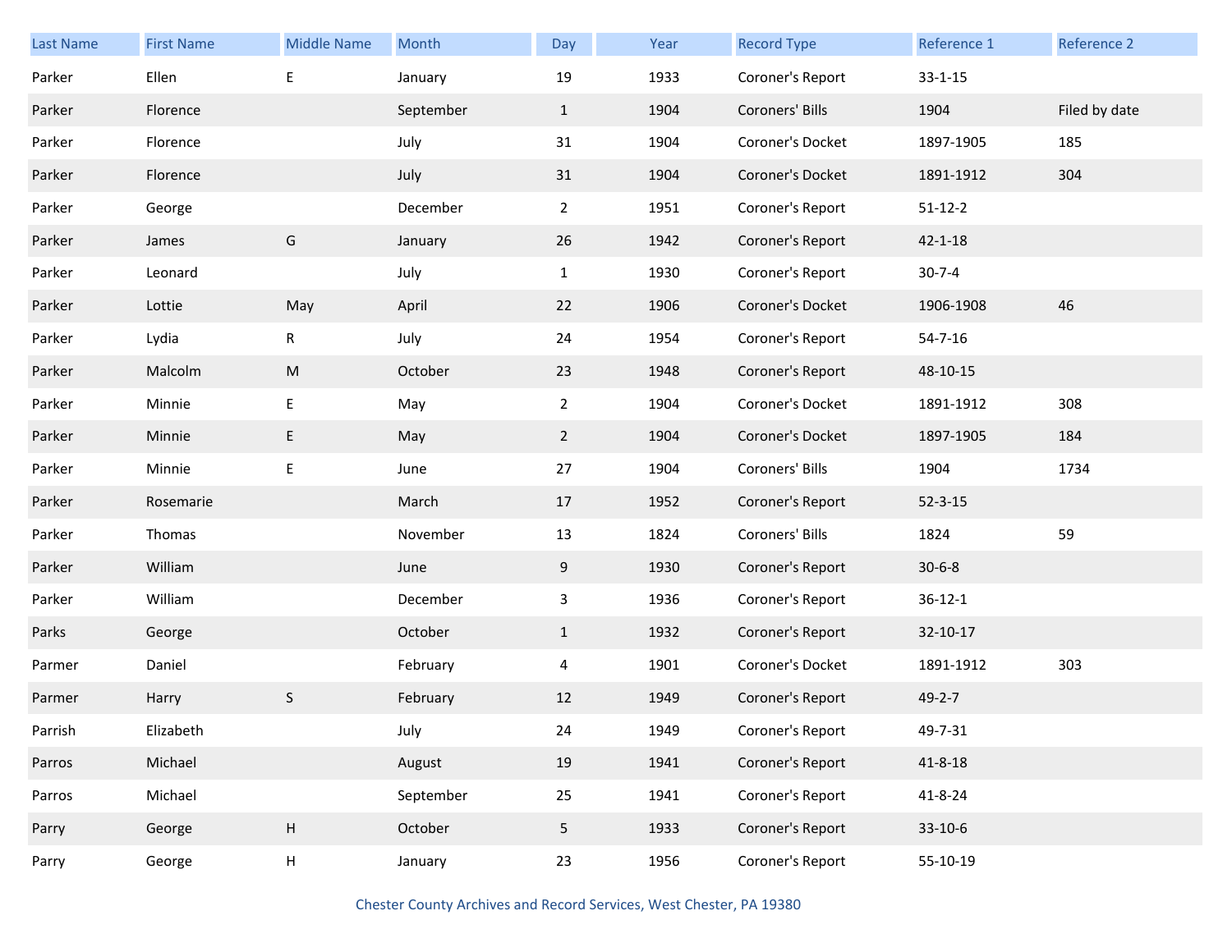| Last Name | First Name | Middle Name | Month | Day | Year | Record Type | Reference 1 | Reference 2 |
|---|---|---|---|---|---|---|---|---|
| Parker | Ellen | E | January | 19 | 1933 | Coroner's Report | 33-1-15 | |
| Parker | Florence | | September | 1 | 1904 | Coroners' Bills | 1904 | Filed by date |
| Parker | Florence | | July | 31 | 1904 | Coroner's Docket | 1897-1905 | 185 |
| Parker | Florence | | July | 31 | 1904 | Coroner's Docket | 1891-1912 | 304 |
| Parker | George | | December | 2 | 1951 | Coroner's Report | 51-12-2 | |
| Parker | James | G | January | 26 | 1942 | Coroner's Report | 42-1-18 | |
| Parker | Leonard | | July | 1 | 1930 | Coroner's Report | 30-7-4 | |
| Parker | Lottie | May | April | 22 | 1906 | Coroner's Docket | 1906-1908 | 46 |
| Parker | Lydia | R | July | 24 | 1954 | Coroner's Report | 54-7-16 | |
| Parker | Malcolm | M | October | 23 | 1948 | Coroner's Report | 48-10-15 | |
| Parker | Minnie | E | May | 2 | 1904 | Coroner's Docket | 1891-1912 | 308 |
| Parker | Minnie | E | May | 2 | 1904 | Coroner's Docket | 1897-1905 | 184 |
| Parker | Minnie | E | June | 27 | 1904 | Coroners' Bills | 1904 | 1734 |
| Parker | Rosemarie | | March | 17 | 1952 | Coroner's Report | 52-3-15 | |
| Parker | Thomas | | November | 13 | 1824 | Coroners' Bills | 1824 | 59 |
| Parker | William | | June | 9 | 1930 | Coroner's Report | 30-6-8 | |
| Parker | William | | December | 3 | 1936 | Coroner's Report | 36-12-1 | |
| Parks | George | | October | 1 | 1932 | Coroner's Report | 32-10-17 | |
| Parmer | Daniel | | February | 4 | 1901 | Coroner's Docket | 1891-1912 | 303 |
| Parmer | Harry | S | February | 12 | 1949 | Coroner's Report | 49-2-7 | |
| Parrish | Elizabeth | | July | 24 | 1949 | Coroner's Report | 49-7-31 | |
| Parros | Michael | | August | 19 | 1941 | Coroner's Report | 41-8-18 | |
| Parros | Michael | | September | 25 | 1941 | Coroner's Report | 41-8-24 | |
| Parry | George | H | October | 5 | 1933 | Coroner's Report | 33-10-6 | |
| Parry | George | H | January | 23 | 1956 | Coroner's Report | 55-10-19 | |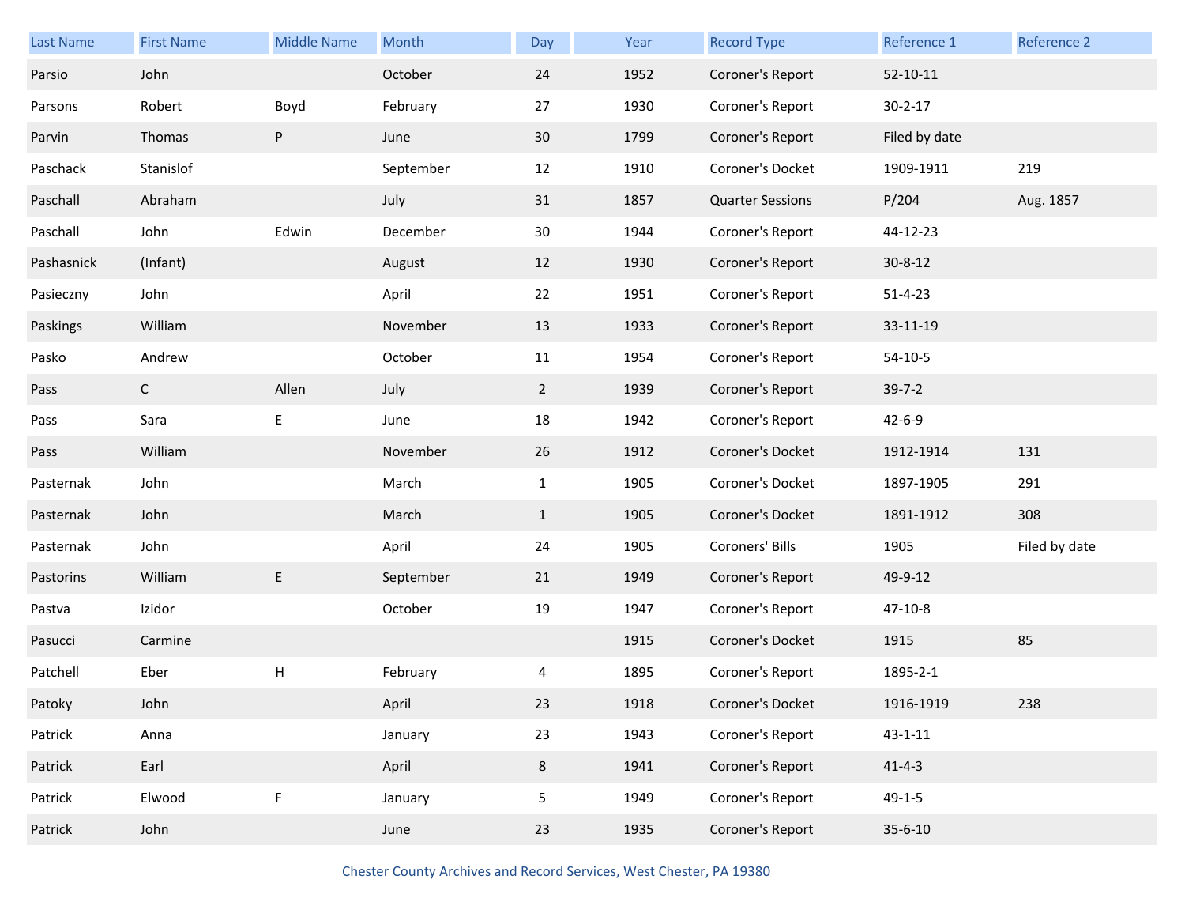| Last Name | First Name | Middle Name | Month | Day | Year | Record Type | Reference 1 | Reference 2 |
|---|---|---|---|---|---|---|---|---|
| Parsio | John | | October | 24 | 1952 | Coroner's Report | 52-10-11 | |
| Parsons | Robert | Boyd | February | 27 | 1930 | Coroner's Report | 30-2-17 | |
| Parvin | Thomas | P | June | 30 | 1799 | Coroner's Report | Filed by date | |
| Paschack | Stanislof | | September | 12 | 1910 | Coroner's Docket | 1909-1911 | 219 |
| Paschall | Abraham | | July | 31 | 1857 | Quarter Sessions | P/204 | Aug. 1857 |
| Paschall | John | Edwin | December | 30 | 1944 | Coroner's Report | 44-12-23 | |
| Pashasnick | (Infant) | | August | 12 | 1930 | Coroner's Report | 30-8-12 | |
| Pasieczny | John | | April | 22 | 1951 | Coroner's Report | 51-4-23 | |
| Paskings | William | | November | 13 | 1933 | Coroner's Report | 33-11-19 | |
| Pasko | Andrew | | October | 11 | 1954 | Coroner's Report | 54-10-5 | |
| Pass | C | Allen | July | 2 | 1939 | Coroner's Report | 39-7-2 | |
| Pass | Sara | E | June | 18 | 1942 | Coroner's Report | 42-6-9 | |
| Pass | William | | November | 26 | 1912 | Coroner's Docket | 1912-1914 | 131 |
| Pasternak | John | | March | 1 | 1905 | Coroner's Docket | 1897-1905 | 291 |
| Pasternak | John | | March | 1 | 1905 | Coroner's Docket | 1891-1912 | 308 |
| Pasternak | John | | April | 24 | 1905 | Coroners' Bills | 1905 | Filed by date |
| Pastorins | William | E | September | 21 | 1949 | Coroner's Report | 49-9-12 | |
| Pastva | Izidor | | October | 19 | 1947 | Coroner's Report | 47-10-8 | |
| Pasucci | Carmine | | | | 1915 | Coroner's Docket | 1915 | 85 |
| Patchell | Eber | H | February | 4 | 1895 | Coroner's Report | 1895-2-1 | |
| Patoky | John | | April | 23 | 1918 | Coroner's Docket | 1916-1919 | 238 |
| Patrick | Anna | | January | 23 | 1943 | Coroner's Report | 43-1-11 | |
| Patrick | Earl | | April | 8 | 1941 | Coroner's Report | 41-4-3 | |
| Patrick | Elwood | F | January | 5 | 1949 | Coroner's Report | 49-1-5 | |
| Patrick | John | | June | 23 | 1935 | Coroner's Report | 35-6-10 | |

Chester County Archives and Record Services, West Chester, PA 19380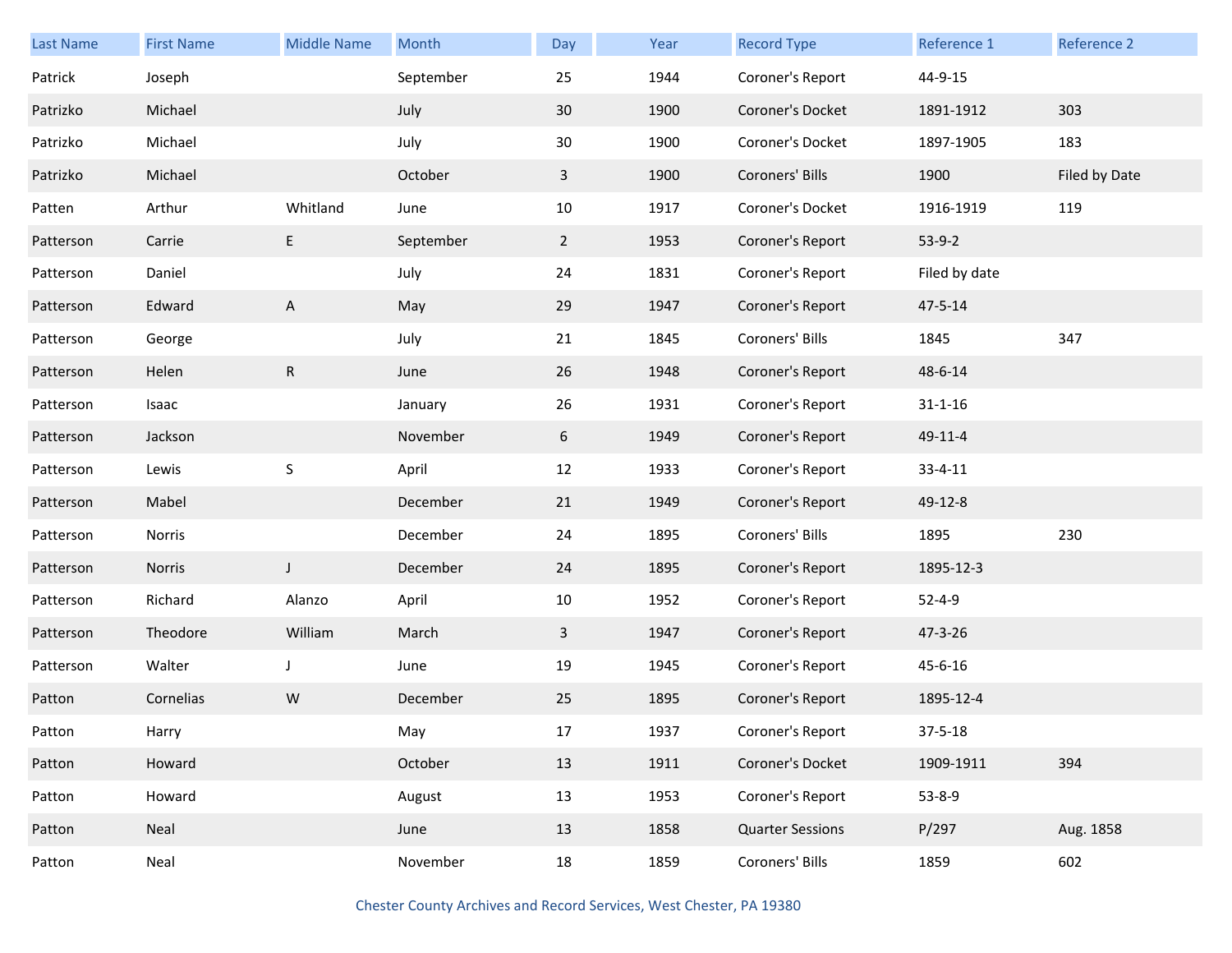| Last Name | First Name | Middle Name | Month | Day | Year | Record Type | Reference 1 | Reference 2 |
|---|---|---|---|---|---|---|---|---|
| Patrick | Joseph | | September | 25 | 1944 | Coroner's Report | 44-9-15 | |
| Patrizko | Michael | | July | 30 | 1900 | Coroner's Docket | 1891-1912 | 303 |
| Patrizko | Michael | | July | 30 | 1900 | Coroner's Docket | 1897-1905 | 183 |
| Patrizko | Michael | | October | 3 | 1900 | Coroners' Bills | 1900 | Filed by Date |
| Patten | Arthur | Whitland | June | 10 | 1917 | Coroner's Docket | 1916-1919 | 119 |
| Patterson | Carrie | E | September | 2 | 1953 | Coroner's Report | 53-9-2 | |
| Patterson | Daniel | | July | 24 | 1831 | Coroner's Report | Filed by date | |
| Patterson | Edward | A | May | 29 | 1947 | Coroner's Report | 47-5-14 | |
| Patterson | George | | July | 21 | 1845 | Coroners' Bills | 1845 | 347 |
| Patterson | Helen | R | June | 26 | 1948 | Coroner's Report | 48-6-14 | |
| Patterson | Isaac | | January | 26 | 1931 | Coroner's Report | 31-1-16 | |
| Patterson | Jackson | | November | 6 | 1949 | Coroner's Report | 49-11-4 | |
| Patterson | Lewis | S | April | 12 | 1933 | Coroner's Report | 33-4-11 | |
| Patterson | Mabel | | December | 21 | 1949 | Coroner's Report | 49-12-8 | |
| Patterson | Norris | | December | 24 | 1895 | Coroners' Bills | 1895 | 230 |
| Patterson | Norris | J | December | 24 | 1895 | Coroner's Report | 1895-12-3 | |
| Patterson | Richard | Alanzo | April | 10 | 1952 | Coroner's Report | 52-4-9 | |
| Patterson | Theodore | William | March | 3 | 1947 | Coroner's Report | 47-3-26 | |
| Patterson | Walter | J | June | 19 | 1945 | Coroner's Report | 45-6-16 | |
| Patton | Cornelias | W | December | 25 | 1895 | Coroner's Report | 1895-12-4 | |
| Patton | Harry | | May | 17 | 1937 | Coroner's Report | 37-5-18 | |
| Patton | Howard | | October | 13 | 1911 | Coroner's Docket | 1909-1911 | 394 |
| Patton | Howard | | August | 13 | 1953 | Coroner's Report | 53-8-9 | |
| Patton | Neal | | June | 13 | 1858 | Quarter Sessions | P/297 | Aug. 1858 |
| Patton | Neal | | November | 18 | 1859 | Coroners' Bills | 1859 | 602 |

Chester County Archives and Record Services, West Chester, PA 19380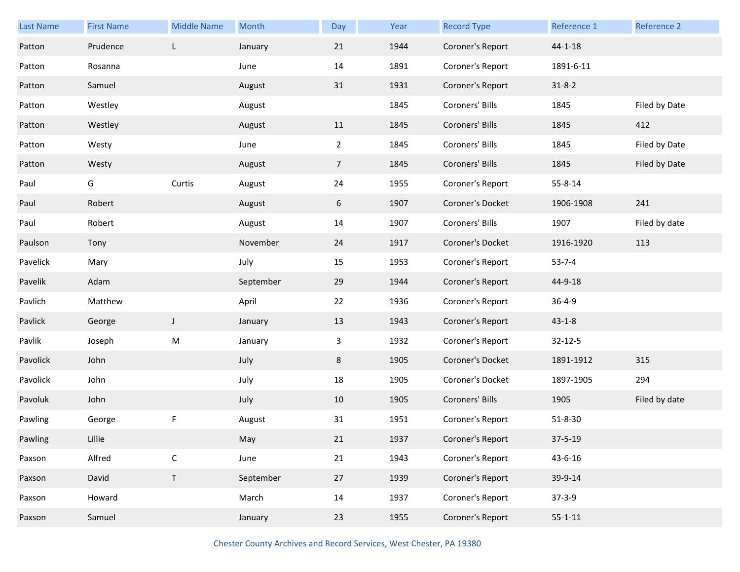| Last Name | First Name | Middle Name | Month | Day | Year | Record Type | Reference 1 | Reference 2 |
|---|---|---|---|---|---|---|---|---|
| Patton | Prudence | L | January | 21 | 1944 | Coroner's Report | 44-1-18 | |
| Patton | Rosanna | | June | 14 | 1891 | Coroner's Report | 1891-6-11 | |
| Patton | Samuel | | August | 31 | 1931 | Coroner's Report | 31-8-2 | |
| Patton | Westley | | August | | 1845 | Coroners' Bills | 1845 | Filed by Date |
| Patton | Westley | | August | 11 | 1845 | Coroners' Bills | 1845 | 412 |
| Patton | Westy | | June | 2 | 1845 | Coroners' Bills | 1845 | Filed by Date |
| Patton | Westy | | August | 7 | 1845 | Coroners' Bills | 1845 | Filed by Date |
| Paul | G | Curtis | August | 24 | 1955 | Coroner's Report | 55-8-14 | |
| Paul | Robert | | August | 6 | 1907 | Coroner's Docket | 1906-1908 | 241 |
| Paul | Robert | | August | 14 | 1907 | Coroners' Bills | 1907 | Filed by date |
| Paulson | Tony | | November | 24 | 1917 | Coroner's Docket | 1916-1920 | 113 |
| Pavelick | Mary | | July | 15 | 1953 | Coroner's Report | 53-7-4 | |
| Pavelik | Adam | | September | 29 | 1944 | Coroner's Report | 44-9-18 | |
| Pavlich | Matthew | | April | 22 | 1936 | Coroner's Report | 36-4-9 | |
| Pavlick | George | J | January | 13 | 1943 | Coroner's Report | 43-1-8 | |
| Pavlik | Joseph | M | January | 3 | 1932 | Coroner's Report | 32-12-5 | |
| Pavolick | John | | July | 8 | 1905 | Coroner's Docket | 1891-1912 | 315 |
| Pavolick | John | | July | 18 | 1905 | Coroner's Docket | 1897-1905 | 294 |
| Pavoluk | John | | July | 10 | 1905 | Coroners' Bills | 1905 | Filed by date |
| Pawling | George | F | August | 31 | 1951 | Coroner's Report | 51-8-30 | |
| Pawling | Lillie | | May | 21 | 1937 | Coroner's Report | 37-5-19 | |
| Paxson | Alfred | C | June | 21 | 1943 | Coroner's Report | 43-6-16 | |
| Paxson | David | T | September | 27 | 1939 | Coroner's Report | 39-9-14 | |
| Paxson | Howard | | March | 14 | 1937 | Coroner's Report | 37-3-9 | |
| Paxson | Samuel | | January | 23 | 1955 | Coroner's Report | 55-1-11 | |

Chester County Archives and Record Services, West Chester, PA 19380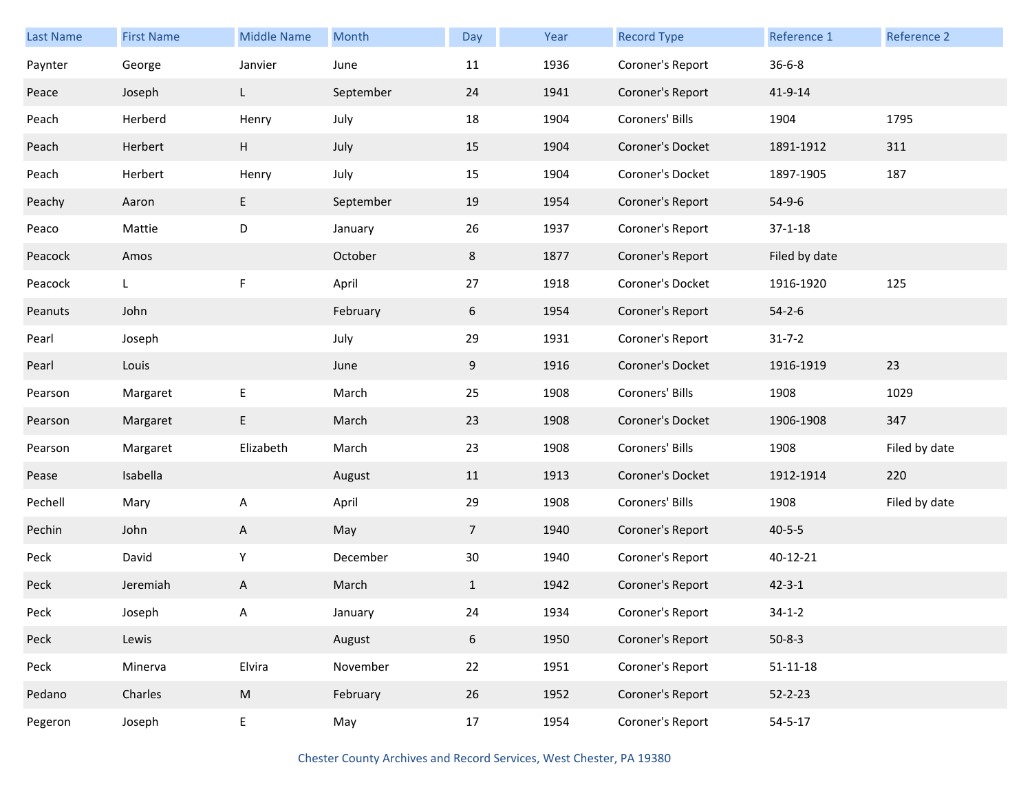| Last Name | First Name | Middle Name | Month | Day | Year | Record Type | Reference 1 | Reference 2 |
|---|---|---|---|---|---|---|---|---|
| Paynter | George | Janvier | June | 11 | 1936 | Coroner's Report | 36-6-8 | |
| Peace | Joseph | L | September | 24 | 1941 | Coroner's Report | 41-9-14 | |
| Peach | Herberd | Henry | July | 18 | 1904 | Coroners' Bills | 1904 | 1795 |
| Peach | Herbert | H | July | 15 | 1904 | Coroner's Docket | 1891-1912 | 311 |
| Peach | Herbert | Henry | July | 15 | 1904 | Coroner's Docket | 1897-1905 | 187 |
| Peachy | Aaron | E | September | 19 | 1954 | Coroner's Report | 54-9-6 | |
| Peaco | Mattie | D | January | 26 | 1937 | Coroner's Report | 37-1-18 | |
| Peacock | Amos | | October | 8 | 1877 | Coroner's Report | Filed by date | |
| Peacock | L | F | April | 27 | 1918 | Coroner's Docket | 1916-1920 | 125 |
| Peanuts | John | | February | 6 | 1954 | Coroner's Report | 54-2-6 | |
| Pearl | Joseph | | July | 29 | 1931 | Coroner's Report | 31-7-2 | |
| Pearl | Louis | | June | 9 | 1916 | Coroner's Docket | 1916-1919 | 23 |
| Pearson | Margaret | E | March | 25 | 1908 | Coroners' Bills | 1908 | 1029 |
| Pearson | Margaret | E | March | 23 | 1908 | Coroner's Docket | 1906-1908 | 347 |
| Pearson | Margaret | Elizabeth | March | 23 | 1908 | Coroners' Bills | 1908 | Filed by date |
| Pease | Isabella | | August | 11 | 1913 | Coroner's Docket | 1912-1914 | 220 |
| Pechell | Mary | A | April | 29 | 1908 | Coroners' Bills | 1908 | Filed by date |
| Pechin | John | A | May | 7 | 1940 | Coroner's Report | 40-5-5 | |
| Peck | David | Y | December | 30 | 1940 | Coroner's Report | 40-12-21 | |
| Peck | Jeremiah | A | March | 1 | 1942 | Coroner's Report | 42-3-1 | |
| Peck | Joseph | A | January | 24 | 1934 | Coroner's Report | 34-1-2 | |
| Peck | Lewis | | August | 6 | 1950 | Coroner's Report | 50-8-3 | |
| Peck | Minerva | Elvira | November | 22 | 1951 | Coroner's Report | 51-11-18 | |
| Pedano | Charles | M | February | 26 | 1952 | Coroner's Report | 52-2-23 | |
| Pegeron | Joseph | E | May | 17 | 1954 | Coroner's Report | 54-5-17 | |

Chester County Archives and Record Services, West Chester, PA 19380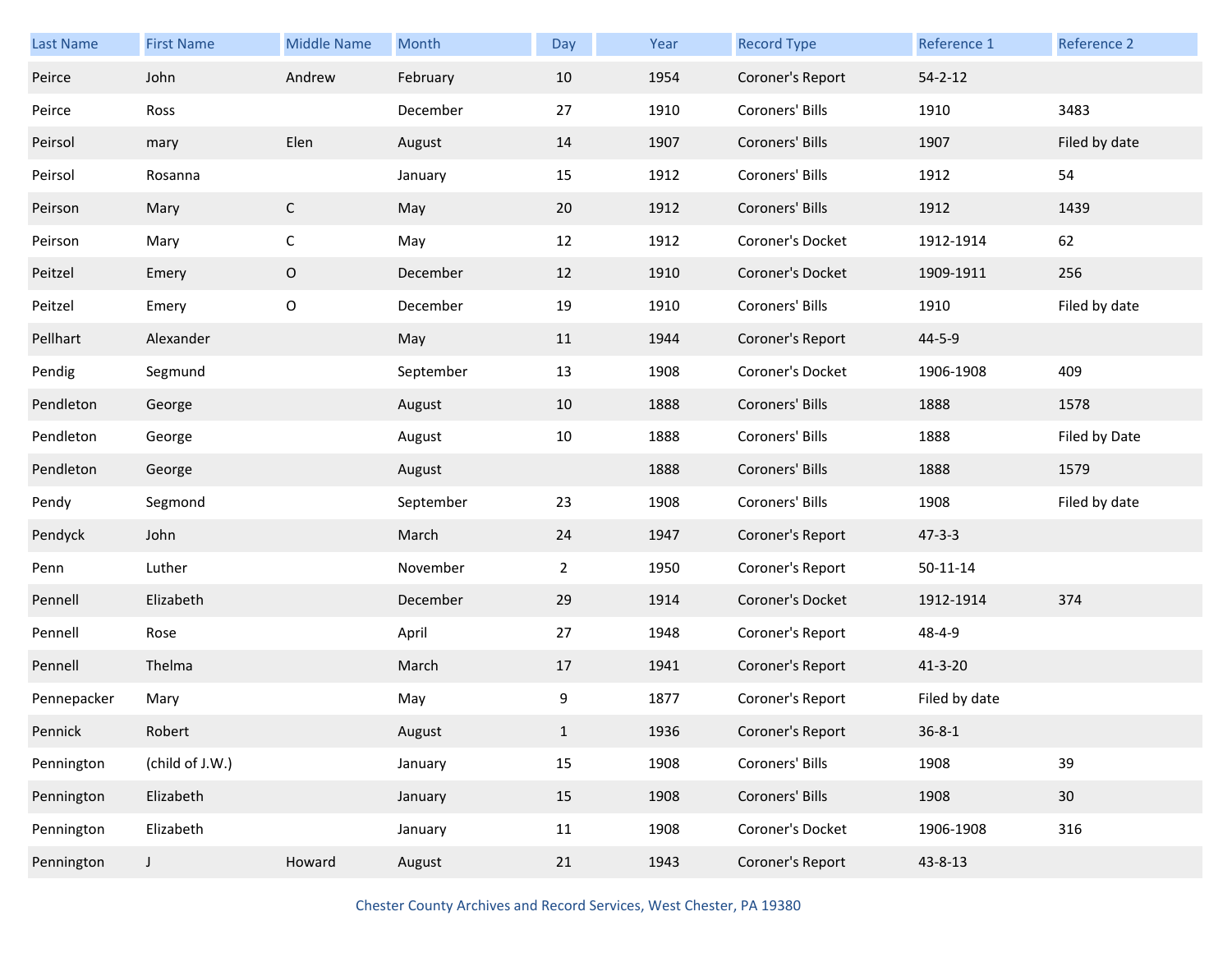| Last Name | First Name | Middle Name | Month | Day | Year | Record Type | Reference 1 | Reference 2 |
|---|---|---|---|---|---|---|---|---|
| Peirce | John | Andrew | February | 10 | 1954 | Coroner's Report | 54-2-12 | |
| Peirce | Ross | | December | 27 | 1910 | Coroners' Bills | 1910 | 3483 |
| Peirsol | mary | Elen | August | 14 | 1907 | Coroners' Bills | 1907 | Filed by date |
| Peirsol | Rosanna | | January | 15 | 1912 | Coroners' Bills | 1912 | 54 |
| Peirson | Mary | C | May | 20 | 1912 | Coroners' Bills | 1912 | 1439 |
| Peirson | Mary | C | May | 12 | 1912 | Coroner's Docket | 1912-1914 | 62 |
| Peitzel | Emery | O | December | 12 | 1910 | Coroner's Docket | 1909-1911 | 256 |
| Peitzel | Emery | O | December | 19 | 1910 | Coroners' Bills | 1910 | Filed by date |
| Pellhart | Alexander | | May | 11 | 1944 | Coroner's Report | 44-5-9 | |
| Pendig | Segmund | | September | 13 | 1908 | Coroner's Docket | 1906-1908 | 409 |
| Pendleton | George | | August | 10 | 1888 | Coroners' Bills | 1888 | 1578 |
| Pendleton | George | | August | 10 | 1888 | Coroners' Bills | 1888 | Filed by Date |
| Pendleton | George | | August | | 1888 | Coroners' Bills | 1888 | 1579 |
| Pendy | Segmond | | September | 23 | 1908 | Coroners' Bills | 1908 | Filed by date |
| Pendyck | John | | March | 24 | 1947 | Coroner's Report | 47-3-3 | |
| Penn | Luther | | November | 2 | 1950 | Coroner's Report | 50-11-14 | |
| Pennell | Elizabeth | | December | 29 | 1914 | Coroner's Docket | 1912-1914 | 374 |
| Pennell | Rose | | April | 27 | 1948 | Coroner's Report | 48-4-9 | |
| Pennell | Thelma | | March | 17 | 1941 | Coroner's Report | 41-3-20 | |
| Pennepacker | Mary | | May | 9 | 1877 | Coroner's Report | Filed by date | |
| Pennick | Robert | | August | 1 | 1936 | Coroner's Report | 36-8-1 | |
| Pennington | (child of J.W.) | | January | 15 | 1908 | Coroners' Bills | 1908 | 39 |
| Pennington | Elizabeth | | January | 15 | 1908 | Coroners' Bills | 1908 | 30 |
| Pennington | Elizabeth | | January | 11 | 1908 | Coroner's Docket | 1906-1908 | 316 |
| Pennington | J | Howard | August | 21 | 1943 | Coroner's Report | 43-8-13 | |

Chester County Archives and Record Services, West Chester, PA 19380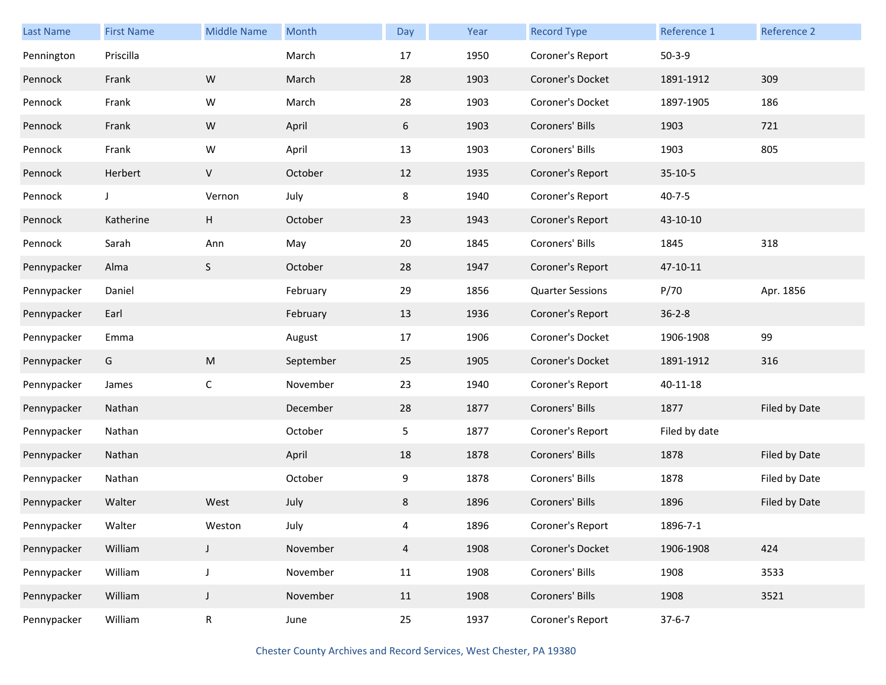| Last Name | First Name | Middle Name | Month | Day | Year | Record Type | Reference 1 | Reference 2 |
|---|---|---|---|---|---|---|---|---|
| Pennington | Priscilla | | March | 17 | 1950 | Coroner's Report | 50-3-9 | |
| Pennock | Frank | W | March | 28 | 1903 | Coroner's Docket | 1891-1912 | 309 |
| Pennock | Frank | W | March | 28 | 1903 | Coroner's Docket | 1897-1905 | 186 |
| Pennock | Frank | W | April | 6 | 1903 | Coroners' Bills | 1903 | 721 |
| Pennock | Frank | W | April | 13 | 1903 | Coroners' Bills | 1903 | 805 |
| Pennock | Herbert | V | October | 12 | 1935 | Coroner's Report | 35-10-5 | |
| Pennock | J | Vernon | July | 8 | 1940 | Coroner's Report | 40-7-5 | |
| Pennock | Katherine | H | October | 23 | 1943 | Coroner's Report | 43-10-10 | |
| Pennock | Sarah | Ann | May | 20 | 1845 | Coroners' Bills | 1845 | 318 |
| Pennypacker | Alma | S | October | 28 | 1947 | Coroner's Report | 47-10-11 | |
| Pennypacker | Daniel | | February | 29 | 1856 | Quarter Sessions | P/70 | Apr. 1856 |
| Pennypacker | Earl | | February | 13 | 1936 | Coroner's Report | 36-2-8 | |
| Pennypacker | Emma | | August | 17 | 1906 | Coroner's Docket | 1906-1908 | 99 |
| Pennypacker | G | M | September | 25 | 1905 | Coroner's Docket | 1891-1912 | 316 |
| Pennypacker | James | C | November | 23 | 1940 | Coroner's Report | 40-11-18 | |
| Pennypacker | Nathan | | December | 28 | 1877 | Coroners' Bills | 1877 | Filed by Date |
| Pennypacker | Nathan | | October | 5 | 1877 | Coroner's Report | Filed by date | |
| Pennypacker | Nathan | | April | 18 | 1878 | Coroners' Bills | 1878 | Filed by Date |
| Pennypacker | Nathan | | October | 9 | 1878 | Coroners' Bills | 1878 | Filed by Date |
| Pennypacker | Walter | West | July | 8 | 1896 | Coroners' Bills | 1896 | Filed by Date |
| Pennypacker | Walter | Weston | July | 4 | 1896 | Coroner's Report | 1896-7-1 | |
| Pennypacker | William | J | November | 4 | 1908 | Coroner's Docket | 1906-1908 | 424 |
| Pennypacker | William | J | November | 11 | 1908 | Coroners' Bills | 1908 | 3533 |
| Pennypacker | William | J | November | 11 | 1908 | Coroners' Bills | 1908 | 3521 |
| Pennypacker | William | R | June | 25 | 1937 | Coroner's Report | 37-6-7 | |

Chester County Archives and Record Services, West Chester, PA 19380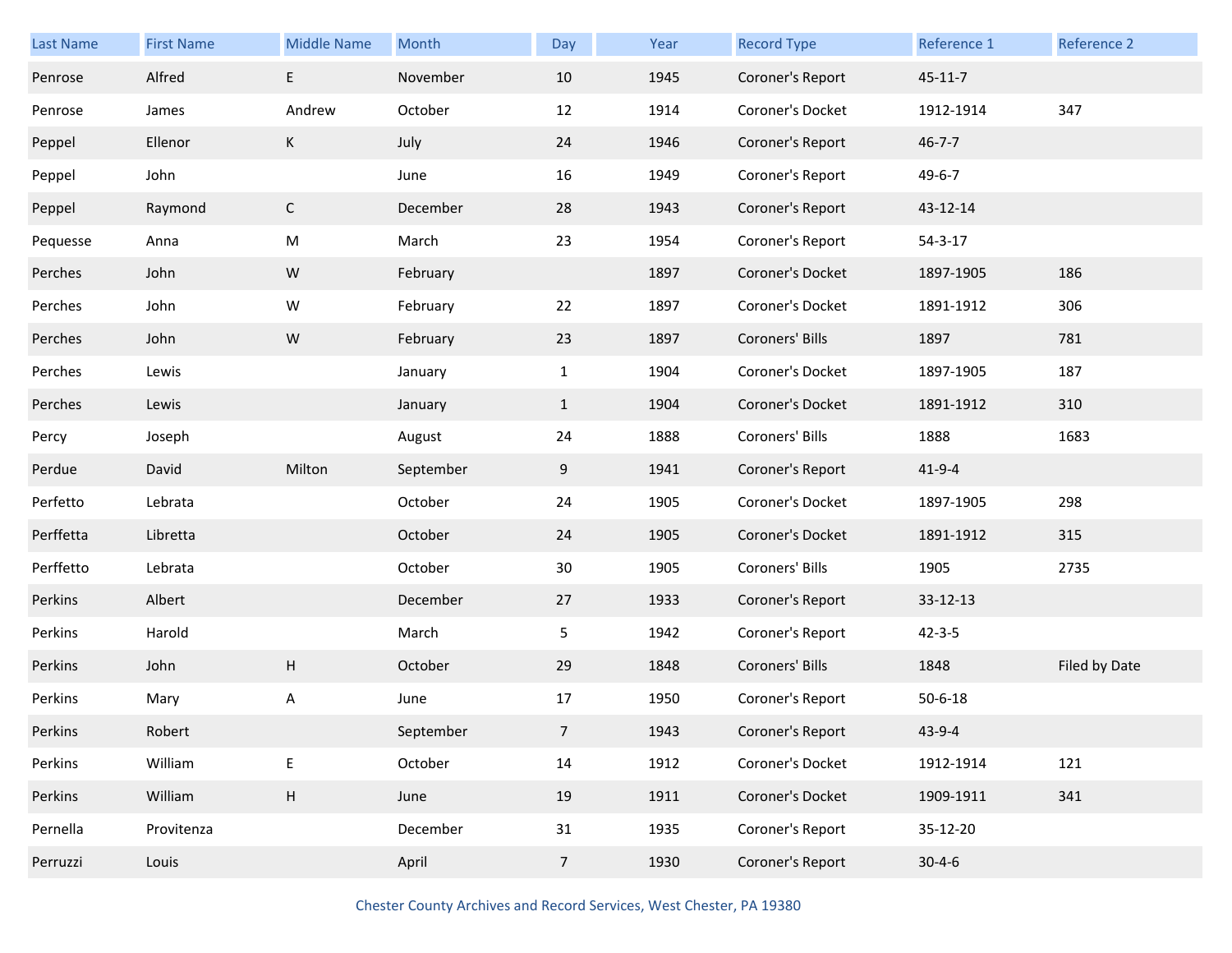| Last Name | First Name | Middle Name | Month | Day | Year | Record Type | Reference 1 | Reference 2 |
|---|---|---|---|---|---|---|---|---|
| Penrose | Alfred | E | November | 10 | 1945 | Coroner's Report | 45-11-7 | |
| Penrose | James | Andrew | October | 12 | 1914 | Coroner's Docket | 1912-1914 | 347 |
| Peppel | Ellenor | K | July | 24 | 1946 | Coroner's Report | 46-7-7 | |
| Peppel | John | | June | 16 | 1949 | Coroner's Report | 49-6-7 | |
| Peppel | Raymond | C | December | 28 | 1943 | Coroner's Report | 43-12-14 | |
| Pequesse | Anna | M | March | 23 | 1954 | Coroner's Report | 54-3-17 | |
| Perches | John | W | February | | 1897 | Coroner's Docket | 1897-1905 | 186 |
| Perches | John | W | February | 22 | 1897 | Coroner's Docket | 1891-1912 | 306 |
| Perches | John | W | February | 23 | 1897 | Coroners' Bills | 1897 | 781 |
| Perches | Lewis | | January | 1 | 1904 | Coroner's Docket | 1897-1905 | 187 |
| Perches | Lewis | | January | 1 | 1904 | Coroner's Docket | 1891-1912 | 310 |
| Percy | Joseph | | August | 24 | 1888 | Coroners' Bills | 1888 | 1683 |
| Perdue | David | Milton | September | 9 | 1941 | Coroner's Report | 41-9-4 | |
| Perfetto | Lebrata | | October | 24 | 1905 | Coroner's Docket | 1897-1905 | 298 |
| Perffetta | Libretta | | October | 24 | 1905 | Coroner's Docket | 1891-1912 | 315 |
| Perffetto | Lebrata | | October | 30 | 1905 | Coroners' Bills | 1905 | 2735 |
| Perkins | Albert | | December | 27 | 1933 | Coroner's Report | 33-12-13 | |
| Perkins | Harold | | March | 5 | 1942 | Coroner's Report | 42-3-5 | |
| Perkins | John | H | October | 29 | 1848 | Coroners' Bills | 1848 | Filed by Date |
| Perkins | Mary | A | June | 17 | 1950 | Coroner's Report | 50-6-18 | |
| Perkins | Robert | | September | 7 | 1943 | Coroner's Report | 43-9-4 | |
| Perkins | William | E | October | 14 | 1912 | Coroner's Docket | 1912-1914 | 121 |
| Perkins | William | H | June | 19 | 1911 | Coroner's Docket | 1909-1911 | 341 |
| Pernella | Provitenza | | December | 31 | 1935 | Coroner's Report | 35-12-20 | |
| Perruzzi | Louis | | April | 7 | 1930 | Coroner's Report | 30-4-6 | |

Chester County Archives and Record Services, West Chester, PA 19380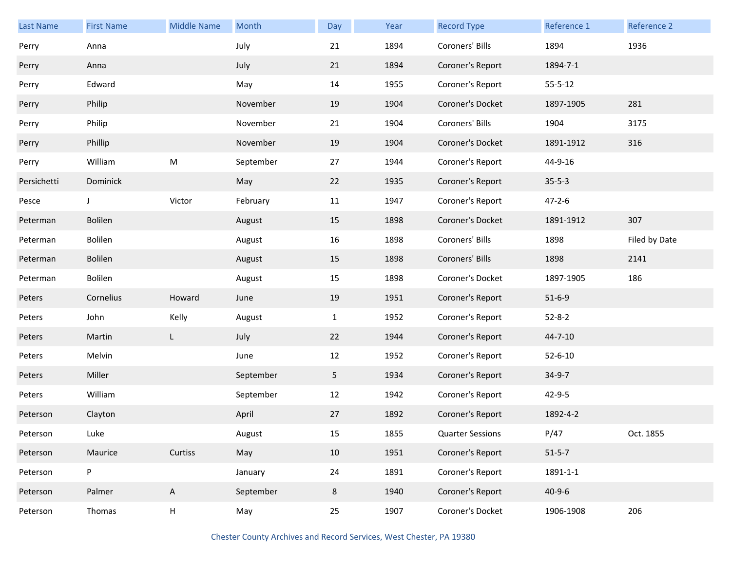| Last Name | First Name | Middle Name | Month | Day | Year | Record Type | Reference 1 | Reference 2 |
|---|---|---|---|---|---|---|---|---|
| Perry | Anna | | July | 21 | 1894 | Coroners' Bills | 1894 | 1936 |
| Perry | Anna | | July | 21 | 1894 | Coroner's Report | 1894-7-1 | |
| Perry | Edward | | May | 14 | 1955 | Coroner's Report | 55-5-12 | |
| Perry | Philip | | November | 19 | 1904 | Coroner's Docket | 1897-1905 | 281 |
| Perry | Philip | | November | 21 | 1904 | Coroners' Bills | 1904 | 3175 |
| Perry | Phillip | | November | 19 | 1904 | Coroner's Docket | 1891-1912 | 316 |
| Perry | William | M | September | 27 | 1944 | Coroner's Report | 44-9-16 | |
| Persichetti | Dominick | | May | 22 | 1935 | Coroner's Report | 35-5-3 | |
| Pesce | J | Victor | February | 11 | 1947 | Coroner's Report | 47-2-6 | |
| Peterman | Bolilen | | August | 15 | 1898 | Coroner's Docket | 1891-1912 | 307 |
| Peterman | Bolilen | | August | 16 | 1898 | Coroners' Bills | 1898 | Filed by Date |
| Peterman | Bolilen | | August | 15 | 1898 | Coroners' Bills | 1898 | 2141 |
| Peterman | Bolilen | | August | 15 | 1898 | Coroner's Docket | 1897-1905 | 186 |
| Peters | Cornelius | Howard | June | 19 | 1951 | Coroner's Report | 51-6-9 | |
| Peters | John | Kelly | August | 1 | 1952 | Coroner's Report | 52-8-2 | |
| Peters | Martin | L | July | 22 | 1944 | Coroner's Report | 44-7-10 | |
| Peters | Melvin | | June | 12 | 1952 | Coroner's Report | 52-6-10 | |
| Peters | Miller | | September | 5 | 1934 | Coroner's Report | 34-9-7 | |
| Peters | William | | September | 12 | 1942 | Coroner's Report | 42-9-5 | |
| Peterson | Clayton | | April | 27 | 1892 | Coroner's Report | 1892-4-2 | |
| Peterson | Luke | | August | 15 | 1855 | Quarter Sessions | P/47 | Oct. 1855 |
| Peterson | Maurice | Curtiss | May | 10 | 1951 | Coroner's Report | 51-5-7 | |
| Peterson | P | | January | 24 | 1891 | Coroner's Report | 1891-1-1 | |
| Peterson | Palmer | A | September | 8 | 1940 | Coroner's Report | 40-9-6 | |
| Peterson | Thomas | H | May | 25 | 1907 | Coroner's Docket | 1906-1908 | 206 |

Chester County Archives and Record Services, West Chester, PA 19380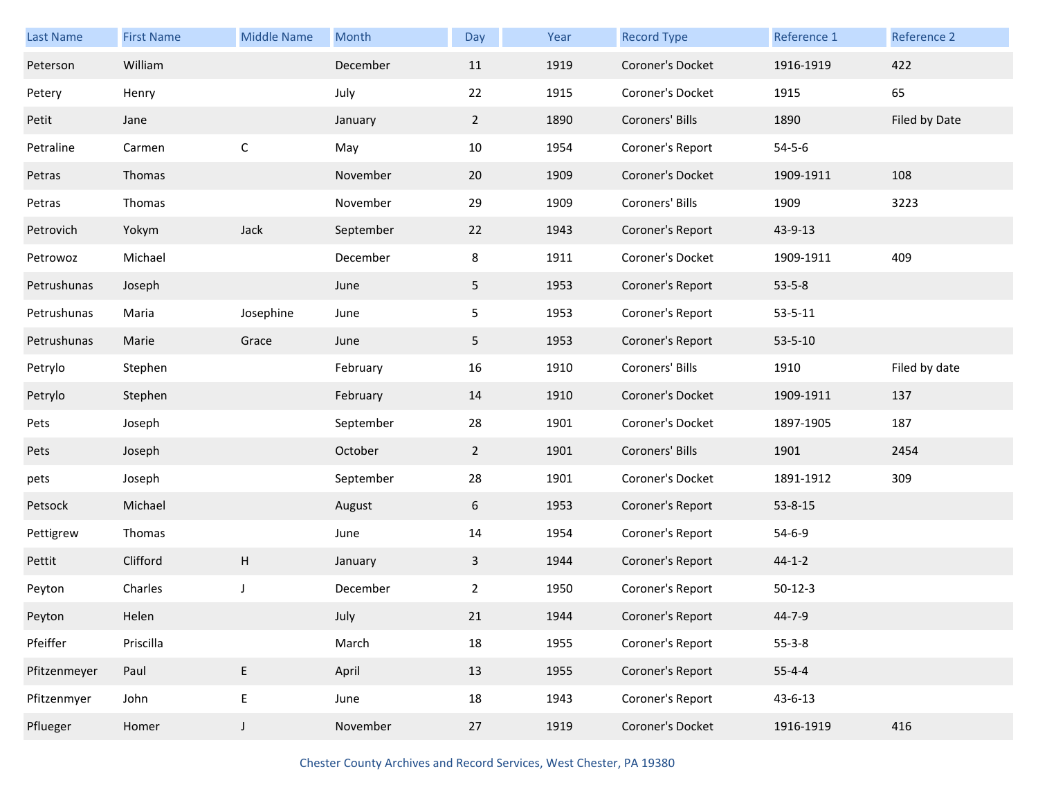| Last Name | First Name | Middle Name | Month | Day | Year | Record Type | Reference 1 | Reference 2 |
|---|---|---|---|---|---|---|---|---|
| Peterson | William | | December | 11 | 1919 | Coroner's Docket | 1916-1919 | 422 |
| Petery | Henry | | July | 22 | 1915 | Coroner's Docket | 1915 | 65 |
| Petit | Jane | | January | 2 | 1890 | Coroners' Bills | 1890 | Filed by Date |
| Petraline | Carmen | C | May | 10 | 1954 | Coroner's Report | 54-5-6 | |
| Petras | Thomas | | November | 20 | 1909 | Coroner's Docket | 1909-1911 | 108 |
| Petras | Thomas | | November | 29 | 1909 | Coroners' Bills | 1909 | 3223 |
| Petrovich | Yokym | Jack | September | 22 | 1943 | Coroner's Report | 43-9-13 | |
| Petrowoz | Michael | | December | 8 | 1911 | Coroner's Docket | 1909-1911 | 409 |
| Petrushunas | Joseph | | June | 5 | 1953 | Coroner's Report | 53-5-8 | |
| Petrushunas | Maria | Josephine | June | 5 | 1953 | Coroner's Report | 53-5-11 | |
| Petrushunas | Marie | Grace | June | 5 | 1953 | Coroner's Report | 53-5-10 | |
| Petrylo | Stephen | | February | 16 | 1910 | Coroners' Bills | 1910 | Filed by date |
| Petrylo | Stephen | | February | 14 | 1910 | Coroner's Docket | 1909-1911 | 137 |
| Pets | Joseph | | September | 28 | 1901 | Coroner's Docket | 1897-1905 | 187 |
| Pets | Joseph | | October | 2 | 1901 | Coroners' Bills | 1901 | 2454 |
| pets | Joseph | | September | 28 | 1901 | Coroner's Docket | 1891-1912 | 309 |
| Petsock | Michael | | August | 6 | 1953 | Coroner's Report | 53-8-15 | |
| Pettigrew | Thomas | | June | 14 | 1954 | Coroner's Report | 54-6-9 | |
| Pettit | Clifford | H | January | 3 | 1944 | Coroner's Report | 44-1-2 | |
| Peyton | Charles | J | December | 2 | 1950 | Coroner's Report | 50-12-3 | |
| Peyton | Helen | | July | 21 | 1944 | Coroner's Report | 44-7-9 | |
| Pfeiffer | Priscilla | | March | 18 | 1955 | Coroner's Report | 55-3-8 | |
| Pfitzenmeyer | Paul | E | April | 13 | 1955 | Coroner's Report | 55-4-4 | |
| Pfitzenmyer | John | E | June | 18 | 1943 | Coroner's Report | 43-6-13 | |
| Pflueger | Homer | J | November | 27 | 1919 | Coroner's Docket | 1916-1919 | 416 |

Chester County Archives and Record Services, West Chester, PA 19380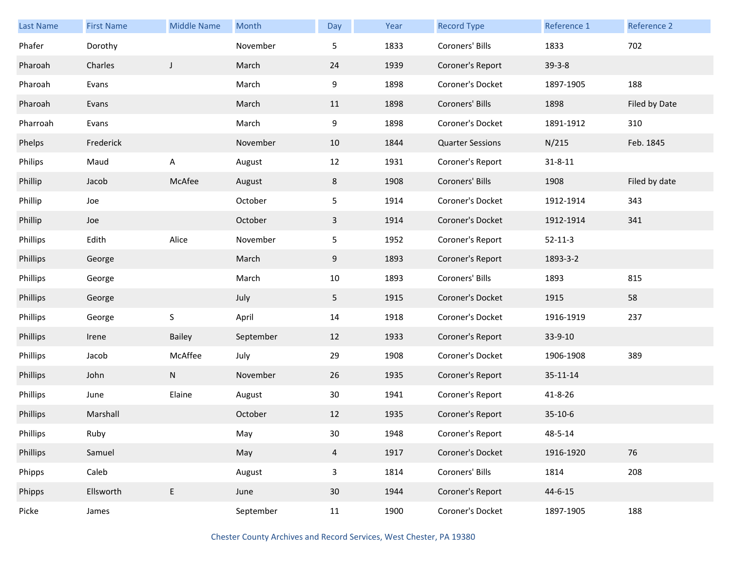| Last Name | First Name | Middle Name | Month | Day | Year | Record Type | Reference 1 | Reference 2 |
|---|---|---|---|---|---|---|---|---|
| Phafer | Dorothy | | November | 5 | 1833 | Coroners' Bills | 1833 | 702 |
| Pharoah | Charles | J | March | 24 | 1939 | Coroner's Report | 39-3-8 | |
| Pharoah | Evans | | March | 9 | 1898 | Coroner's Docket | 1897-1905 | 188 |
| Pharoah | Evans | | March | 11 | 1898 | Coroners' Bills | 1898 | Filed by Date |
| Pharroah | Evans | | March | 9 | 1898 | Coroner's Docket | 1891-1912 | 310 |
| Phelps | Frederick | | November | 10 | 1844 | Quarter Sessions | N/215 | Feb. 1845 |
| Philips | Maud | A | August | 12 | 1931 | Coroner's Report | 31-8-11 | |
| Phillip | Jacob | McAfee | August | 8 | 1908 | Coroners' Bills | 1908 | Filed by date |
| Phillip | Joe | | October | 5 | 1914 | Coroner's Docket | 1912-1914 | 343 |
| Phillip | Joe | | October | 3 | 1914 | Coroner's Docket | 1912-1914 | 341 |
| Phillips | Edith | Alice | November | 5 | 1952 | Coroner's Report | 52-11-3 | |
| Phillips | George | | March | 9 | 1893 | Coroner's Report | 1893-3-2 | |
| Phillips | George | | March | 10 | 1893 | Coroners' Bills | 1893 | 815 |
| Phillips | George | | July | 5 | 1915 | Coroner's Docket | 1915 | 58 |
| Phillips | George | S | April | 14 | 1918 | Coroner's Docket | 1916-1919 | 237 |
| Phillips | Irene | Bailey | September | 12 | 1933 | Coroner's Report | 33-9-10 | |
| Phillips | Jacob | McAffee | July | 29 | 1908 | Coroner's Docket | 1906-1908 | 389 |
| Phillips | John | N | November | 26 | 1935 | Coroner's Report | 35-11-14 | |
| Phillips | June | Elaine | August | 30 | 1941 | Coroner's Report | 41-8-26 | |
| Phillips | Marshall | | October | 12 | 1935 | Coroner's Report | 35-10-6 | |
| Phillips | Ruby | | May | 30 | 1948 | Coroner's Report | 48-5-14 | |
| Phillips | Samuel | | May | 4 | 1917 | Coroner's Docket | 1916-1920 | 76 |
| Phipps | Caleb | | August | 3 | 1814 | Coroners' Bills | 1814 | 208 |
| Phipps | Ellsworth | E | June | 30 | 1944 | Coroner's Report | 44-6-15 | |
| Picke | James | | September | 11 | 1900 | Coroner's Docket | 1897-1905 | 188 |

Chester County Archives and Record Services, West Chester, PA 19380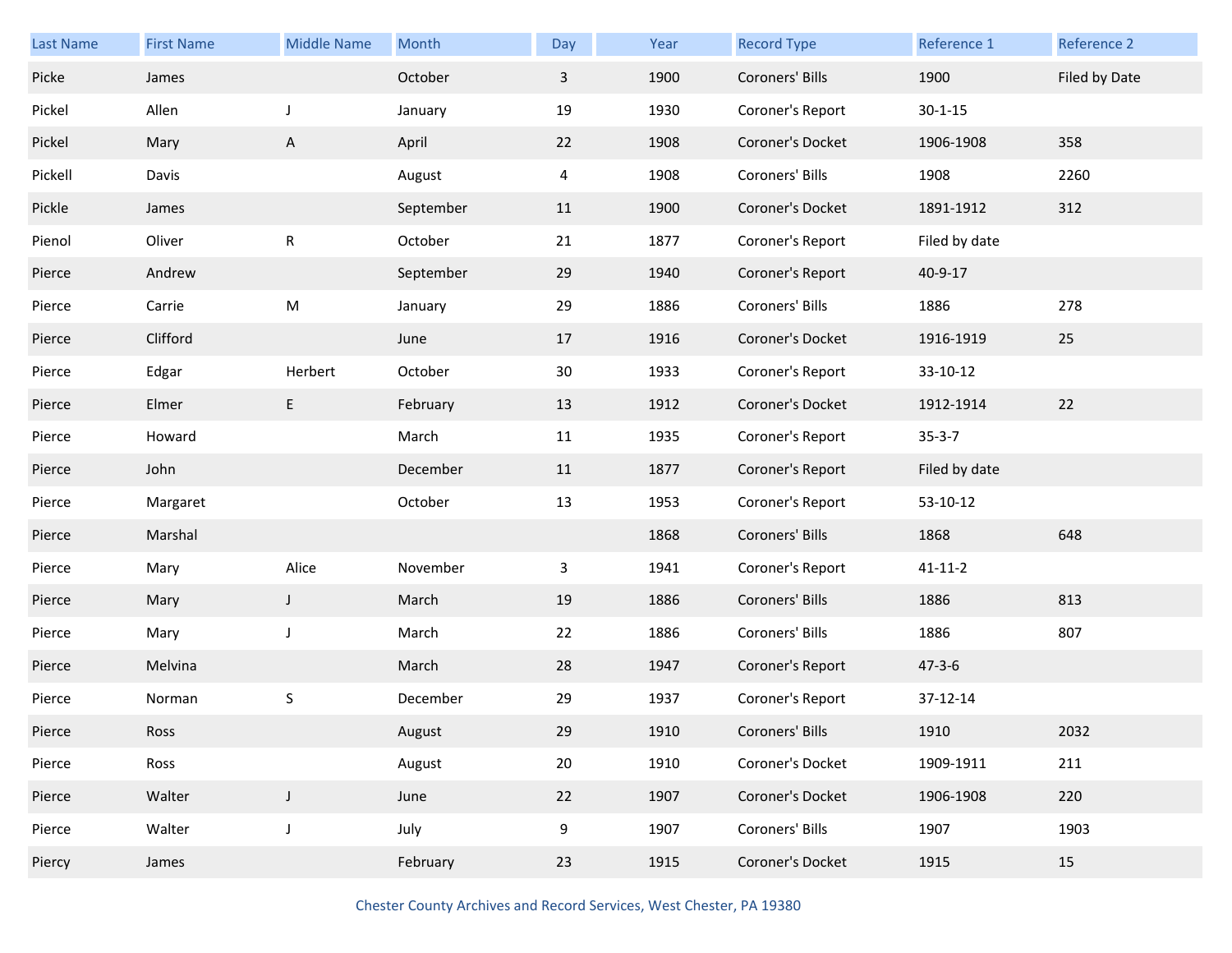| Last Name | First Name | Middle Name | Month | Day | Year | Record Type | Reference 1 | Reference 2 |
|---|---|---|---|---|---|---|---|---|
| Picke | James | | October | 3 | 1900 | Coroners' Bills | 1900 | Filed by Date |
| Pickel | Allen | J | January | 19 | 1930 | Coroner's Report | 30-1-15 | |
| Pickel | Mary | A | April | 22 | 1908 | Coroner's Docket | 1906-1908 | 358 |
| Pickell | Davis | | August | 4 | 1908 | Coroners' Bills | 1908 | 2260 |
| Pickle | James | | September | 11 | 1900 | Coroner's Docket | 1891-1912 | 312 |
| Pienol | Oliver | R | October | 21 | 1877 | Coroner's Report | Filed by date | |
| Pierce | Andrew | | September | 29 | 1940 | Coroner's Report | 40-9-17 | |
| Pierce | Carrie | M | January | 29 | 1886 | Coroners' Bills | 1886 | 278 |
| Pierce | Clifford | | June | 17 | 1916 | Coroner's Docket | 1916-1919 | 25 |
| Pierce | Edgar | Herbert | October | 30 | 1933 | Coroner's Report | 33-10-12 | |
| Pierce | Elmer | E | February | 13 | 1912 | Coroner's Docket | 1912-1914 | 22 |
| Pierce | Howard | | March | 11 | 1935 | Coroner's Report | 35-3-7 | |
| Pierce | John | | December | 11 | 1877 | Coroner's Report | Filed by date | |
| Pierce | Margaret | | October | 13 | 1953 | Coroner's Report | 53-10-12 | |
| Pierce | Marshal | | | | 1868 | Coroners' Bills | 1868 | 648 |
| Pierce | Mary | Alice | November | 3 | 1941 | Coroner's Report | 41-11-2 | |
| Pierce | Mary | J | March | 19 | 1886 | Coroners' Bills | 1886 | 813 |
| Pierce | Mary | J | March | 22 | 1886 | Coroners' Bills | 1886 | 807 |
| Pierce | Melvina | | March | 28 | 1947 | Coroner's Report | 47-3-6 | |
| Pierce | Norman | S | December | 29 | 1937 | Coroner's Report | 37-12-14 | |
| Pierce | Ross | | August | 29 | 1910 | Coroners' Bills | 1910 | 2032 |
| Pierce | Ross | | August | 20 | 1910 | Coroner's Docket | 1909-1911 | 211 |
| Pierce | Walter | J | June | 22 | 1907 | Coroner's Docket | 1906-1908 | 220 |
| Pierce | Walter | J | July | 9 | 1907 | Coroners' Bills | 1907 | 1903 |
| Piercy | James | | February | 23 | 1915 | Coroner's Docket | 1915 | 15 |

Chester County Archives and Record Services, West Chester, PA 19380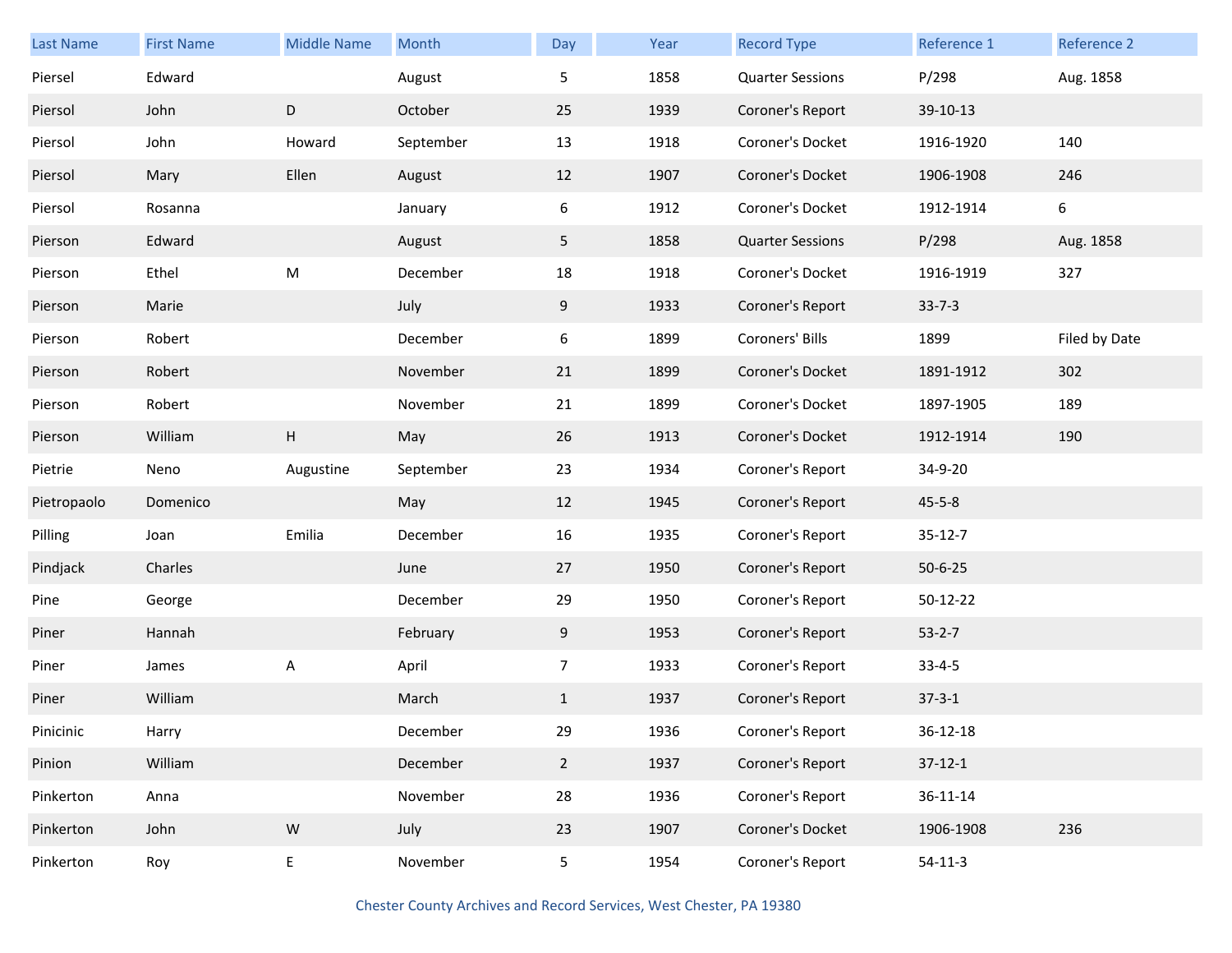| Last Name | First Name | Middle Name | Month | Day | Year | Record Type | Reference 1 | Reference 2 |
|---|---|---|---|---|---|---|---|---|
| Piersel | Edward | | August | 5 | 1858 | Quarter Sessions | P/298 | Aug. 1858 |
| Piersol | John | D | October | 25 | 1939 | Coroner's Report | 39-10-13 | |
| Piersol | John | Howard | September | 13 | 1918 | Coroner's Docket | 1916-1920 | 140 |
| Piersol | Mary | Ellen | August | 12 | 1907 | Coroner's Docket | 1906-1908 | 246 |
| Piersol | Rosanna | | January | 6 | 1912 | Coroner's Docket | 1912-1914 | 6 |
| Pierson | Edward | | August | 5 | 1858 | Quarter Sessions | P/298 | Aug. 1858 |
| Pierson | Ethel | M | December | 18 | 1918 | Coroner's Docket | 1916-1919 | 327 |
| Pierson | Marie | | July | 9 | 1933 | Coroner's Report | 33-7-3 | |
| Pierson | Robert | | December | 6 | 1899 | Coroners' Bills | 1899 | Filed by Date |
| Pierson | Robert | | November | 21 | 1899 | Coroner's Docket | 1891-1912 | 302 |
| Pierson | Robert | | November | 21 | 1899 | Coroner's Docket | 1897-1905 | 189 |
| Pierson | William | H | May | 26 | 1913 | Coroner's Docket | 1912-1914 | 190 |
| Pietrie | Neno | Augustine | September | 23 | 1934 | Coroner's Report | 34-9-20 | |
| Pietropaolo | Domenico | | May | 12 | 1945 | Coroner's Report | 45-5-8 | |
| Pilling | Joan | Emilia | December | 16 | 1935 | Coroner's Report | 35-12-7 | |
| Pindjack | Charles | | June | 27 | 1950 | Coroner's Report | 50-6-25 | |
| Pine | George | | December | 29 | 1950 | Coroner's Report | 50-12-22 | |
| Piner | Hannah | | February | 9 | 1953 | Coroner's Report | 53-2-7 | |
| Piner | James | A | April | 7 | 1933 | Coroner's Report | 33-4-5 | |
| Piner | William | | March | 1 | 1937 | Coroner's Report | 37-3-1 | |
| Pinicinic | Harry | | December | 29 | 1936 | Coroner's Report | 36-12-18 | |
| Pinion | William | | December | 2 | 1937 | Coroner's Report | 37-12-1 | |
| Pinkerton | Anna | | November | 28 | 1936 | Coroner's Report | 36-11-14 | |
| Pinkerton | John | W | July | 23 | 1907 | Coroner's Docket | 1906-1908 | 236 |
| Pinkerton | Roy | E | November | 5 | 1954 | Coroner's Report | 54-11-3 | |

Chester County Archives and Record Services, West Chester, PA 19380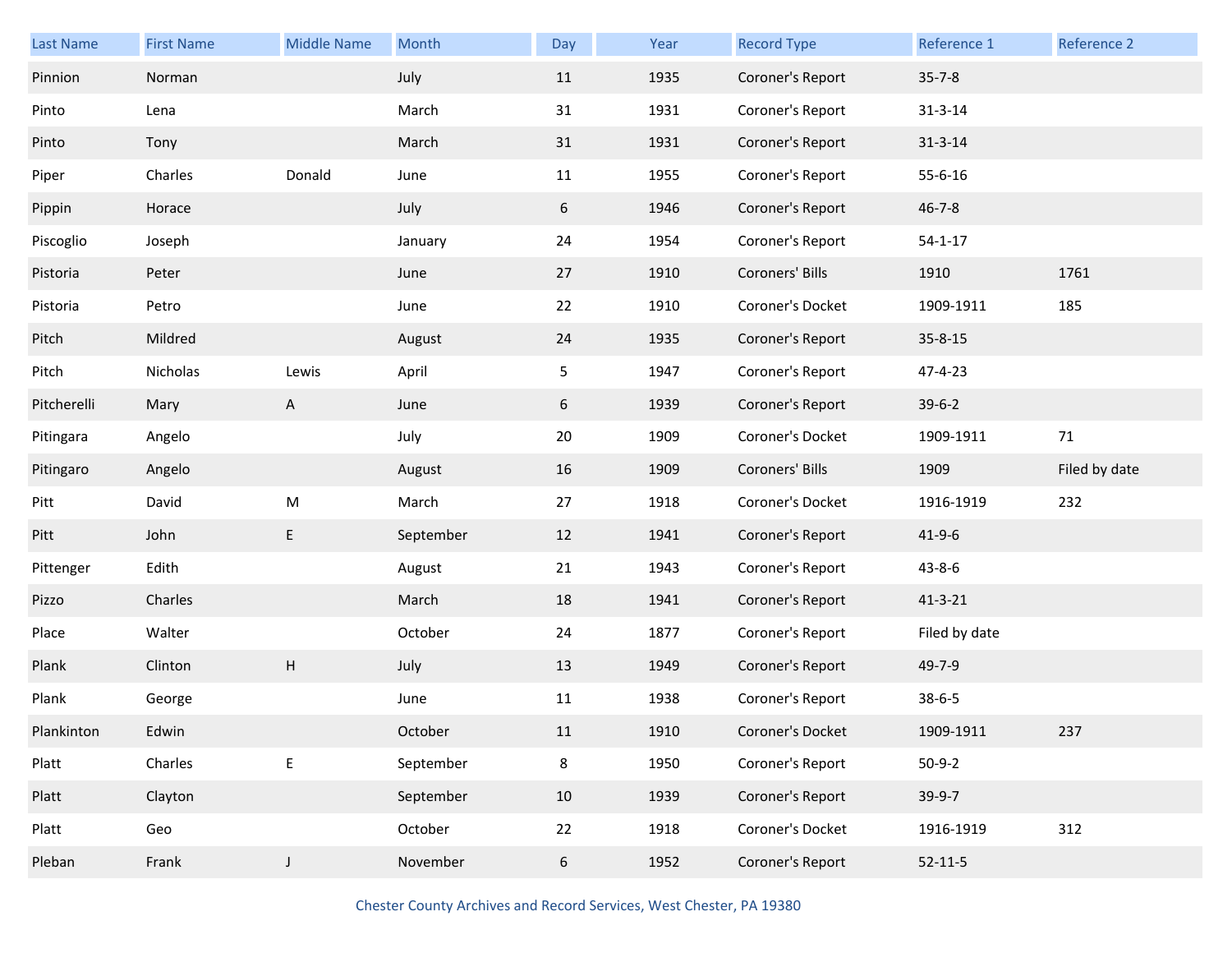| Last Name | First Name | Middle Name | Month | Day | Year | Record Type | Reference 1 | Reference 2 |
|---|---|---|---|---|---|---|---|---|
| Pinnion | Norman | | July | 11 | 1935 | Coroner's Report | 35-7-8 | |
| Pinto | Lena | | March | 31 | 1931 | Coroner's Report | 31-3-14 | |
| Pinto | Tony | | March | 31 | 1931 | Coroner's Report | 31-3-14 | |
| Piper | Charles | Donald | June | 11 | 1955 | Coroner's Report | 55-6-16 | |
| Pippin | Horace | | July | 6 | 1946 | Coroner's Report | 46-7-8 | |
| Piscoglio | Joseph | | January | 24 | 1954 | Coroner's Report | 54-1-17 | |
| Pistoria | Peter | | June | 27 | 1910 | Coroners' Bills | 1910 | 1761 |
| Pistoria | Petro | | June | 22 | 1910 | Coroner's Docket | 1909-1911 | 185 |
| Pitch | Mildred | | August | 24 | 1935 | Coroner's Report | 35-8-15 | |
| Pitch | Nicholas | Lewis | April | 5 | 1947 | Coroner's Report | 47-4-23 | |
| Pitcherelli | Mary | A | June | 6 | 1939 | Coroner's Report | 39-6-2 | |
| Pitingara | Angelo | | July | 20 | 1909 | Coroner's Docket | 1909-1911 | 71 |
| Pitingaro | Angelo | | August | 16 | 1909 | Coroners' Bills | 1909 | Filed by date |
| Pitt | David | M | March | 27 | 1918 | Coroner's Docket | 1916-1919 | 232 |
| Pitt | John | E | September | 12 | 1941 | Coroner's Report | 41-9-6 | |
| Pittenger | Edith | | August | 21 | 1943 | Coroner's Report | 43-8-6 | |
| Pizzo | Charles | | March | 18 | 1941 | Coroner's Report | 41-3-21 | |
| Place | Walter | | October | 24 | 1877 | Coroner's Report | Filed by date | |
| Plank | Clinton | H | July | 13 | 1949 | Coroner's Report | 49-7-9 | |
| Plank | George | | June | 11 | 1938 | Coroner's Report | 38-6-5 | |
| Plankinton | Edwin | | October | 11 | 1910 | Coroner's Docket | 1909-1911 | 237 |
| Platt | Charles | E | September | 8 | 1950 | Coroner's Report | 50-9-2 | |
| Platt | Clayton | | September | 10 | 1939 | Coroner's Report | 39-9-7 | |
| Platt | Geo | | October | 22 | 1918 | Coroner's Docket | 1916-1919 | 312 |
| Pleban | Frank | J | November | 6 | 1952 | Coroner's Report | 52-11-5 | |

Chester County Archives and Record Services, West Chester, PA 19380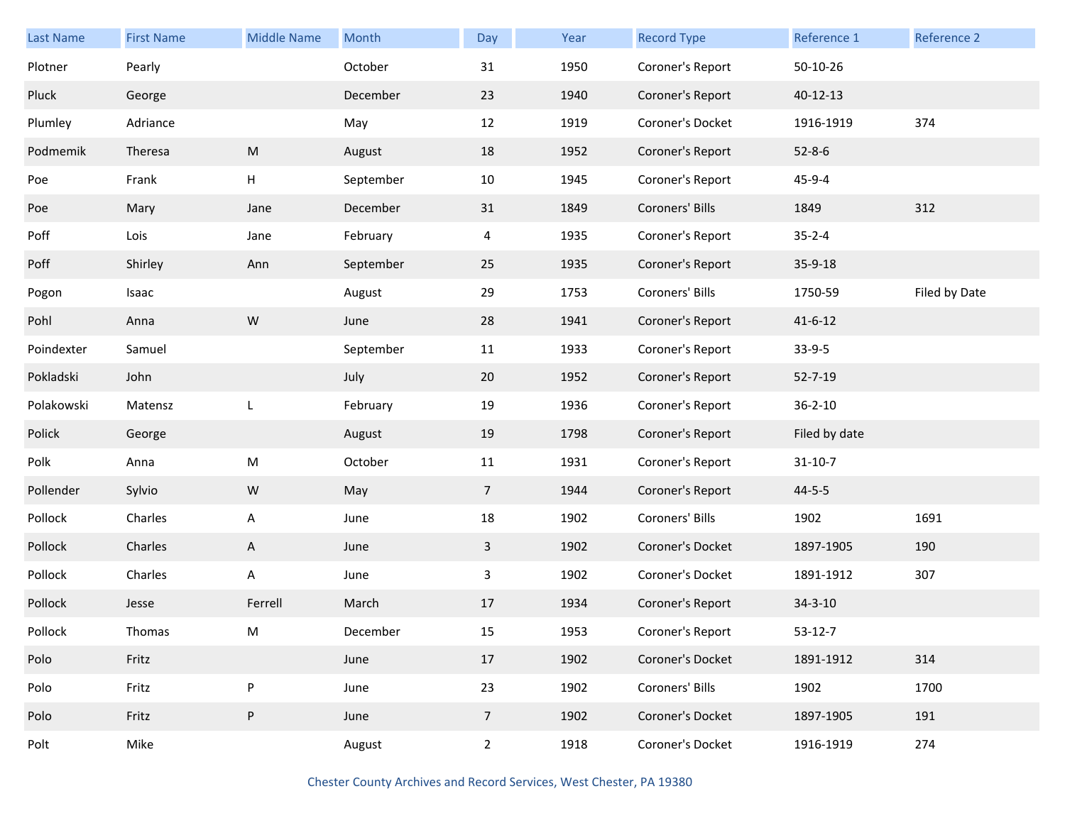| Last Name | First Name | Middle Name | Month | Day | Year | Record Type | Reference 1 | Reference 2 |
| --- | --- | --- | --- | --- | --- | --- | --- | --- |
| Plotner | Pearly | | October | 31 | 1950 | Coroner's Report | 50-10-26 | |
| Pluck | George | | December | 23 | 1940 | Coroner's Report | 40-12-13 | |
| Plumley | Adriance | | May | 12 | 1919 | Coroner's Docket | 1916-1919 | 374 |
| Podmemik | Theresa | M | August | 18 | 1952 | Coroner's Report | 52-8-6 | |
| Poe | Frank | H | September | 10 | 1945 | Coroner's Report | 45-9-4 | |
| Poe | Mary | Jane | December | 31 | 1849 | Coroners' Bills | 1849 | 312 |
| Poff | Lois | Jane | February | 4 | 1935 | Coroner's Report | 35-2-4 | |
| Poff | Shirley | Ann | September | 25 | 1935 | Coroner's Report | 35-9-18 | |
| Pogon | Isaac | | August | 29 | 1753 | Coroners' Bills | 1750-59 | Filed by Date |
| Pohl | Anna | W | June | 28 | 1941 | Coroner's Report | 41-6-12 | |
| Poindexter | Samuel | | September | 11 | 1933 | Coroner's Report | 33-9-5 | |
| Pokladski | John | | July | 20 | 1952 | Coroner's Report | 52-7-19 | |
| Polakowski | Matensz | L | February | 19 | 1936 | Coroner's Report | 36-2-10 | |
| Polick | George | | August | 19 | 1798 | Coroner's Report | Filed by date | |
| Polk | Anna | M | October | 11 | 1931 | Coroner's Report | 31-10-7 | |
| Pollender | Sylvio | W | May | 7 | 1944 | Coroner's Report | 44-5-5 | |
| Pollock | Charles | A | June | 18 | 1902 | Coroners' Bills | 1902 | 1691 |
| Pollock | Charles | A | June | 3 | 1902 | Coroner's Docket | 1897-1905 | 190 |
| Pollock | Charles | A | June | 3 | 1902 | Coroner's Docket | 1891-1912 | 307 |
| Pollock | Jesse | Ferrell | March | 17 | 1934 | Coroner's Report | 34-3-10 | |
| Pollock | Thomas | M | December | 15 | 1953 | Coroner's Report | 53-12-7 | |
| Polo | Fritz | | June | 17 | 1902 | Coroner's Docket | 1891-1912 | 314 |
| Polo | Fritz | P | June | 23 | 1902 | Coroners' Bills | 1902 | 1700 |
| Polo | Fritz | P | June | 7 | 1902 | Coroner's Docket | 1897-1905 | 191 |
| Polt | Mike | | August | 2 | 1918 | Coroner's Docket | 1916-1919 | 274 |

Chester County Archives and Record Services, West Chester, PA 19380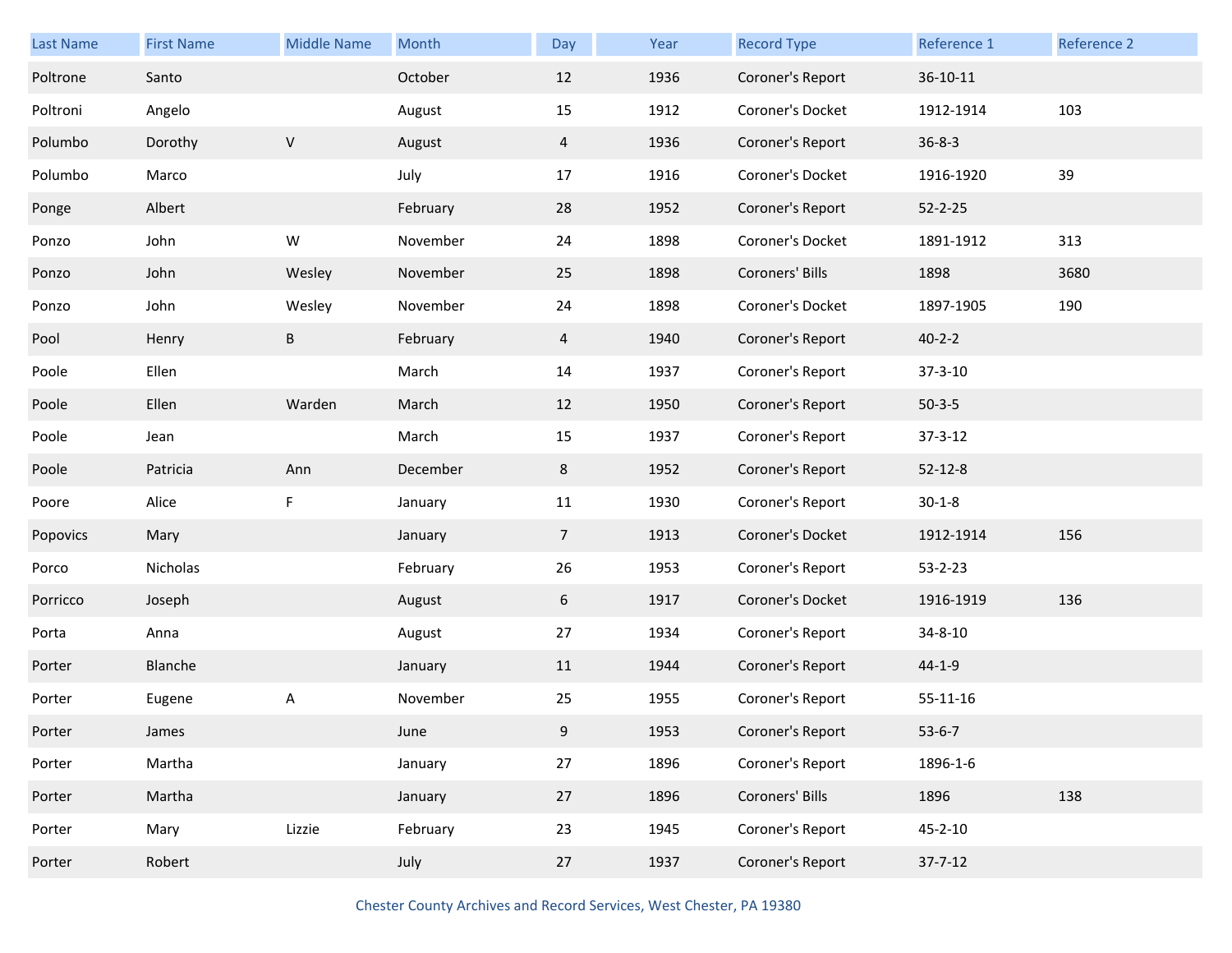| Last Name | First Name | Middle Name | Month | Day | Year | Record Type | Reference 1 | Reference 2 |
|---|---|---|---|---|---|---|---|---|
| Poltrone | Santo | | October | 12 | 1936 | Coroner's Report | 36-10-11 | |
| Poltroni | Angelo | | August | 15 | 1912 | Coroner's Docket | 1912-1914 | 103 |
| Polumbo | Dorothy | V | August | 4 | 1936 | Coroner's Report | 36-8-3 | |
| Polumbo | Marco | | July | 17 | 1916 | Coroner's Docket | 1916-1920 | 39 |
| Ponge | Albert | | February | 28 | 1952 | Coroner's Report | 52-2-25 | |
| Ponzo | John | W | November | 24 | 1898 | Coroner's Docket | 1891-1912 | 313 |
| Ponzo | John | Wesley | November | 25 | 1898 | Coroners' Bills | 1898 | 3680 |
| Ponzo | John | Wesley | November | 24 | 1898 | Coroner's Docket | 1897-1905 | 190 |
| Pool | Henry | B | February | 4 | 1940 | Coroner's Report | 40-2-2 | |
| Poole | Ellen | | March | 14 | 1937 | Coroner's Report | 37-3-10 | |
| Poole | Ellen | Warden | March | 12 | 1950 | Coroner's Report | 50-3-5 | |
| Poole | Jean | | March | 15 | 1937 | Coroner's Report | 37-3-12 | |
| Poole | Patricia | Ann | December | 8 | 1952 | Coroner's Report | 52-12-8 | |
| Poore | Alice | F | January | 11 | 1930 | Coroner's Report | 30-1-8 | |
| Popovics | Mary | | January | 7 | 1913 | Coroner's Docket | 1912-1914 | 156 |
| Porco | Nicholas | | February | 26 | 1953 | Coroner's Report | 53-2-23 | |
| Porricco | Joseph | | August | 6 | 1917 | Coroner's Docket | 1916-1919 | 136 |
| Porta | Anna | | August | 27 | 1934 | Coroner's Report | 34-8-10 | |
| Porter | Blanche | | January | 11 | 1944 | Coroner's Report | 44-1-9 | |
| Porter | Eugene | A | November | 25 | 1955 | Coroner's Report | 55-11-16 | |
| Porter | James | | June | 9 | 1953 | Coroner's Report | 53-6-7 | |
| Porter | Martha | | January | 27 | 1896 | Coroner's Report | 1896-1-6 | |
| Porter | Martha | | January | 27 | 1896 | Coroners' Bills | 1896 | 138 |
| Porter | Mary | Lizzie | February | 23 | 1945 | Coroner's Report | 45-2-10 | |
| Porter | Robert | | July | 27 | 1937 | Coroner's Report | 37-7-12 | |

Chester County Archives and Record Services, West Chester, PA 19380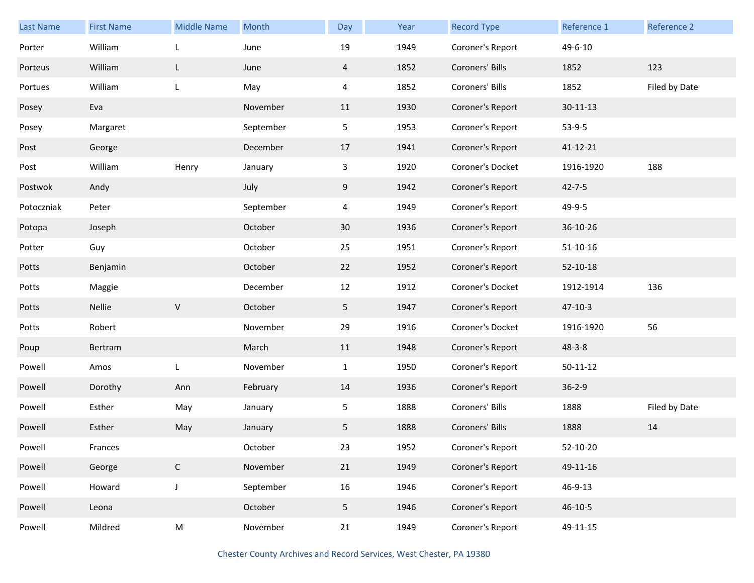| Last Name | First Name | Middle Name | Month | Day | Year | Record Type | Reference 1 | Reference 2 |
|---|---|---|---|---|---|---|---|---|
| Porter | William | L | June | 19 | 1949 | Coroner's Report | 49-6-10 | |
| Porteus | William | L | June | 4 | 1852 | Coroners' Bills | 1852 | 123 |
| Portues | William | L | May | 4 | 1852 | Coroners' Bills | 1852 | Filed by Date |
| Posey | Eva | | November | 11 | 1930 | Coroner's Report | 30-11-13 | |
| Posey | Margaret | | September | 5 | 1953 | Coroner's Report | 53-9-5 | |
| Post | George | | December | 17 | 1941 | Coroner's Report | 41-12-21 | |
| Post | William | Henry | January | 3 | 1920 | Coroner's Docket | 1916-1920 | 188 |
| Postwok | Andy | | July | 9 | 1942 | Coroner's Report | 42-7-5 | |
| Potoczniak | Peter | | September | 4 | 1949 | Coroner's Report | 49-9-5 | |
| Potopa | Joseph | | October | 30 | 1936 | Coroner's Report | 36-10-26 | |
| Potter | Guy | | October | 25 | 1951 | Coroner's Report | 51-10-16 | |
| Potts | Benjamin | | October | 22 | 1952 | Coroner's Report | 52-10-18 | |
| Potts | Maggie | | December | 12 | 1912 | Coroner's Docket | 1912-1914 | 136 |
| Potts | Nellie | V | October | 5 | 1947 | Coroner's Report | 47-10-3 | |
| Potts | Robert | | November | 29 | 1916 | Coroner's Docket | 1916-1920 | 56 |
| Poup | Bertram | | March | 11 | 1948 | Coroner's Report | 48-3-8 | |
| Powell | Amos | L | November | 1 | 1950 | Coroner's Report | 50-11-12 | |
| Powell | Dorothy | Ann | February | 14 | 1936 | Coroner's Report | 36-2-9 | |
| Powell | Esther | May | January | 5 | 1888 | Coroners' Bills | 1888 | Filed by Date |
| Powell | Esther | May | January | 5 | 1888 | Coroners' Bills | 1888 | 14 |
| Powell | Frances | | October | 23 | 1952 | Coroner's Report | 52-10-20 | |
| Powell | George | C | November | 21 | 1949 | Coroner's Report | 49-11-16 | |
| Powell | Howard | J | September | 16 | 1946 | Coroner's Report | 46-9-13 | |
| Powell | Leona | | October | 5 | 1946 | Coroner's Report | 46-10-5 | |
| Powell | Mildred | M | November | 21 | 1949 | Coroner's Report | 49-11-15 | |

Chester County Archives and Record Services, West Chester, PA 19380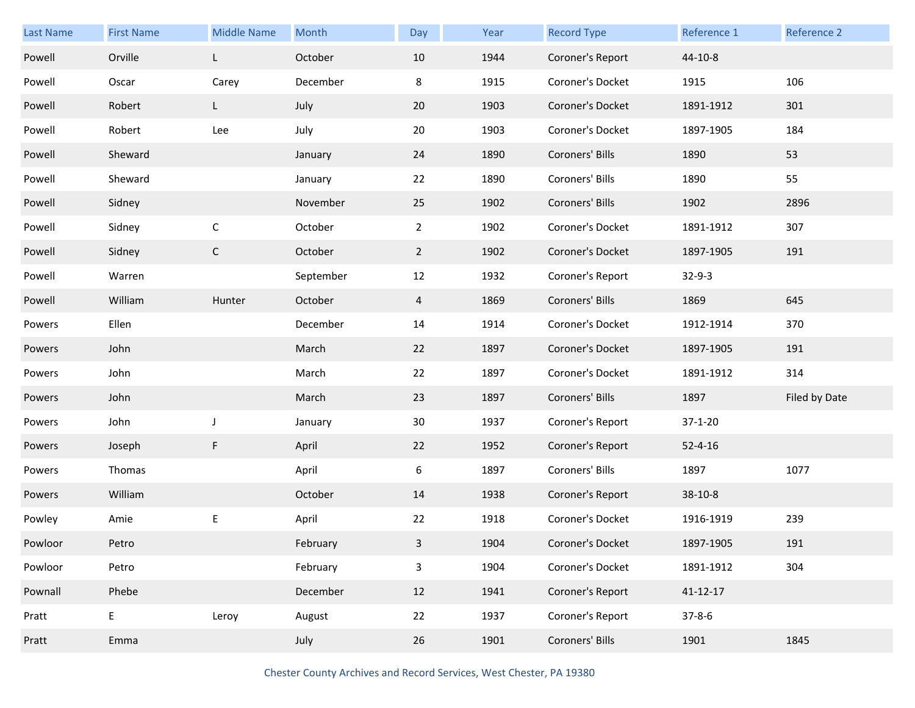| Last Name | First Name | Middle Name | Month | Day | Year | Record Type | Reference 1 | Reference 2 |
|---|---|---|---|---|---|---|---|---|
| Powell | Orville | L | October | 10 | 1944 | Coroner's Report | 44-10-8 | |
| Powell | Oscar | Carey | December | 8 | 1915 | Coroner's Docket | 1915 | 106 |
| Powell | Robert | L | July | 20 | 1903 | Coroner's Docket | 1891-1912 | 301 |
| Powell | Robert | Lee | July | 20 | 1903 | Coroner's Docket | 1897-1905 | 184 |
| Powell | Sheward | | January | 24 | 1890 | Coroners' Bills | 1890 | 53 |
| Powell | Sheward | | January | 22 | 1890 | Coroners' Bills | 1890 | 55 |
| Powell | Sidney | | November | 25 | 1902 | Coroners' Bills | 1902 | 2896 |
| Powell | Sidney | C | October | 2 | 1902 | Coroner's Docket | 1891-1912 | 307 |
| Powell | Sidney | C | October | 2 | 1902 | Coroner's Docket | 1897-1905 | 191 |
| Powell | Warren | | September | 12 | 1932 | Coroner's Report | 32-9-3 | |
| Powell | William | Hunter | October | 4 | 1869 | Coroners' Bills | 1869 | 645 |
| Powers | Ellen | | December | 14 | 1914 | Coroner's Docket | 1912-1914 | 370 |
| Powers | John | | March | 22 | 1897 | Coroner's Docket | 1897-1905 | 191 |
| Powers | John | | March | 22 | 1897 | Coroner's Docket | 1891-1912 | 314 |
| Powers | John | | March | 23 | 1897 | Coroners' Bills | 1897 | Filed by Date |
| Powers | John | J | January | 30 | 1937 | Coroner's Report | 37-1-20 | |
| Powers | Joseph | F | April | 22 | 1952 | Coroner's Report | 52-4-16 | |
| Powers | Thomas | | April | 6 | 1897 | Coroners' Bills | 1897 | 1077 |
| Powers | William | | October | 14 | 1938 | Coroner's Report | 38-10-8 | |
| Powley | Amie | E | April | 22 | 1918 | Coroner's Docket | 1916-1919 | 239 |
| Powloor | Petro | | February | 3 | 1904 | Coroner's Docket | 1897-1905 | 191 |
| Powloor | Petro | | February | 3 | 1904 | Coroner's Docket | 1891-1912 | 304 |
| Pownall | Phebe | | December | 12 | 1941 | Coroner's Report | 41-12-17 | |
| Pratt | E | Leroy | August | 22 | 1937 | Coroner's Report | 37-8-6 | |
| Pratt | Emma | | July | 26 | 1901 | Coroners' Bills | 1901 | 1845 |

Chester County Archives and Record Services, West Chester, PA 19380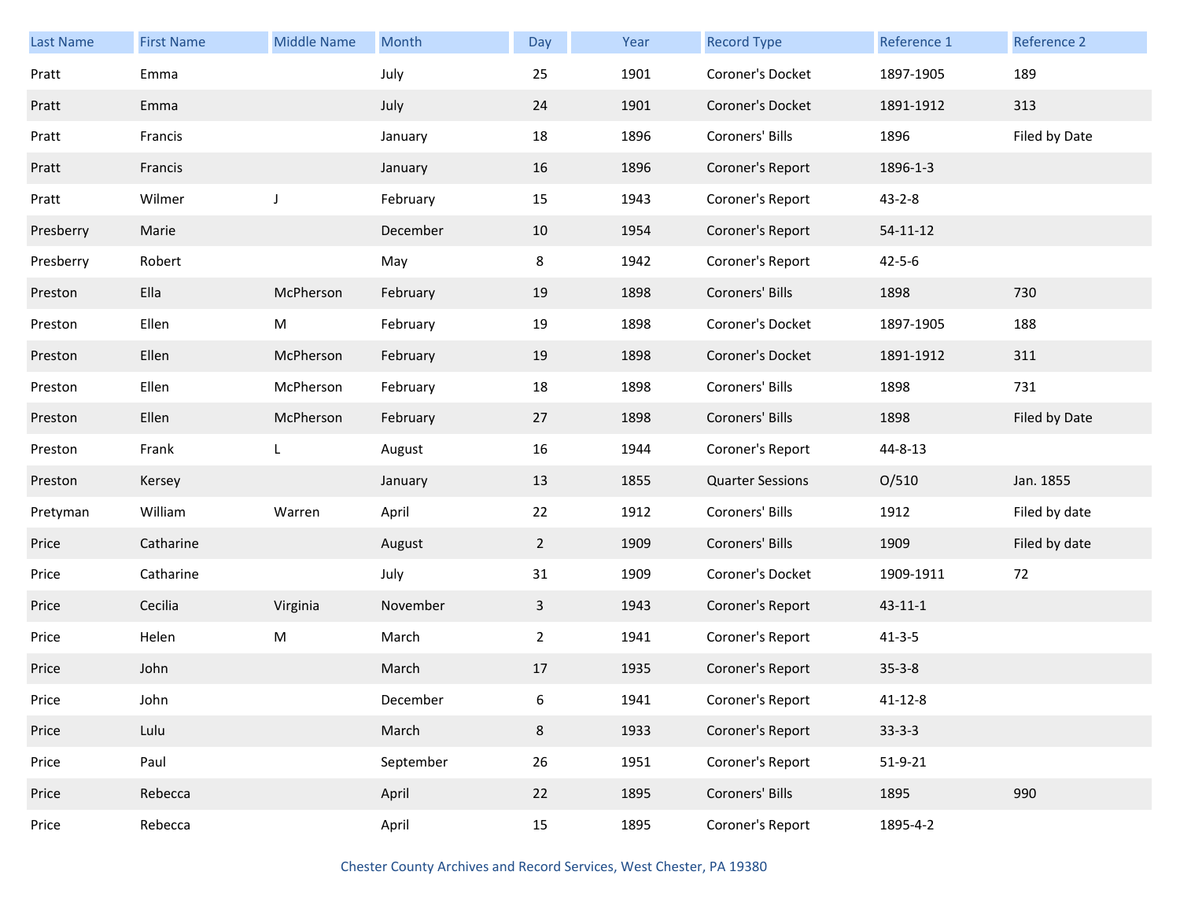| Last Name | First Name | Middle Name | Month | Day | Year | Record Type | Reference 1 | Reference 2 |
|---|---|---|---|---|---|---|---|---|
| Pratt | Emma | | July | 25 | 1901 | Coroner's Docket | 1897-1905 | 189 |
| Pratt | Emma | | July | 24 | 1901 | Coroner's Docket | 1891-1912 | 313 |
| Pratt | Francis | | January | 18 | 1896 | Coroners' Bills | 1896 | Filed by Date |
| Pratt | Francis | | January | 16 | 1896 | Coroner's Report | 1896-1-3 | |
| Pratt | Wilmer | J | February | 15 | 1943 | Coroner's Report | 43-2-8 | |
| Presberry | Marie | | December | 10 | 1954 | Coroner's Report | 54-11-12 | |
| Presberry | Robert | | May | 8 | 1942 | Coroner's Report | 42-5-6 | |
| Preston | Ella | McPherson | February | 19 | 1898 | Coroners' Bills | 1898 | 730 |
| Preston | Ellen | M | February | 19 | 1898 | Coroner's Docket | 1897-1905 | 188 |
| Preston | Ellen | McPherson | February | 19 | 1898 | Coroner's Docket | 1891-1912 | 311 |
| Preston | Ellen | McPherson | February | 18 | 1898 | Coroners' Bills | 1898 | 731 |
| Preston | Ellen | McPherson | February | 27 | 1898 | Coroners' Bills | 1898 | Filed by Date |
| Preston | Frank | L | August | 16 | 1944 | Coroner's Report | 44-8-13 | |
| Preston | Kersey | | January | 13 | 1855 | Quarter Sessions | O/510 | Jan. 1855 |
| Pretyman | William | Warren | April | 22 | 1912 | Coroners' Bills | 1912 | Filed by date |
| Price | Catharine | | August | 2 | 1909 | Coroners' Bills | 1909 | Filed by date |
| Price | Catharine | | July | 31 | 1909 | Coroner's Docket | 1909-1911 | 72 |
| Price | Cecilia | Virginia | November | 3 | 1943 | Coroner's Report | 43-11-1 | |
| Price | Helen | M | March | 2 | 1941 | Coroner's Report | 41-3-5 | |
| Price | John | | March | 17 | 1935 | Coroner's Report | 35-3-8 | |
| Price | John | | December | 6 | 1941 | Coroner's Report | 41-12-8 | |
| Price | Lulu | | March | 8 | 1933 | Coroner's Report | 33-3-3 | |
| Price | Paul | | September | 26 | 1951 | Coroner's Report | 51-9-21 | |
| Price | Rebecca | | April | 22 | 1895 | Coroners' Bills | 1895 | 990 |
| Price | Rebecca | | April | 15 | 1895 | Coroner's Report | 1895-4-2 | |

Chester County Archives and Record Services, West Chester, PA 19380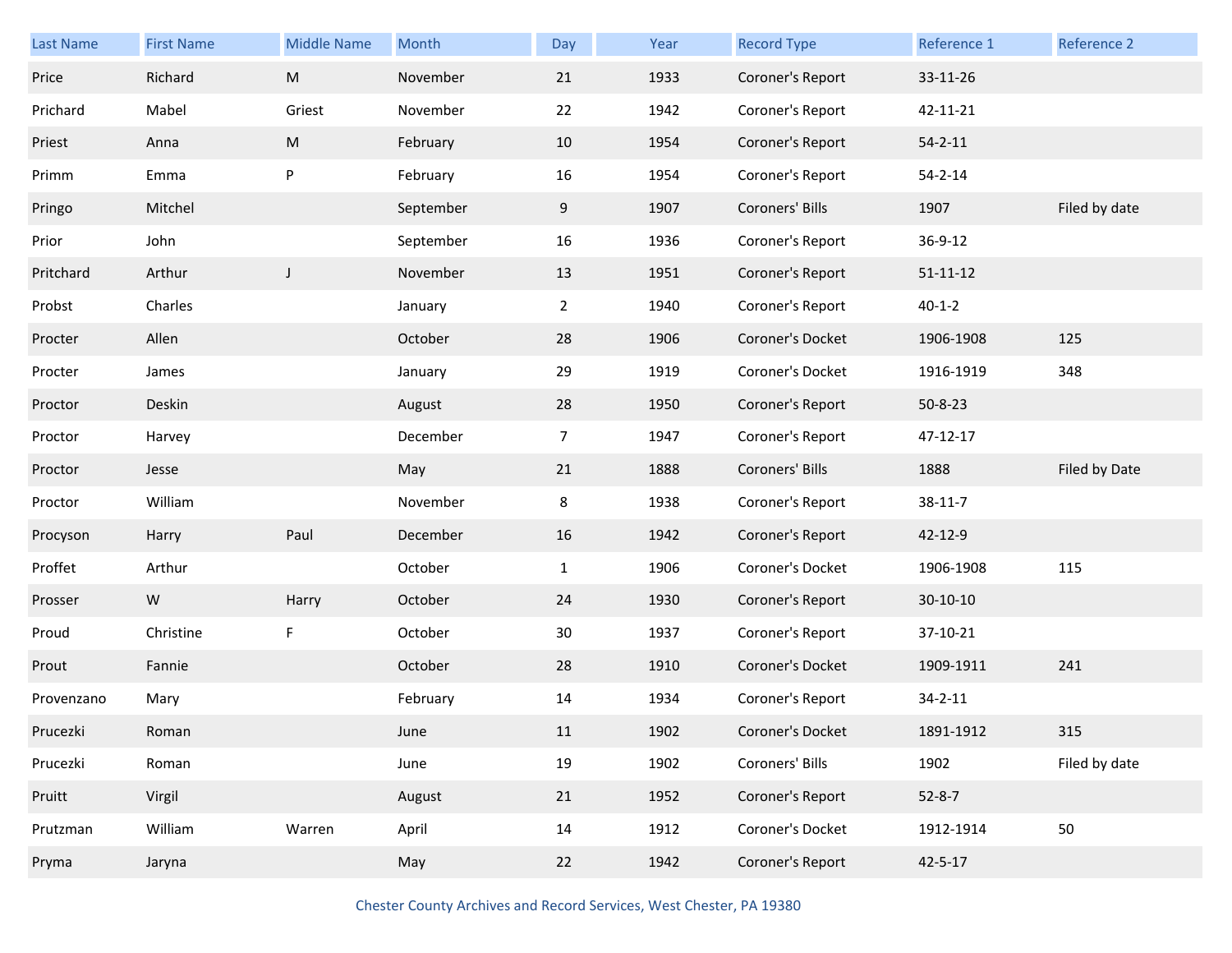| Last Name | First Name | Middle Name | Month | Day | Year | Record Type | Reference 1 | Reference 2 |
|---|---|---|---|---|---|---|---|---|
| Price | Richard | M | November | 21 | 1933 | Coroner's Report | 33-11-26 | |
| Prichard | Mabel | Griest | November | 22 | 1942 | Coroner's Report | 42-11-21 | |
| Priest | Anna | M | February | 10 | 1954 | Coroner's Report | 54-2-11 | |
| Primm | Emma | P | February | 16 | 1954 | Coroner's Report | 54-2-14 | |
| Pringo | Mitchel | | September | 9 | 1907 | Coroners' Bills | 1907 | Filed by date |
| Prior | John | | September | 16 | 1936 | Coroner's Report | 36-9-12 | |
| Pritchard | Arthur | J | November | 13 | 1951 | Coroner's Report | 51-11-12 | |
| Probst | Charles | | January | 2 | 1940 | Coroner's Report | 40-1-2 | |
| Procter | Allen | | October | 28 | 1906 | Coroner's Docket | 1906-1908 | 125 |
| Procter | James | | January | 29 | 1919 | Coroner's Docket | 1916-1919 | 348 |
| Proctor | Deskin | | August | 28 | 1950 | Coroner's Report | 50-8-23 | |
| Proctor | Harvey | | December | 7 | 1947 | Coroner's Report | 47-12-17 | |
| Proctor | Jesse | | May | 21 | 1888 | Coroners' Bills | 1888 | Filed by Date |
| Proctor | William | | November | 8 | 1938 | Coroner's Report | 38-11-7 | |
| Procyson | Harry | Paul | December | 16 | 1942 | Coroner's Report | 42-12-9 | |
| Proffet | Arthur | | October | 1 | 1906 | Coroner's Docket | 1906-1908 | 115 |
| Prosser | W | Harry | October | 24 | 1930 | Coroner's Report | 30-10-10 | |
| Proud | Christine | F | October | 30 | 1937 | Coroner's Report | 37-10-21 | |
| Prout | Fannie | | October | 28 | 1910 | Coroner's Docket | 1909-1911 | 241 |
| Provenzano | Mary | | February | 14 | 1934 | Coroner's Report | 34-2-11 | |
| Prucezki | Roman | | June | 11 | 1902 | Coroner's Docket | 1891-1912 | 315 |
| Prucezki | Roman | | June | 19 | 1902 | Coroners' Bills | 1902 | Filed by date |
| Pruitt | Virgil | | August | 21 | 1952 | Coroner's Report | 52-8-7 | |
| Prutzman | William | Warren | April | 14 | 1912 | Coroner's Docket | 1912-1914 | 50 |
| Pryma | Jaryna | | May | 22 | 1942 | Coroner's Report | 42-5-17 | |

Chester County Archives and Record Services, West Chester, PA 19380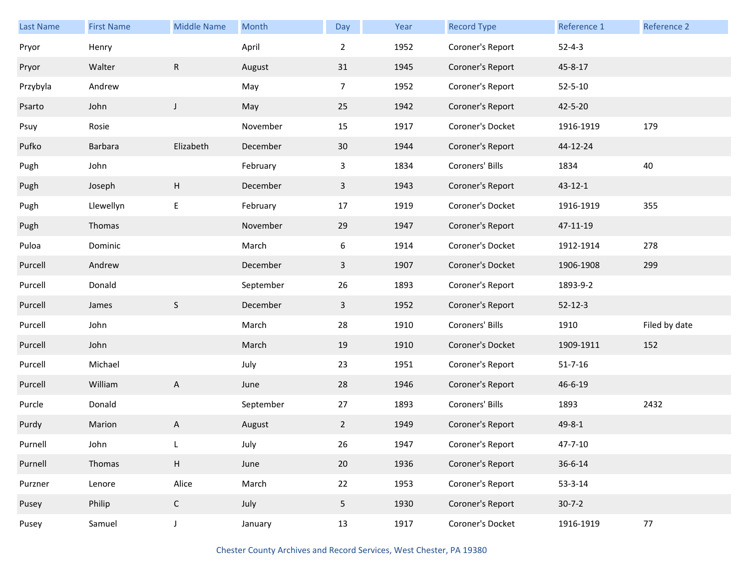| Last Name | First Name | Middle Name | Month | Day | Year | Record Type | Reference 1 | Reference 2 |
|---|---|---|---|---|---|---|---|---|
| Pryor | Henry | | April | 2 | 1952 | Coroner's Report | 52-4-3 | |
| Pryor | Walter | R | August | 31 | 1945 | Coroner's Report | 45-8-17 | |
| Przybyla | Andrew | | May | 7 | 1952 | Coroner's Report | 52-5-10 | |
| Psarto | John | J | May | 25 | 1942 | Coroner's Report | 42-5-20 | |
| Psuy | Rosie | | November | 15 | 1917 | Coroner's Docket | 1916-1919 | 179 |
| Pufko | Barbara | Elizabeth | December | 30 | 1944 | Coroner's Report | 44-12-24 | |
| Pugh | John | | February | 3 | 1834 | Coroners' Bills | 1834 | 40 |
| Pugh | Joseph | H | December | 3 | 1943 | Coroner's Report | 43-12-1 | |
| Pugh | Llewellyn | E | February | 17 | 1919 | Coroner's Docket | 1916-1919 | 355 |
| Pugh | Thomas | | November | 29 | 1947 | Coroner's Report | 47-11-19 | |
| Puloa | Dominic | | March | 6 | 1914 | Coroner's Docket | 1912-1914 | 278 |
| Purcell | Andrew | | December | 3 | 1907 | Coroner's Docket | 1906-1908 | 299 |
| Purcell | Donald | | September | 26 | 1893 | Coroner's Report | 1893-9-2 | |
| Purcell | James | S | December | 3 | 1952 | Coroner's Report | 52-12-3 | |
| Purcell | John | | March | 28 | 1910 | Coroners' Bills | 1910 | Filed by date |
| Purcell | John | | March | 19 | 1910 | Coroner's Docket | 1909-1911 | 152 |
| Purcell | Michael | | July | 23 | 1951 | Coroner's Report | 51-7-16 | |
| Purcell | William | A | June | 28 | 1946 | Coroner's Report | 46-6-19 | |
| Purcle | Donald | | September | 27 | 1893 | Coroners' Bills | 1893 | 2432 |
| Purdy | Marion | A | August | 2 | 1949 | Coroner's Report | 49-8-1 | |
| Purnell | John | L | July | 26 | 1947 | Coroner's Report | 47-7-10 | |
| Purnell | Thomas | H | June | 20 | 1936 | Coroner's Report | 36-6-14 | |
| Purzner | Lenore | Alice | March | 22 | 1953 | Coroner's Report | 53-3-14 | |
| Pusey | Philip | C | July | 5 | 1930 | Coroner's Report | 30-7-2 | |
| Pusey | Samuel | J | January | 13 | 1917 | Coroner's Docket | 1916-1919 | 77 |

Chester County Archives and Record Services, West Chester, PA 19380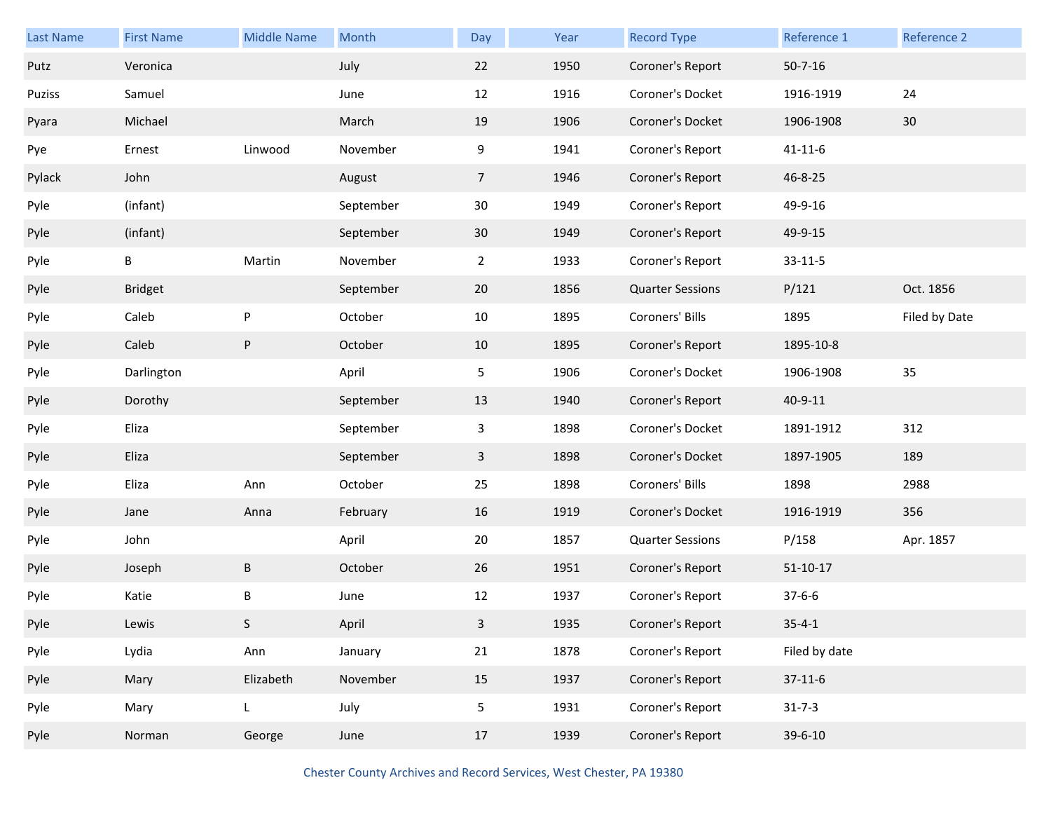| Last Name | First Name | Middle Name | Month | Day | Year | Record Type | Reference 1 | Reference 2 |
|---|---|---|---|---|---|---|---|---|
| Putz | Veronica | | July | 22 | 1950 | Coroner's Report | 50-7-16 | |
| Puziss | Samuel | | June | 12 | 1916 | Coroner's Docket | 1916-1919 | 24 |
| Pyara | Michael | | March | 19 | 1906 | Coroner's Docket | 1906-1908 | 30 |
| Pye | Ernest | Linwood | November | 9 | 1941 | Coroner's Report | 41-11-6 | |
| Pylack | John | | August | 7 | 1946 | Coroner's Report | 46-8-25 | |
| Pyle | (infant) | | September | 30 | 1949 | Coroner's Report | 49-9-16 | |
| Pyle | (infant) | | September | 30 | 1949 | Coroner's Report | 49-9-15 | |
| Pyle | B | Martin | November | 2 | 1933 | Coroner's Report | 33-11-5 | |
| Pyle | Bridget | | September | 20 | 1856 | Quarter Sessions | P/121 | Oct. 1856 |
| Pyle | Caleb | P | October | 10 | 1895 | Coroners' Bills | 1895 | Filed by Date |
| Pyle | Caleb | P | October | 10 | 1895 | Coroner's Report | 1895-10-8 | |
| Pyle | Darlington | | April | 5 | 1906 | Coroner's Docket | 1906-1908 | 35 |
| Pyle | Dorothy | | September | 13 | 1940 | Coroner's Report | 40-9-11 | |
| Pyle | Eliza | | September | 3 | 1898 | Coroner's Docket | 1891-1912 | 312 |
| Pyle | Eliza | | September | 3 | 1898 | Coroner's Docket | 1897-1905 | 189 |
| Pyle | Eliza | Ann | October | 25 | 1898 | Coroners' Bills | 1898 | 2988 |
| Pyle | Jane | Anna | February | 16 | 1919 | Coroner's Docket | 1916-1919 | 356 |
| Pyle | John | | April | 20 | 1857 | Quarter Sessions | P/158 | Apr. 1857 |
| Pyle | Joseph | B | October | 26 | 1951 | Coroner's Report | 51-10-17 | |
| Pyle | Katie | B | June | 12 | 1937 | Coroner's Report | 37-6-6 | |
| Pyle | Lewis | S | April | 3 | 1935 | Coroner's Report | 35-4-1 | |
| Pyle | Lydia | Ann | January | 21 | 1878 | Coroner's Report | Filed by date | |
| Pyle | Mary | Elizabeth | November | 15 | 1937 | Coroner's Report | 37-11-6 | |
| Pyle | Mary | L | July | 5 | 1931 | Coroner's Report | 31-7-3 | |
| Pyle | Norman | George | June | 17 | 1939 | Coroner's Report | 39-6-10 | |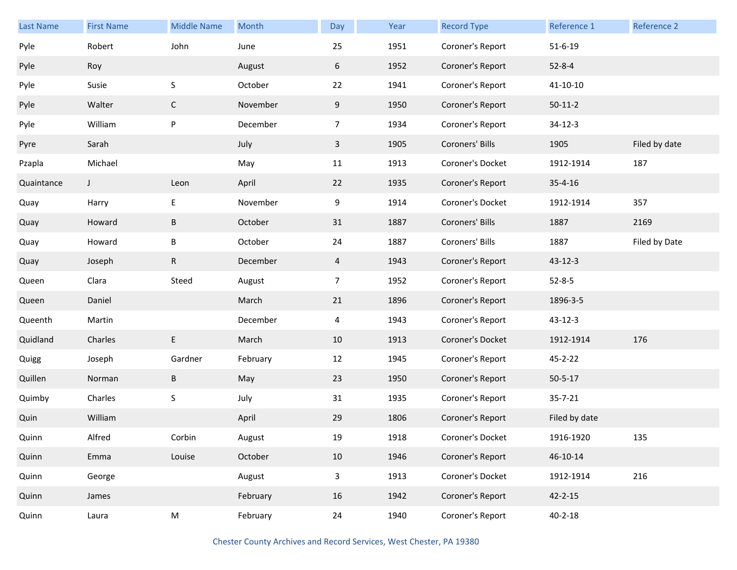| Last Name | First Name | Middle Name | Month | Day | Year | Record Type | Reference 1 | Reference 2 |
|---|---|---|---|---|---|---|---|---|
| Pyle | Robert | John | June | 25 | 1951 | Coroner's Report | 51-6-19 | |
| Pyle | Roy | | August | 6 | 1952 | Coroner's Report | 52-8-4 | |
| Pyle | Susie | S | October | 22 | 1941 | Coroner's Report | 41-10-10 | |
| Pyle | Walter | C | November | 9 | 1950 | Coroner's Report | 50-11-2 | |
| Pyle | William | P | December | 7 | 1934 | Coroner's Report | 34-12-3 | |
| Pyre | Sarah | | July | 3 | 1905 | Coroners' Bills | 1905 | Filed by date |
| Pzapla | Michael | | May | 11 | 1913 | Coroner's Docket | 1912-1914 | 187 |
| Quaintance | J | Leon | April | 22 | 1935 | Coroner's Report | 35-4-16 | |
| Quay | Harry | E | November | 9 | 1914 | Coroner's Docket | 1912-1914 | 357 |
| Quay | Howard | B | October | 31 | 1887 | Coroners' Bills | 1887 | 2169 |
| Quay | Howard | B | October | 24 | 1887 | Coroners' Bills | 1887 | Filed by Date |
| Quay | Joseph | R | December | 4 | 1943 | Coroner's Report | 43-12-3 | |
| Queen | Clara | Steed | August | 7 | 1952 | Coroner's Report | 52-8-5 | |
| Queen | Daniel | | March | 21 | 1896 | Coroner's Report | 1896-3-5 | |
| Queenth | Martin | | December | 4 | 1943 | Coroner's Report | 43-12-3 | |
| Quidland | Charles | E | March | 10 | 1913 | Coroner's Docket | 1912-1914 | 176 |
| Quigg | Joseph | Gardner | February | 12 | 1945 | Coroner's Report | 45-2-22 | |
| Quillen | Norman | B | May | 23 | 1950 | Coroner's Report | 50-5-17 | |
| Quimby | Charles | S | July | 31 | 1935 | Coroner's Report | 35-7-21 | |
| Quin | William | | April | 29 | 1806 | Coroner's Report | Filed by date | |
| Quinn | Alfred | Corbin | August | 19 | 1918 | Coroner's Docket | 1916-1920 | 135 |
| Quinn | Emma | Louise | October | 10 | 1946 | Coroner's Report | 46-10-14 | |
| Quinn | George | | August | 3 | 1913 | Coroner's Docket | 1912-1914 | 216 |
| Quinn | James | | February | 16 | 1942 | Coroner's Report | 42-2-15 | |
| Quinn | Laura | M | February | 24 | 1940 | Coroner's Report | 40-2-18 | |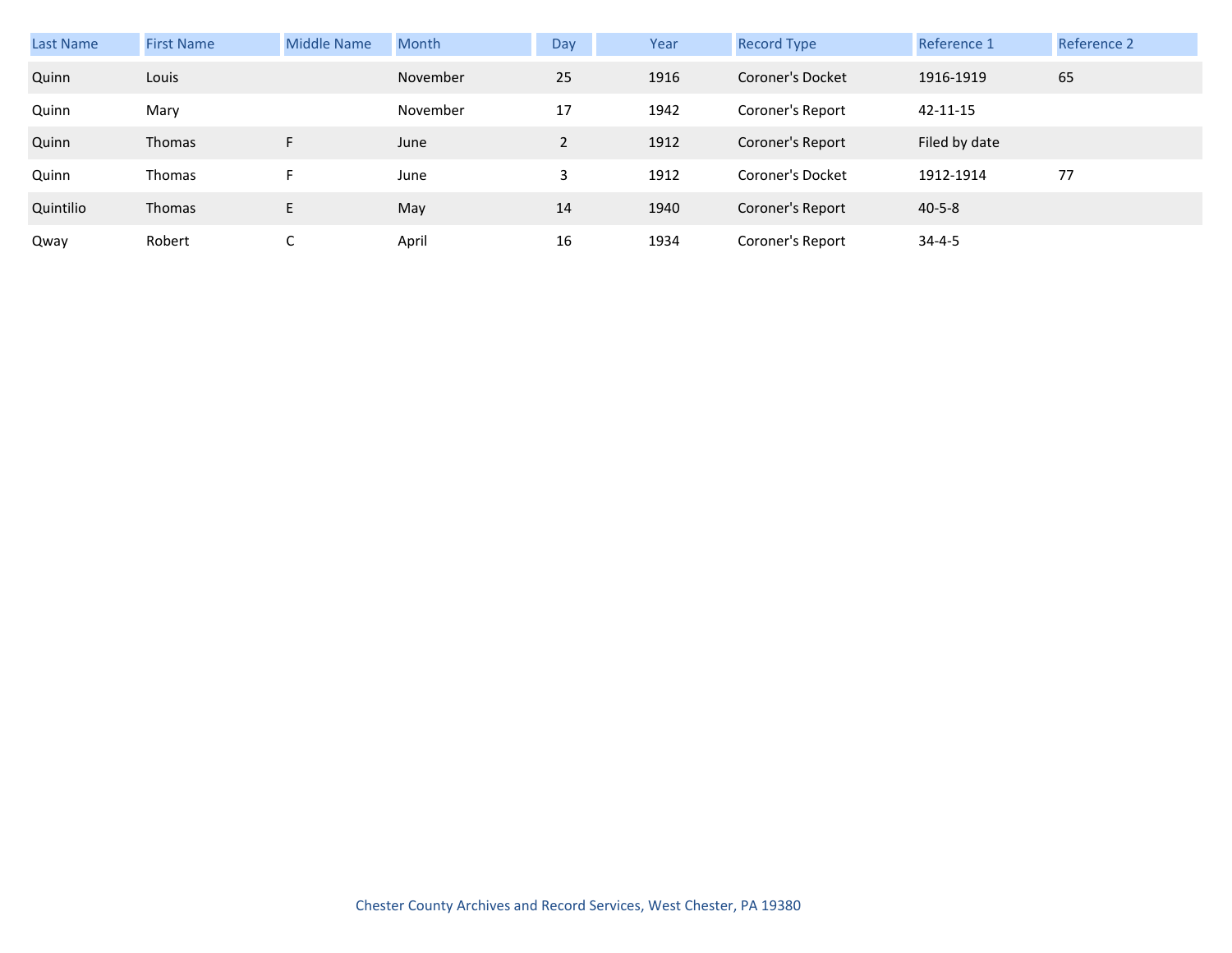| Last Name | First Name | Middle Name | Month | Day | Year | Record Type | Reference 1 | Reference 2 |
|---|---|---|---|---|---|---|---|---|
| Quinn | Louis | | November | 25 | 1916 | Coroner's Docket | 1916-1919 | 65 |
| Quinn | Mary | | November | 17 | 1942 | Coroner's Report | 42-11-15 | |
| Quinn | Thomas | F | June | 2 | 1912 | Coroner's Report | Filed by date | |
| Quinn | Thomas | F | June | 3 | 1912 | Coroner's Docket | 1912-1914 | 77 |
| Quintilio | Thomas | E | May | 14 | 1940 | Coroner's Report | 40-5-8 | |
| Qway | Robert | C | April | 16 | 1934 | Coroner's Report | 34-4-5 | |

Chester County Archives and Record Services, West Chester, PA 19380